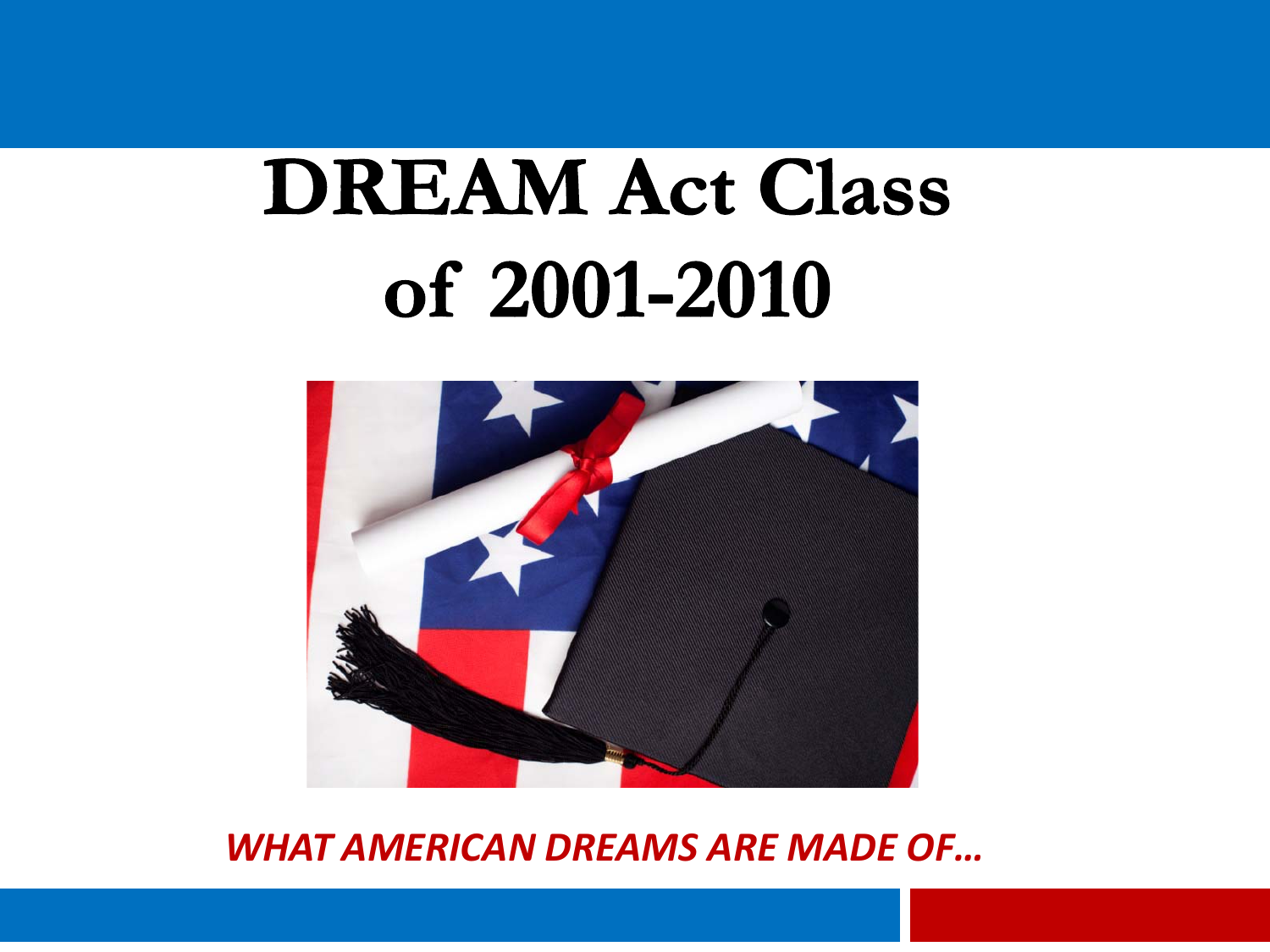# DREAM Act Class of 2001-2010

***WHAT AMERICAN DREAMS ARE MADE OF…***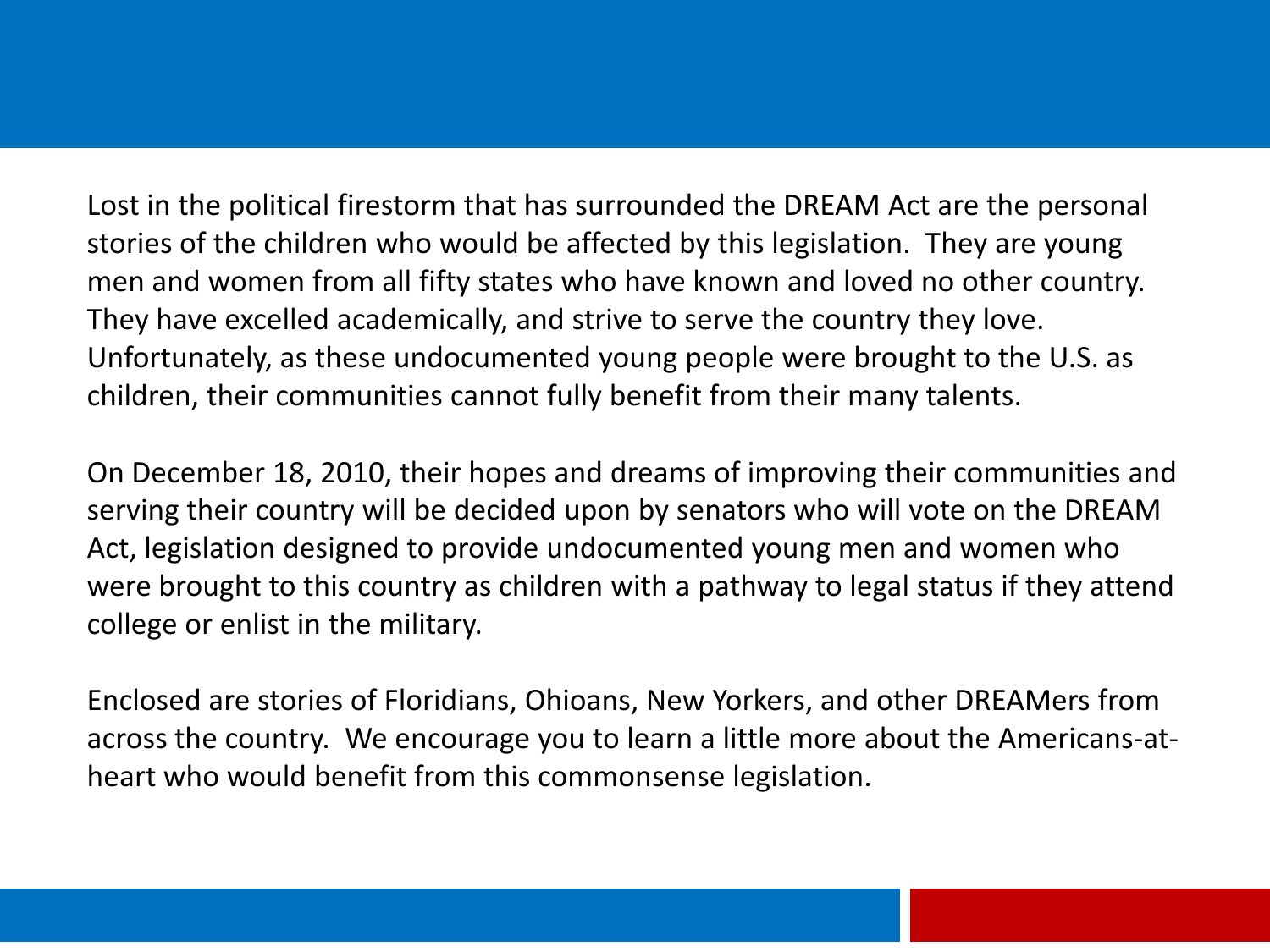Lost in the political firestorm that has surrounded the DREAM Act are the personal stories of the children who would be affected by this legislation. They are young men and women from all fifty states who have known and loved no other country. They have excelled academically, and strive to serve the country they love. Unfortunately, as these undocumented young people were brought to the U.S. as children, their communities cannot fully benefit from their many talents.

On December 18, 2010, their hopes and dreams of improving their communities and serving their country will be decided upon by senators who will vote on the DREAM Act, legislation designed to provide undocumented young men and women who were brought to this country as children with a pathway to legal status if they attend college or enlist in the military.

Enclosed are stories of Floridians, Ohioans, New Yorkers, and other DREAMers from across the country. We encourage you to learn a little more about the Americans-at-heart who would benefit from this commonsense legislation.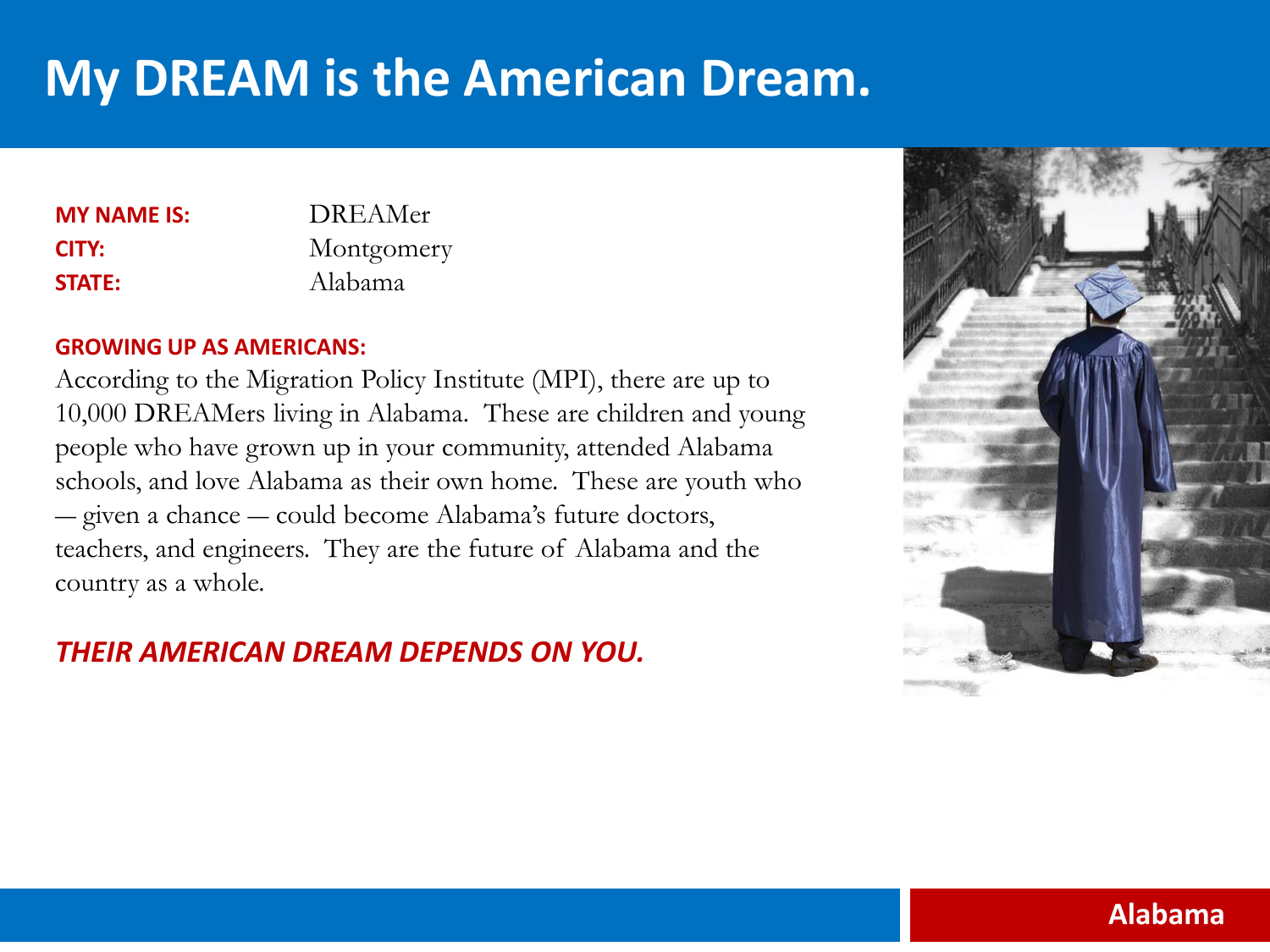# My DREAM is the American Dream.

**MY NAME IS:** DREAMer
**CITY:** Montgomery
**STATE:** Alabama

**GROWING UP AS AMERICANS:**

According to the Migration Policy Institute (MPI), there are up to 10,000 DREAMers living in Alabama. These are children and young people who have grown up in your community, attended Alabama schools, and love Alabama as their own home. These are youth who — given a chance — could become Alabama's future doctors, teachers, and engineers. They are the future of Alabama and the country as a whole.

***THEIR AMERICAN DREAM DEPENDS ON YOU.***

Alabama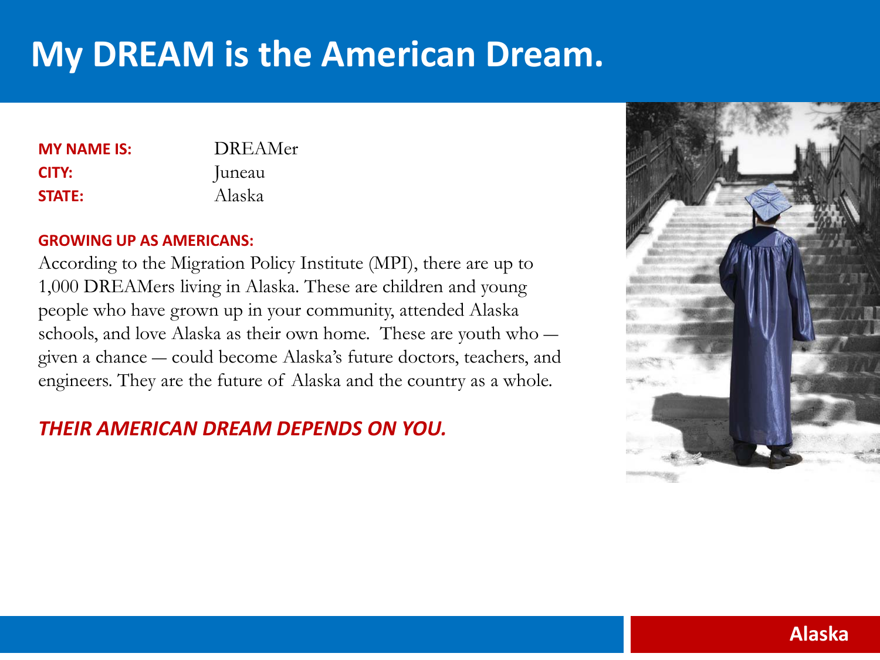# My DREAM is the American Dream.

**MY NAME IS:** DREAMer
**CITY:** Juneau
**STATE:** Alaska

**GROWING UP AS AMERICANS:**

According to the Migration Policy Institute (MPI), there are up to 1,000 DREAMers living in Alaska. These are children and young people who have grown up in your community, attended Alaska schools, and love Alaska as their own home. These are youth who — given a chance — could become Alaska's future doctors, teachers, and engineers. They are the future of Alaska and the country as a whole.

***THEIR AMERICAN DREAM DEPENDS ON YOU.***

**Alaska**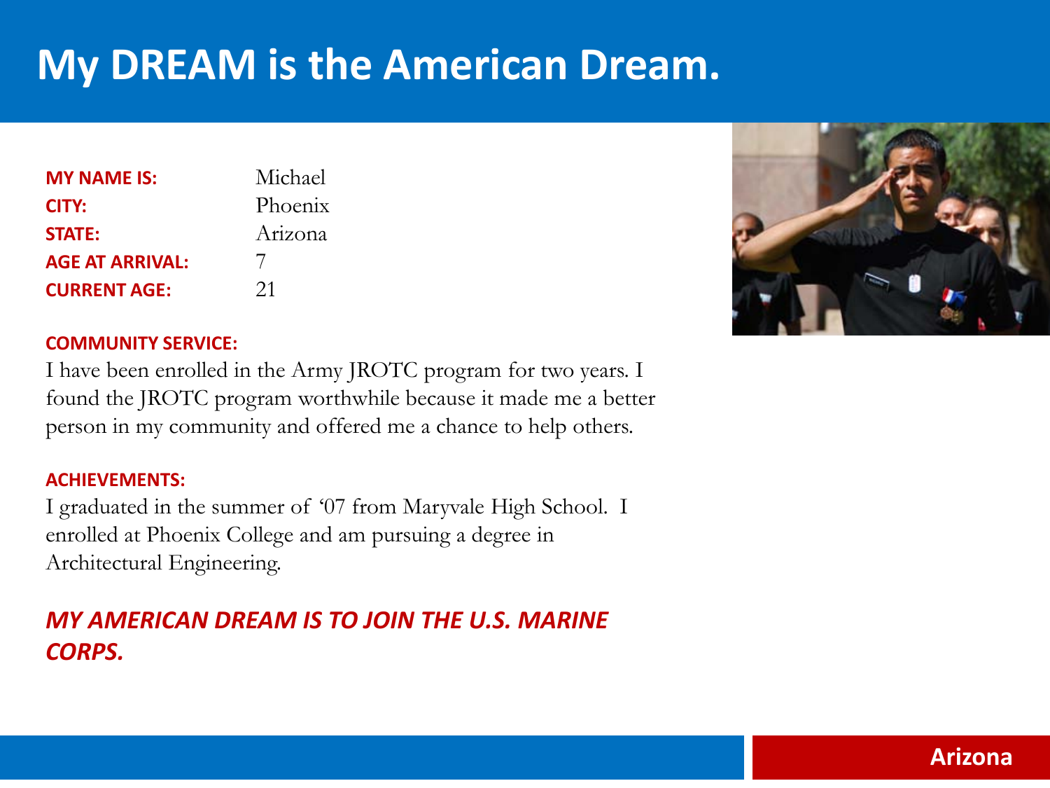# My DREAM is the American Dream.

**MY NAME IS:** Michael
**CITY:** Phoenix
**STATE:** Arizona
**AGE AT ARRIVAL:** 7
**CURRENT AGE:** 21

**COMMUNITY SERVICE:**

I have been enrolled in the Army JROTC program for two years. I found the JROTC program worthwhile because it made me a better person in my community and offered me a chance to help others.

**ACHIEVEMENTS:**

I graduated in the summer of '07 from Maryvale High School. I enrolled at Phoenix College and am pursuing a degree in Architectural Engineering.

***MY AMERICAN DREAM IS TO JOIN THE U.S. MARINE CORPS.***

Arizona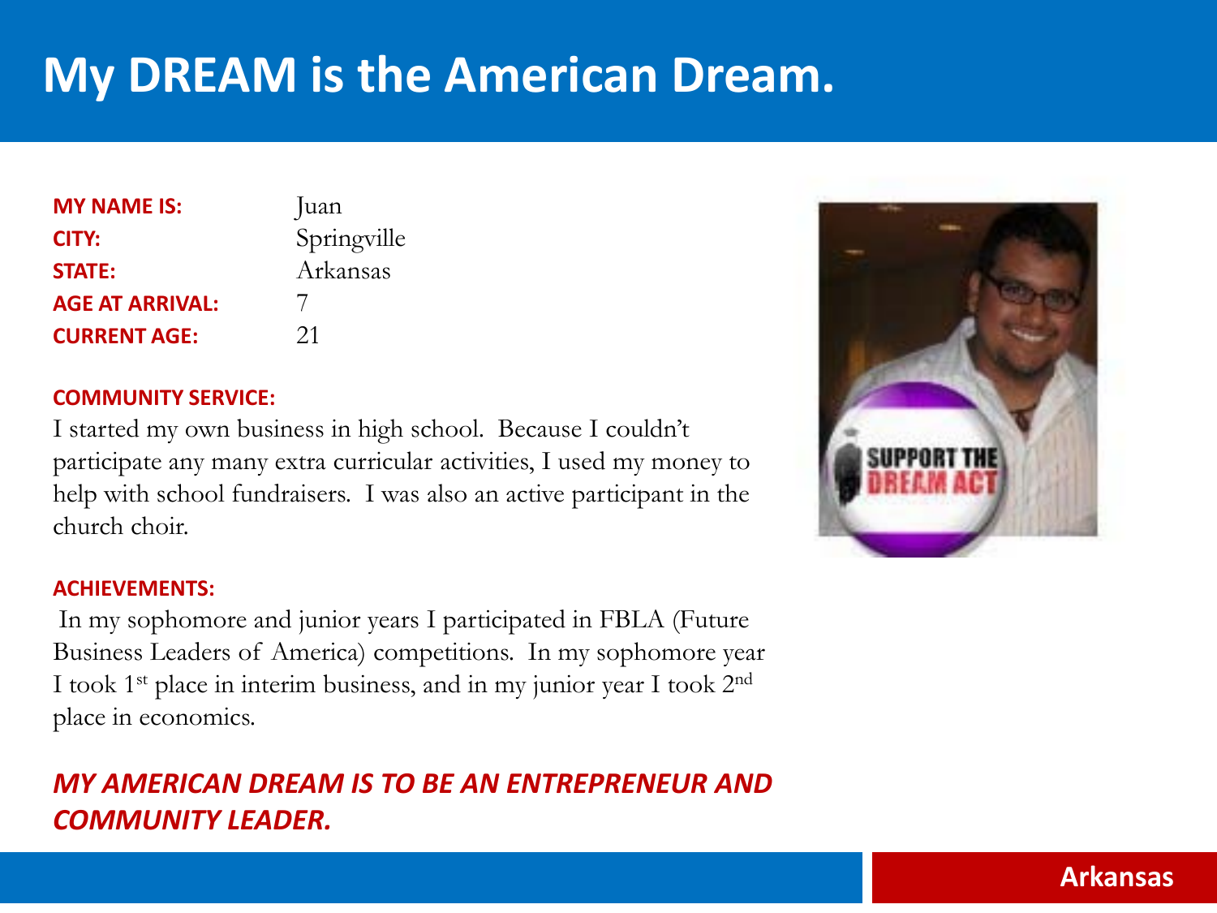# My DREAM is the American Dream.

| | |
|---|---|
| **MY NAME IS:** | Juan |
| **CITY:** | Springville |
| **STATE:** | Arkansas |
| **AGE AT ARRIVAL:** | 7 |
| **CURRENT AGE:** | 21 |

**COMMUNITY SERVICE:**

I started my own business in high school. Because I couldn't participate any many extra curricular activities, I used my money to help with school fundraisers. I was also an active participant in the church choir.

**ACHIEVEMENTS:**

In my sophomore and junior years I participated in FBLA (Future Business Leaders of America) competitions. In my sophomore year I took 1st place in interim business, and in my junior year I took 2nd place in economics.

***MY AMERICAN DREAM IS TO BE AN ENTREPRENEUR AND COMMUNITY LEADER.***

**Arkansas**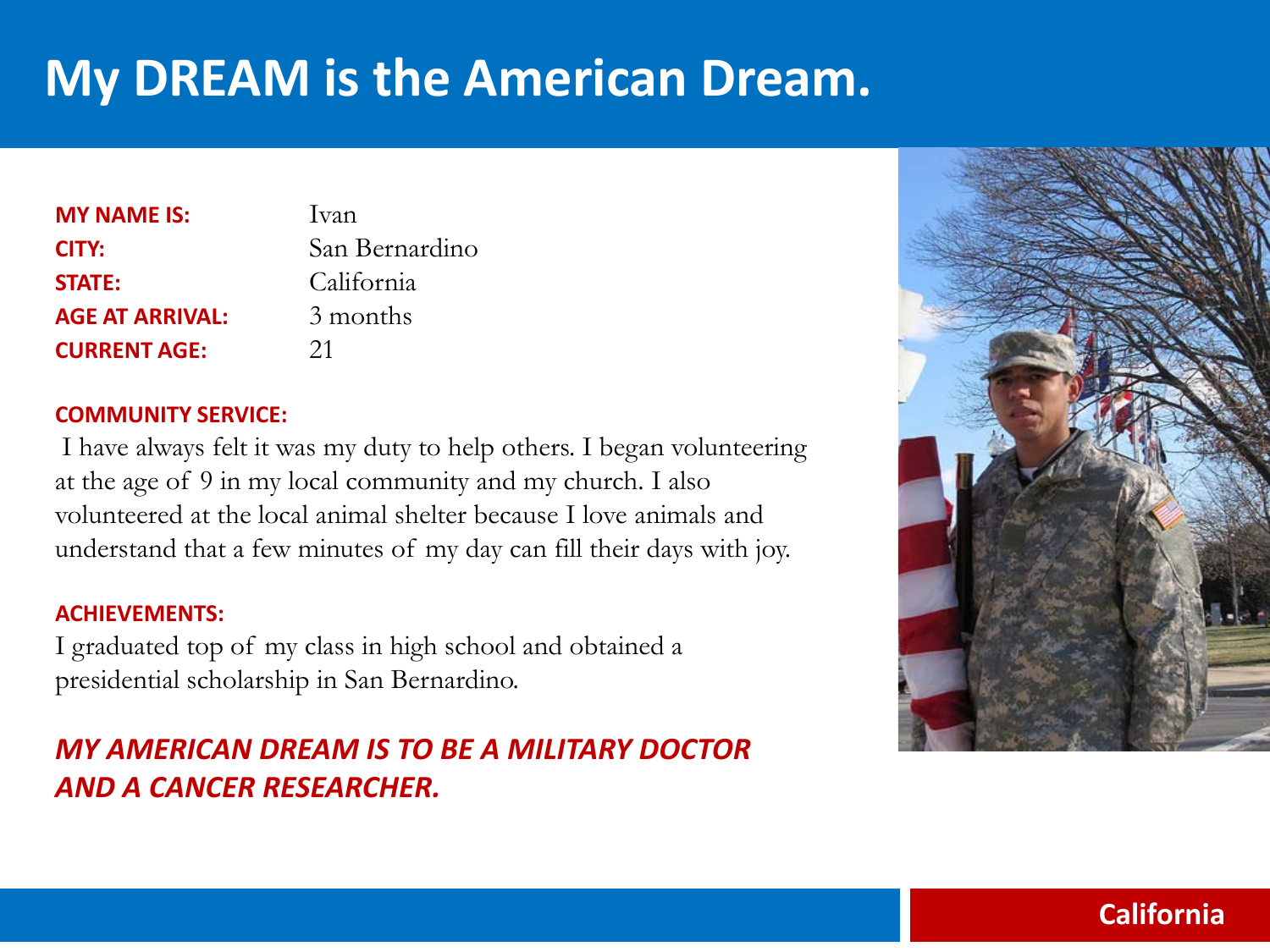# My DREAM is the American Dream.

| | |
|---|---|
| **MY NAME IS:** | Ivan |
| **CITY:** | San Bernardino |
| **STATE:** | California |
| **AGE AT ARRIVAL:** | 3 months |
| **CURRENT AGE:** | 21 |

**COMMUNITY SERVICE:**

I have always felt it was my duty to help others. I began volunteering at the age of 9 in my local community and my church. I also volunteered at the local animal shelter because I love animals and understand that a few minutes of my day can fill their days with joy.

**ACHIEVEMENTS:**

I graduated top of my class in high school and obtained a presidential scholarship in San Bernardino.

***MY AMERICAN DREAM IS TO BE A MILITARY DOCTOR AND A CANCER RESEARCHER.***

California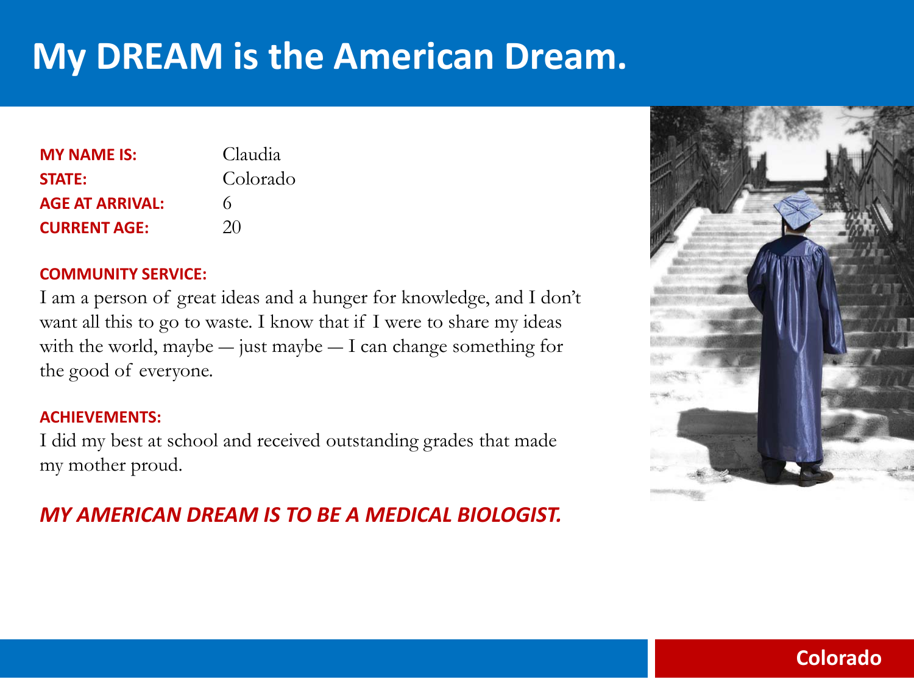# My DREAM is the American Dream.

| | |
|---|---|
| **MY NAME IS:** | Claudia |
| **STATE:** | Colorado |
| **AGE AT ARRIVAL:** | 6 |
| **CURRENT AGE:** | 20 |

**COMMUNITY SERVICE:**

I am a person of great ideas and a hunger for knowledge, and I don't want all this to go to waste. I know that if I were to share my ideas with the world, maybe — just maybe — I can change something for the good of everyone.

**ACHIEVEMENTS:**

I did my best at school and received outstanding grades that made my mother proud.

***MY AMERICAN DREAM IS TO BE A MEDICAL BIOLOGIST.***

Colorado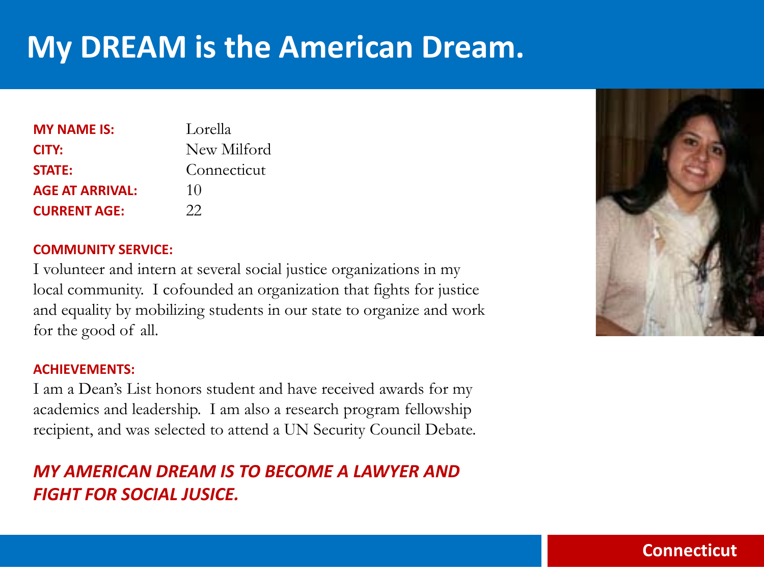# My DREAM is the American Dream.

**MY NAME IS:** Lorella
**CITY:** New Milford
**STATE:** Connecticut
**AGE AT ARRIVAL:** 10
**CURRENT AGE:** 22

**COMMUNITY SERVICE:**

I volunteer and intern at several social justice organizations in my local community. I cofounded an organization that fights for justice and equality by mobilizing students in our state to organize and work for the good of all.

**ACHIEVEMENTS:**

I am a Dean's List honors student and have received awards for my academics and leadership. I am also a research program fellowship recipient, and was selected to attend a UN Security Council Debate.

***MY AMERICAN DREAM IS TO BECOME A LAWYER AND FIGHT FOR SOCIAL JUSICE.***

Connecticut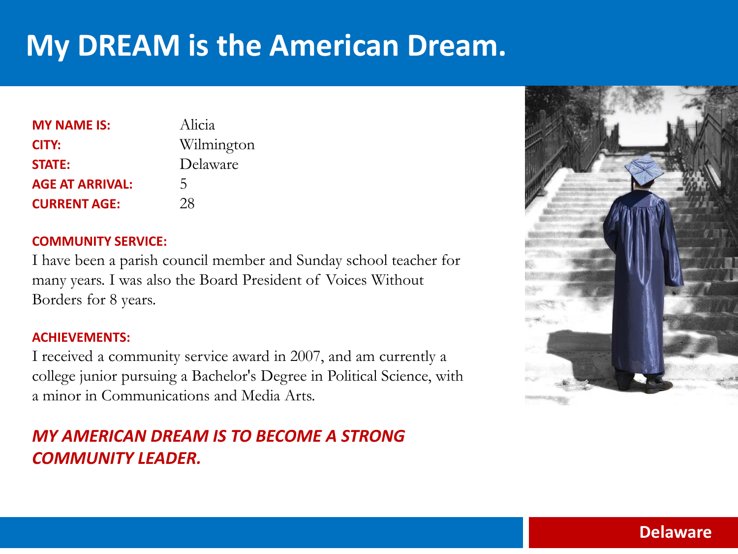# My DREAM is the American Dream.

| | |
|---|---|
| **MY NAME IS:** | Alicia |
| **CITY:** | Wilmington |
| **STATE:** | Delaware |
| **AGE AT ARRIVAL:** | 5 |
| **CURRENT AGE:** | 28 |

**COMMUNITY SERVICE:**

I have been a parish council member and Sunday school teacher for many years. I was also the Board President of Voices Without Borders for 8 years.

**ACHIEVEMENTS:**

I received a community service award in 2007, and am currently a college junior pursuing a Bachelor's Degree in Political Science, with a minor in Communications and Media Arts.

***MY AMERICAN DREAM IS TO BECOME A STRONG COMMUNITY LEADER.***

**Delaware**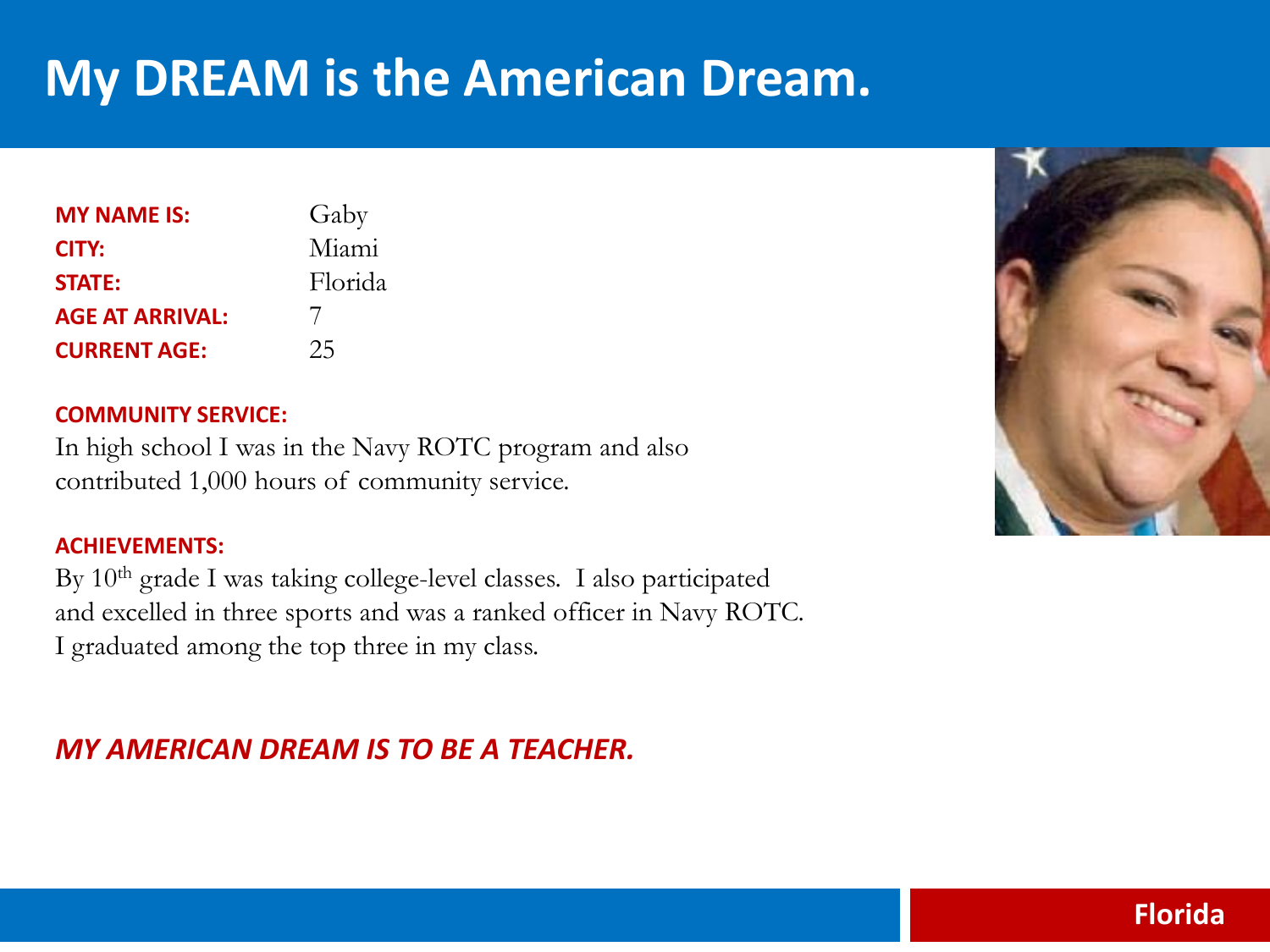# My DREAM is the American Dream.

| | |
|---|---|
| **MY NAME IS:** | Gaby |
| **CITY:** | Miami |
| **STATE:** | Florida |
| **AGE AT ARRIVAL:** | 7 |
| **CURRENT AGE:** | 25 |

**COMMUNITY SERVICE:**

In high school I was in the Navy ROTC program and also contributed 1,000 hours of community service.

**ACHIEVEMENTS:**

By 10th grade I was taking college-level classes. I also participated and excelled in three sports and was a ranked officer in Navy ROTC. I graduated among the top three in my class.

***MY AMERICAN DREAM IS TO BE A TEACHER.***

**Florida**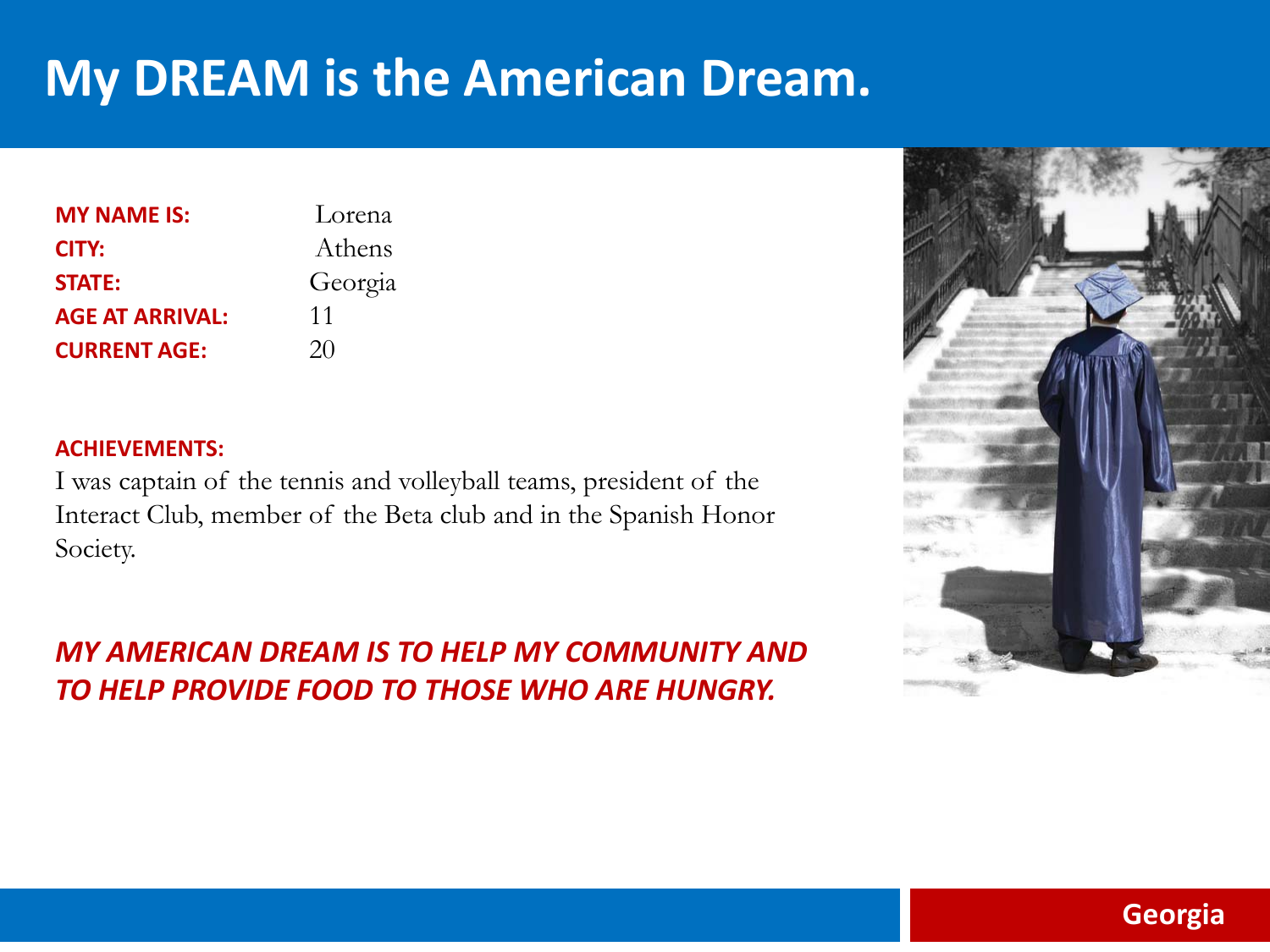# My DREAM is the American Dream.

| | |
|---|---|
| **MY NAME IS:** | Lorena |
| **CITY:** | Athens |
| **STATE:** | Georgia |
| **AGE AT ARRIVAL:** | 11 |
| **CURRENT AGE:** | 20 |

**ACHIEVEMENTS:**

I was captain of the tennis and volleyball teams, president of the Interact Club, member of the Beta club and in the Spanish Honor Society.

***MY AMERICAN DREAM IS TO HELP MY COMMUNITY AND TO HELP PROVIDE FOOD TO THOSE WHO ARE HUNGRY.***

**Georgia**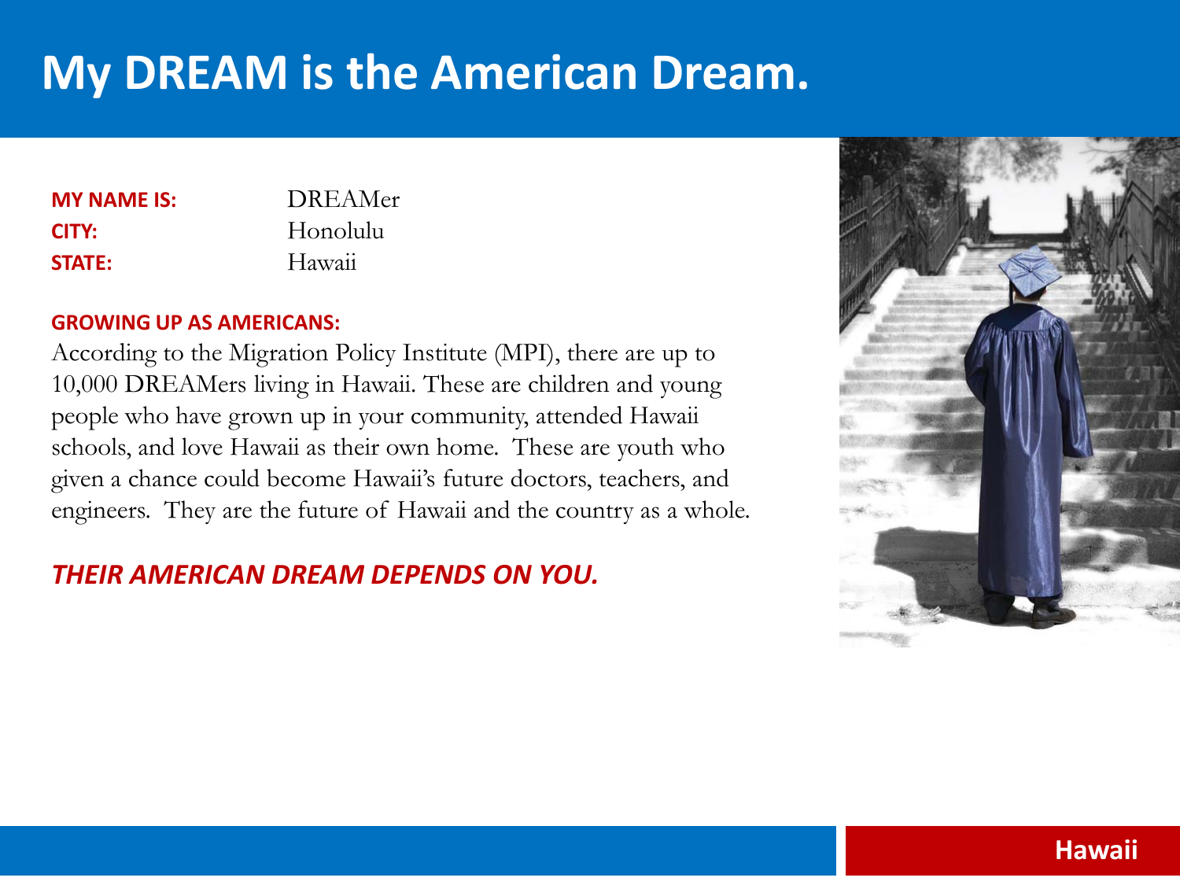# My DREAM is the American Dream.

**MY NAME IS:** DREAMer
**CITY:** Honolulu
**STATE:** Hawaii

**GROWING UP AS AMERICANS:**

According to the Migration Policy Institute (MPI), there are up to 10,000 DREAMers living in Hawaii. These are children and young people who have grown up in your community, attended Hawaii schools, and love Hawaii as their own home. These are youth who given a chance could become Hawaii's future doctors, teachers, and engineers. They are the future of Hawaii and the country as a whole.

***THEIR AMERICAN DREAM DEPENDS ON YOU.***

**Hawaii**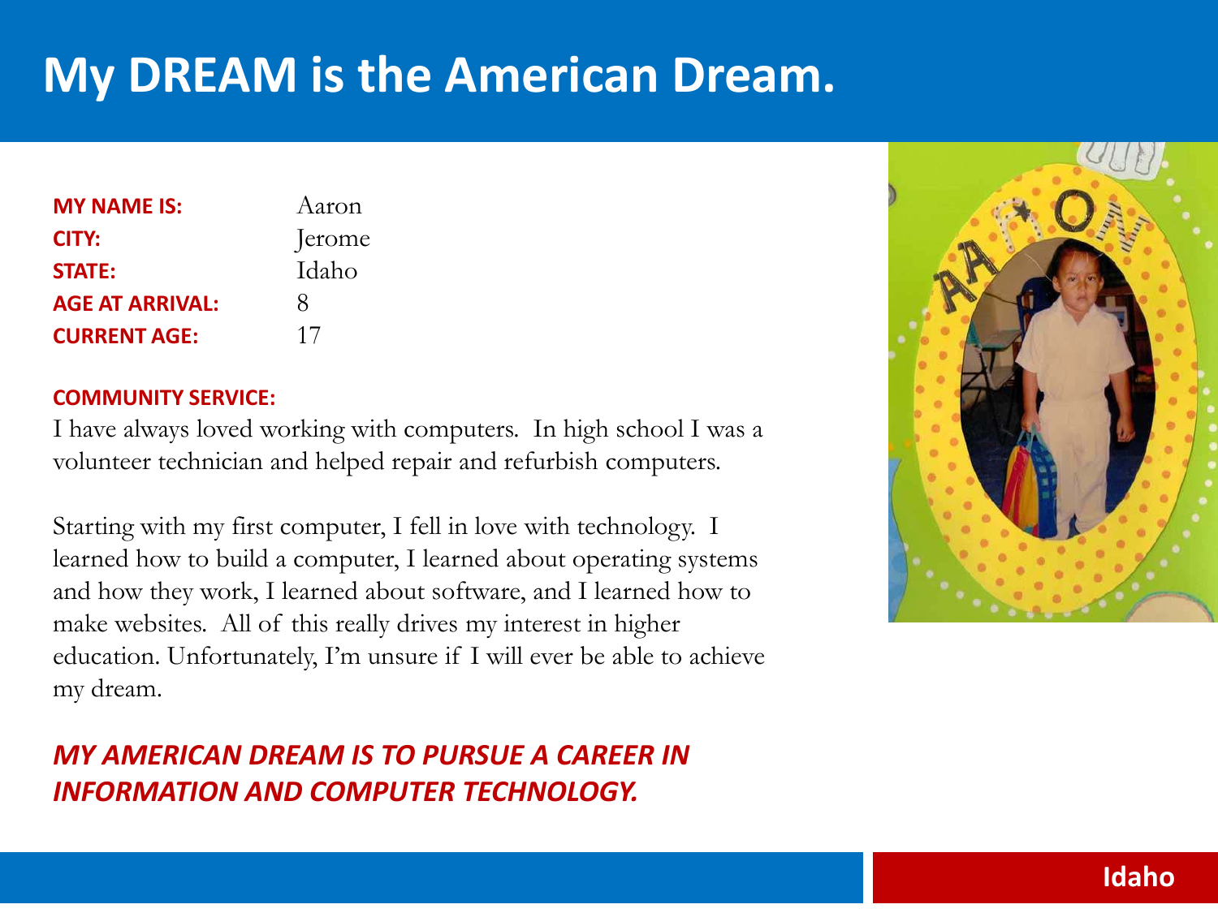# My DREAM is the American Dream.

| | |
|---|---|
| **MY NAME IS:** | Aaron |
| **CITY:** | Jerome |
| **STATE:** | Idaho |
| **AGE AT ARRIVAL:** | 8 |
| **CURRENT AGE:** | 17 |

**COMMUNITY SERVICE:**

I have always loved working with computers. In high school I was a volunteer technician and helped repair and refurbish computers.

Starting with my first computer, I fell in love with technology. I learned how to build a computer, I learned about operating systems and how they work, I learned about software, and I learned how to make websites. All of this really drives my interest in higher education. Unfortunately, I'm unsure if I will ever be able to achieve my dream.

***MY AMERICAN DREAM IS TO PURSUE A CAREER IN INFORMATION AND COMPUTER TECHNOLOGY.***

Idaho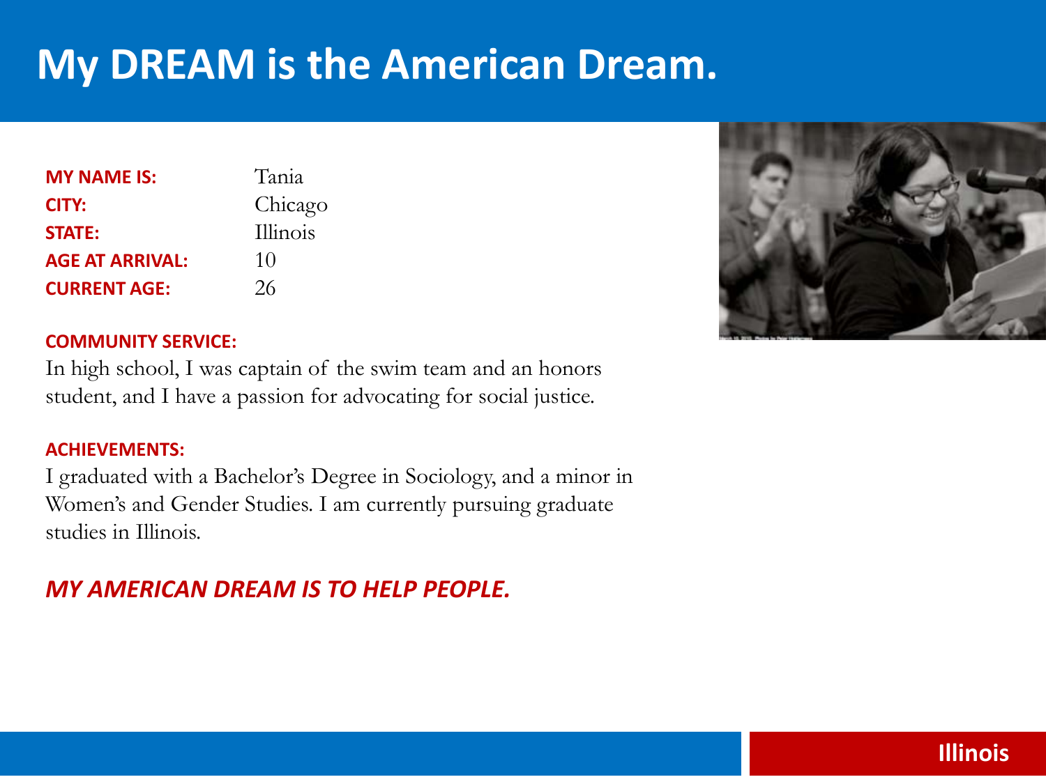# My DREAM is the American Dream.

| | |
|---|---|
| **MY NAME IS:** | Tania |
| **CITY:** | Chicago |
| **STATE:** | Illinois |
| **AGE AT ARRIVAL:** | 10 |
| **CURRENT AGE:** | 26 |

**COMMUNITY SERVICE:**

In high school, I was captain of the swim team and an honors student, and I have a passion for advocating for social justice.

**ACHIEVEMENTS:**

I graduated with a Bachelor's Degree in Sociology, and a minor in Women's and Gender Studies. I am currently pursuing graduate studies in Illinois.

***MY AMERICAN DREAM IS TO HELP PEOPLE.***

**Illinois**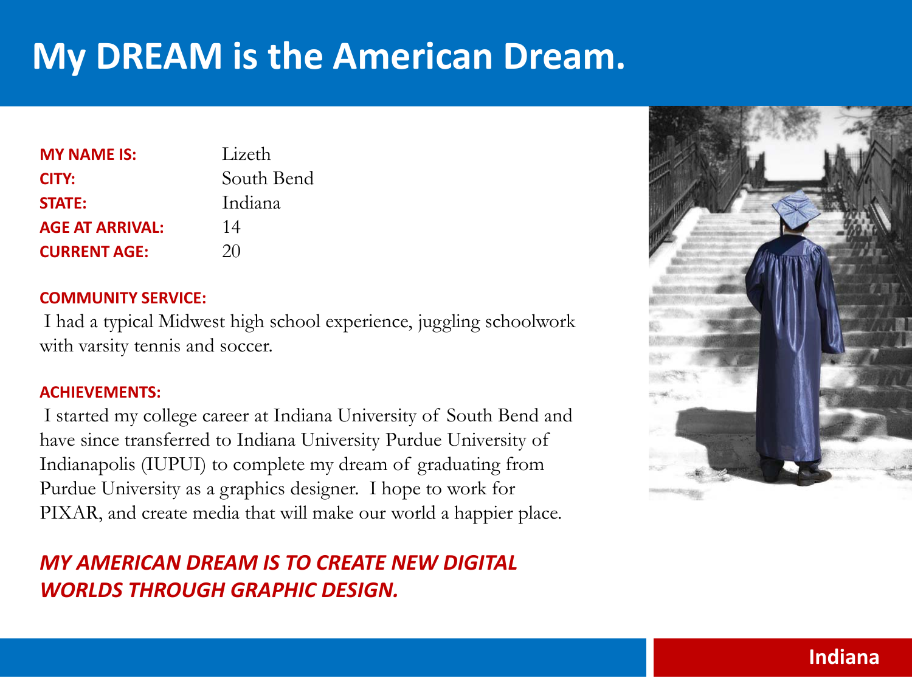# My DREAM is the American Dream.

| | |
|---|---|
| **MY NAME IS:** | Lizeth |
| **CITY:** | South Bend |
| **STATE:** | Indiana |
| **AGE AT ARRIVAL:** | 14 |
| **CURRENT AGE:** | 20 |

**COMMUNITY SERVICE:**

I had a typical Midwest high school experience, juggling schoolwork with varsity tennis and soccer.

**ACHIEVEMENTS:**

I started my college career at Indiana University of South Bend and have since transferred to Indiana University Purdue University of Indianapolis (IUPUI) to complete my dream of graduating from Purdue University as a graphics designer. I hope to work for PIXAR, and create media that will make our world a happier place.

***MY AMERICAN DREAM IS TO CREATE NEW DIGITAL WORLDS THROUGH GRAPHIC DESIGN.***

Indiana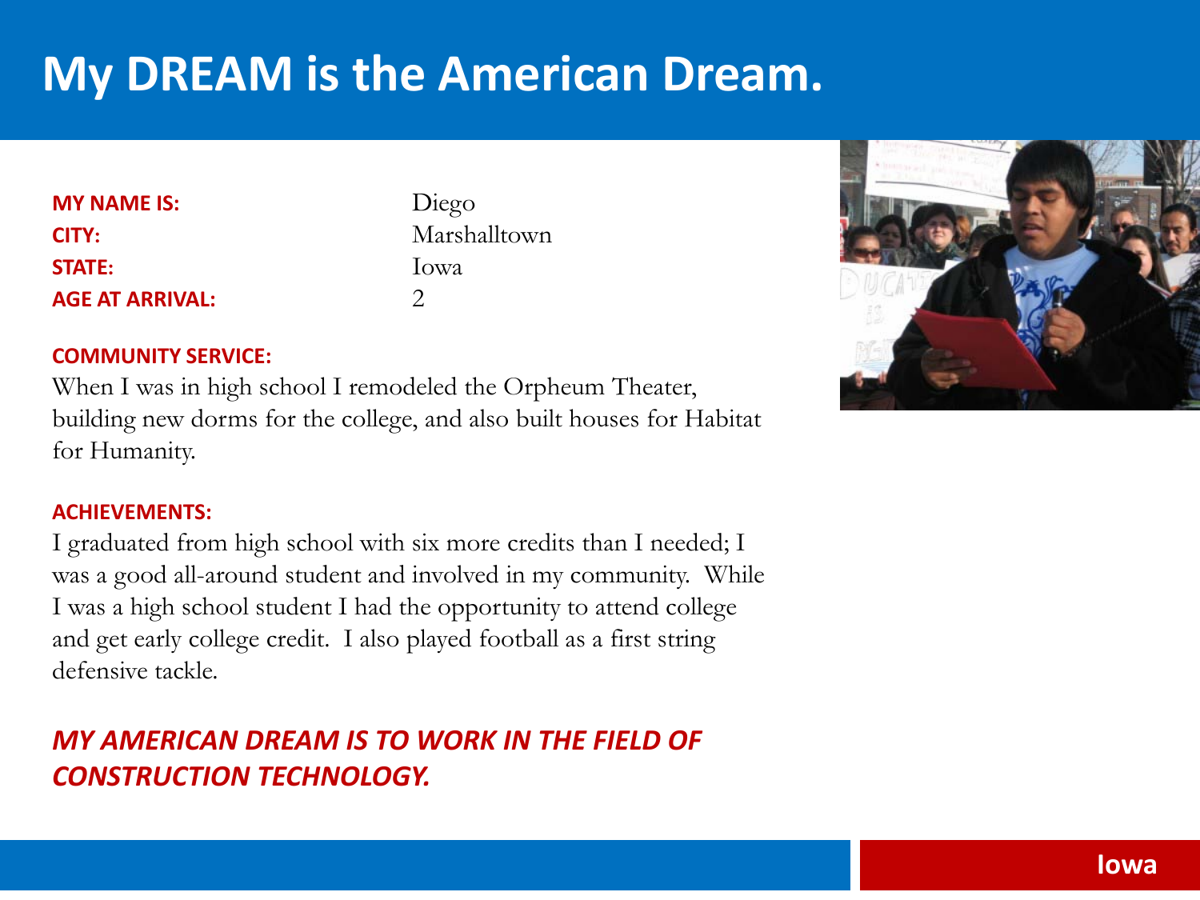# My DREAM is the American Dream.

| | |
|---|---|
| **MY NAME IS:** | Diego |
| **CITY:** | Marshalltown |
| **STATE:** | Iowa |
| **AGE AT ARRIVAL:** | 2 |

**COMMUNITY SERVICE:**

When I was in high school I remodeled the Orpheum Theater, building new dorms for the college, and also built houses for Habitat for Humanity.

**ACHIEVEMENTS:**

I graduated from high school with six more credits than I needed; I was a good all-around student and involved in my community. While I was a high school student I had the opportunity to attend college and get early college credit. I also played football as a first string defensive tackle.

***MY AMERICAN DREAM IS TO WORK IN THE FIELD OF CONSTRUCTION TECHNOLOGY.***

Iowa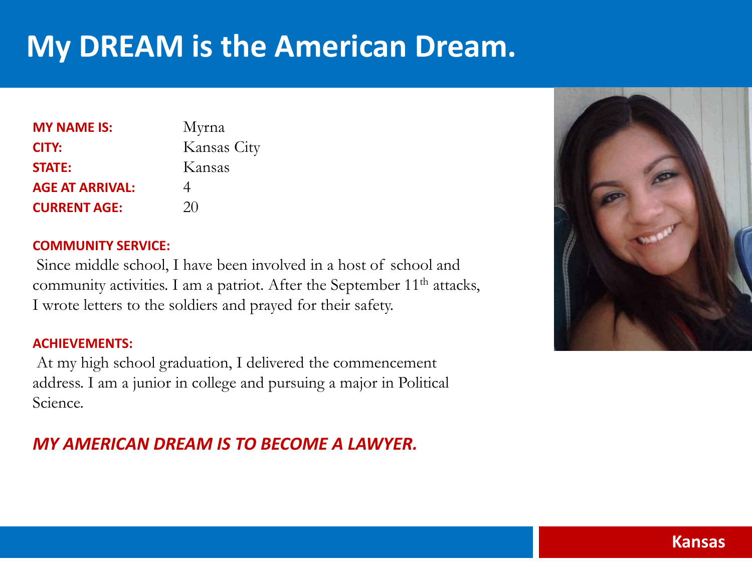# My DREAM is the American Dream.

**MY NAME IS:** Myrna
**CITY:** Kansas City
**STATE:** Kansas
**AGE AT ARRIVAL:** 4
**CURRENT AGE:** 20

**COMMUNITY SERVICE:**

Since middle school, I have been involved in a host of school and community activities. I am a patriot. After the September 11th attacks, I wrote letters to the soldiers and prayed for their safety.

**ACHIEVEMENTS:**

At my high school graduation, I delivered the commencement address. I am a junior in college and pursuing a major in Political Science.

***MY AMERICAN DREAM IS TO BECOME A LAWYER.***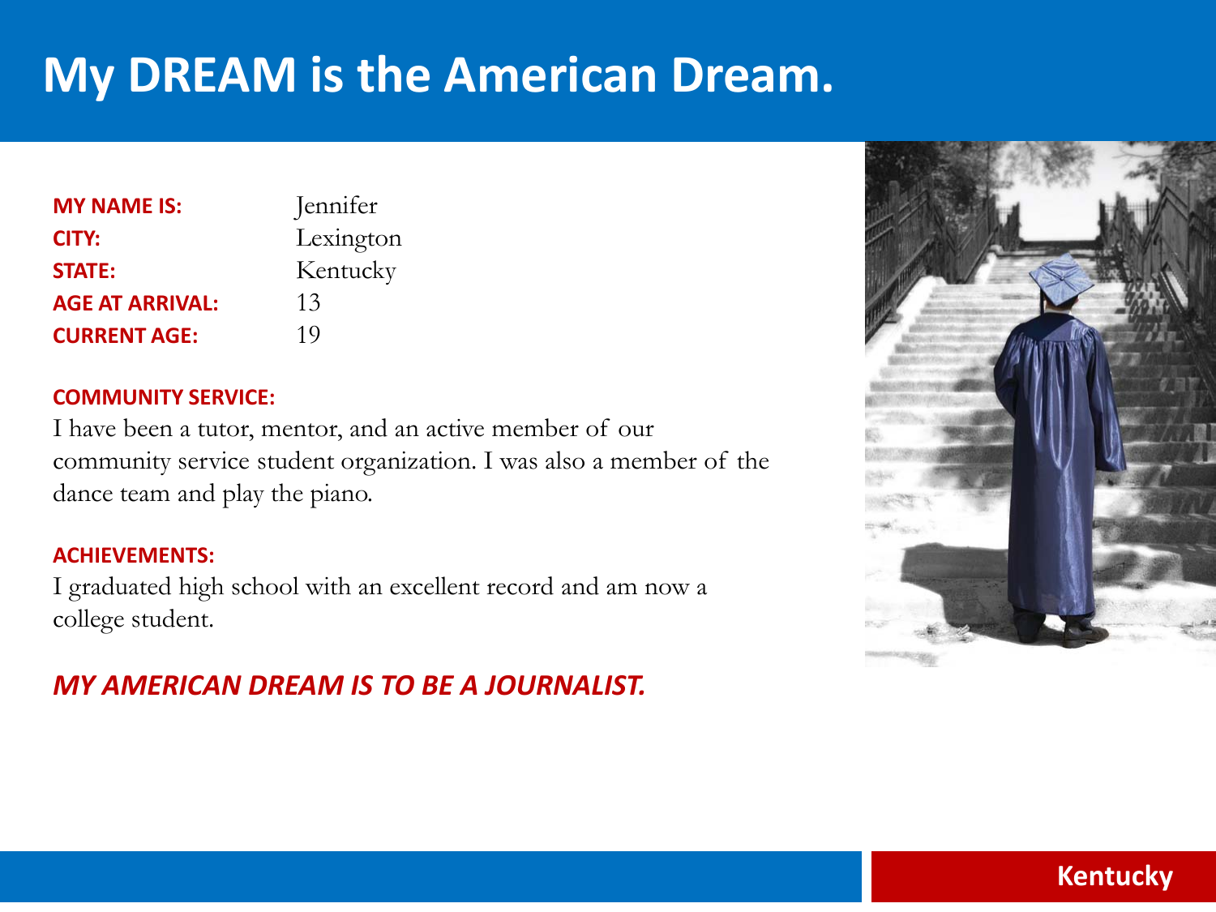# My DREAM is the American Dream.

| | |
|---|---|
| **MY NAME IS:** | Jennifer |
| **CITY:** | Lexington |
| **STATE:** | Kentucky |
| **AGE AT ARRIVAL:** | 13 |
| **CURRENT AGE:** | 19 |

**COMMUNITY SERVICE:**

I have been a tutor, mentor, and an active member of our community service student organization. I was also a member of the dance team and play the piano.

**ACHIEVEMENTS:**

I graduated high school with an excellent record and am now a college student.

***MY AMERICAN DREAM IS TO BE A JOURNALIST.***

**Kentucky**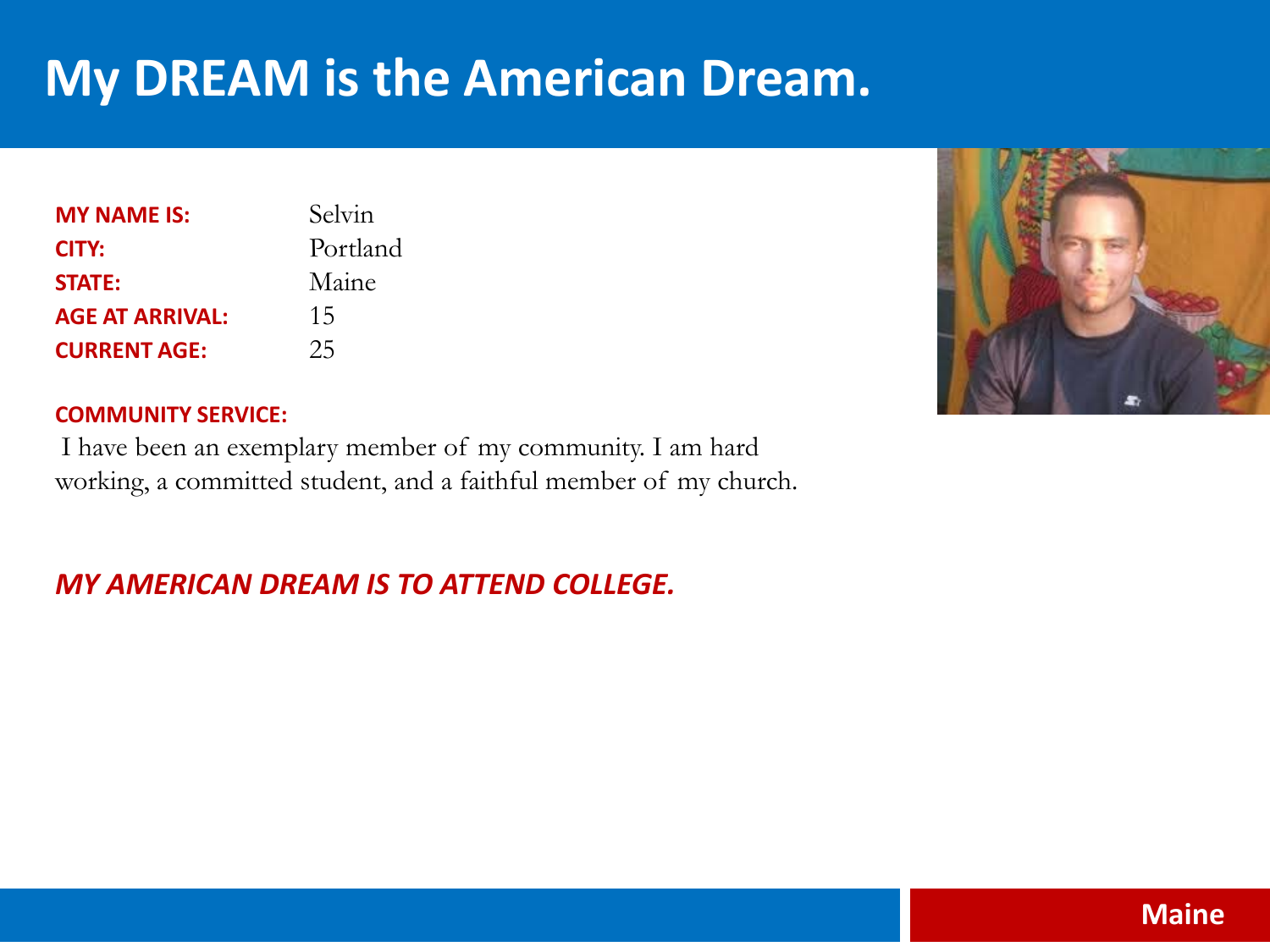# My DREAM is the American Dream.

| | |
|---|---|
| **MY NAME IS:** | Selvin |
| **CITY:** | Portland |
| **STATE:** | Maine |
| **AGE AT ARRIVAL:** | 15 |
| **CURRENT AGE:** | 25 |

**COMMUNITY SERVICE:**

I have been an exemplary member of my community. I am hard working, a committed student, and a faithful member of my church.

***MY AMERICAN DREAM IS TO ATTEND COLLEGE.***

**Maine**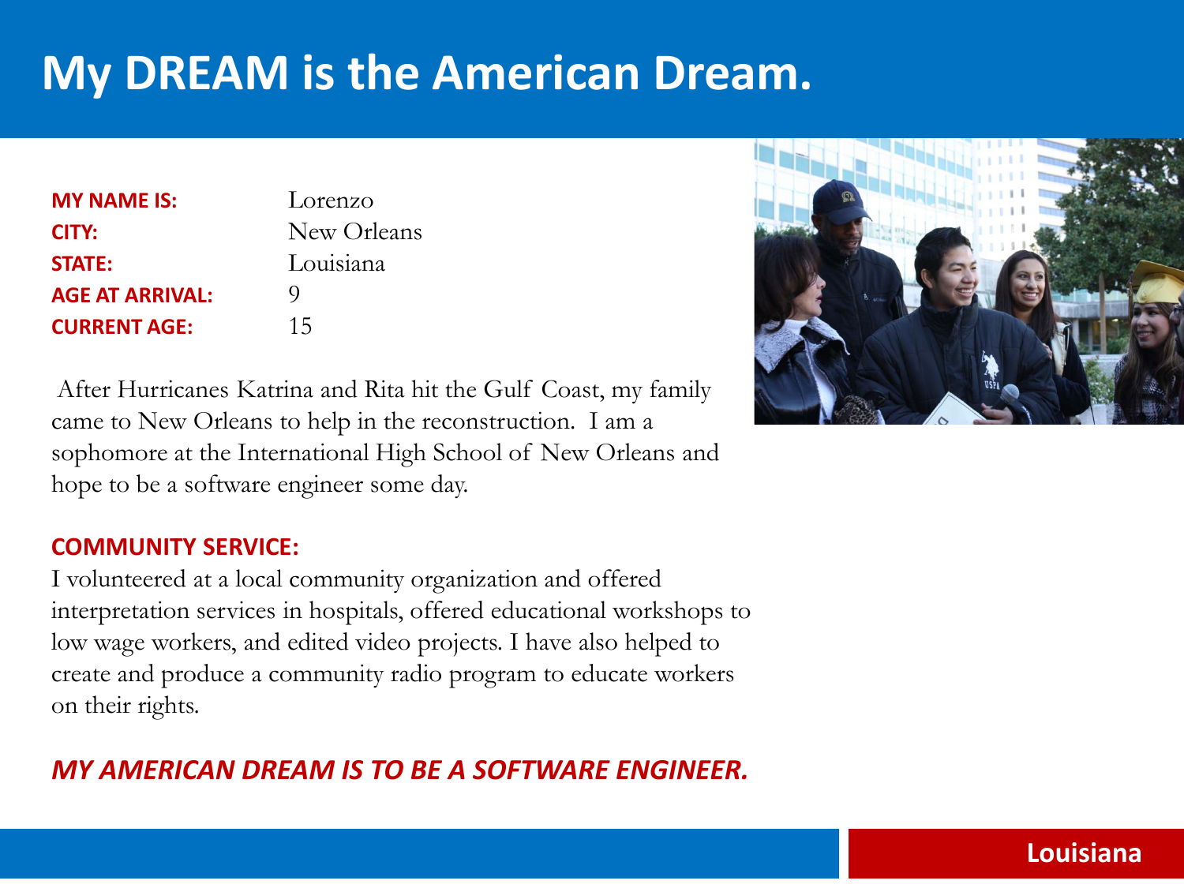# My DREAM is the American Dream.

| | |
|---|---|
| **MY NAME IS:** | Lorenzo |
| **CITY:** | New Orleans |
| **STATE:** | Louisiana |
| **AGE AT ARRIVAL:** | 9 |
| **CURRENT AGE:** | 15 |

After Hurricanes Katrina and Rita hit the Gulf Coast, my family came to New Orleans to help in the reconstruction. I am a sophomore at the International High School of New Orleans and hope to be a software engineer some day.

**COMMUNITY SERVICE:**

I volunteered at a local community organization and offered interpretation services in hospitals, offered educational workshops to low wage workers, and edited video projects. I have also helped to create and produce a community radio program to educate workers on their rights.

***MY AMERICAN DREAM IS TO BE A SOFTWARE ENGINEER.***

**Louisiana**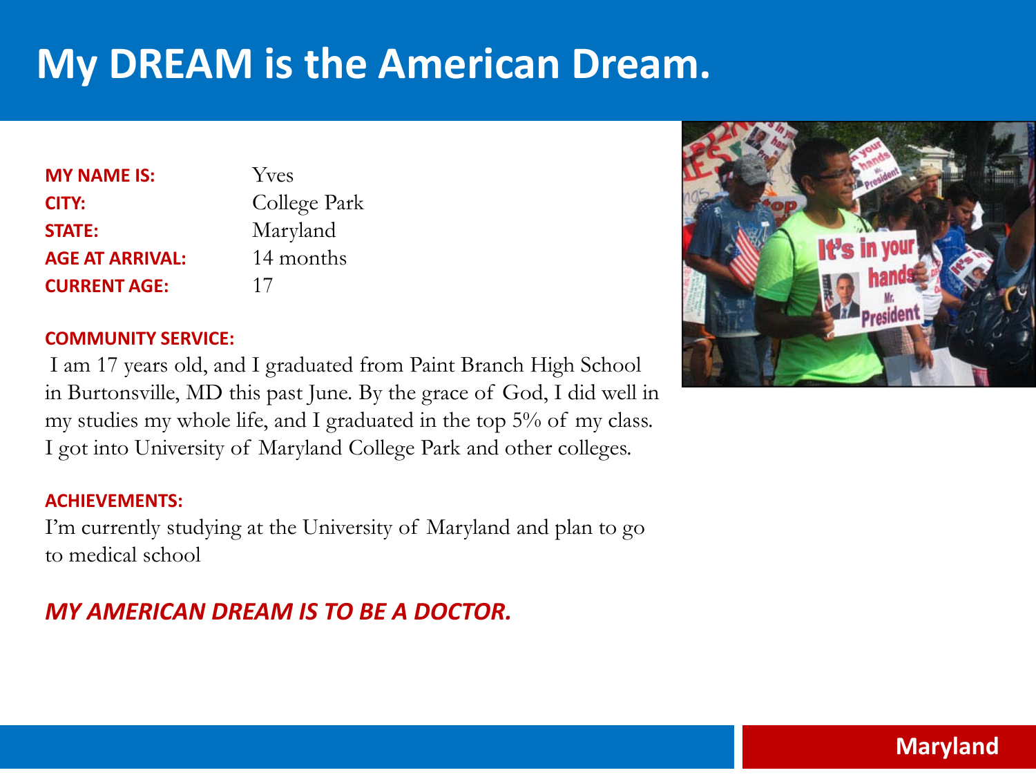# My DREAM is the American Dream.

| | |
|---|---|
| **MY NAME IS:** | Yves |
| **CITY:** | College Park |
| **STATE:** | Maryland |
| **AGE AT ARRIVAL:** | 14 months |
| **CURRENT AGE:** | 17 |

**COMMUNITY SERVICE:**

I am 17 years old, and I graduated from Paint Branch High School in Burtonsville, MD this past June. By the grace of God, I did well in my studies my whole life, and I graduated in the top 5% of my class. I got into University of Maryland College Park and other colleges.

**ACHIEVEMENTS:**

I'm currently studying at the University of Maryland and plan to go to medical school

***MY AMERICAN DREAM IS TO BE A DOCTOR.***

**Maryland**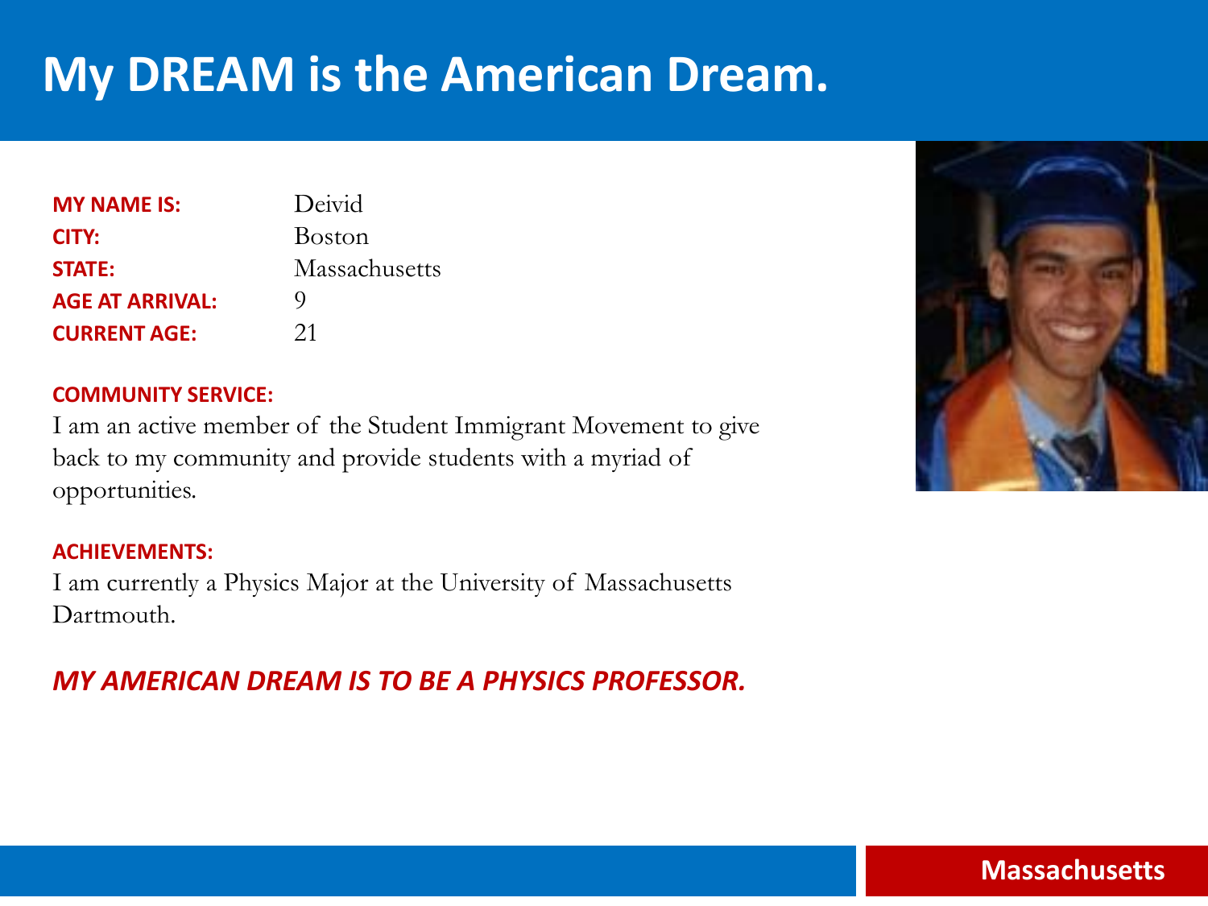# My DREAM is the American Dream.

| | |
|---|---|
| **MY NAME IS:** | Deivid |
| **CITY:** | Boston |
| **STATE:** | Massachusetts |
| **AGE AT ARRIVAL:** | 9 |
| **CURRENT AGE:** | 21 |

**COMMUNITY SERVICE:**

I am an active member of the Student Immigrant Movement to give back to my community and provide students with a myriad of opportunities.

**ACHIEVEMENTS:**

I am currently a Physics Major at the University of Massachusetts Dartmouth.

***MY AMERICAN DREAM IS TO BE A PHYSICS PROFESSOR.***

**Massachusetts**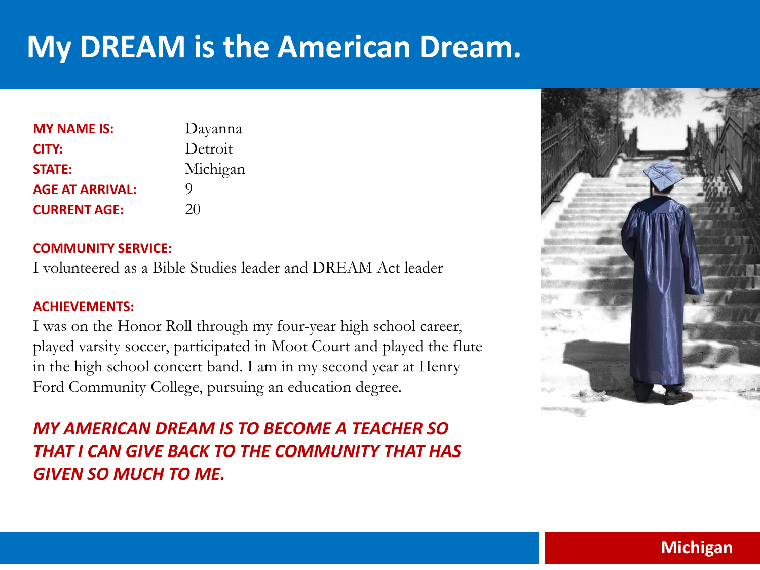# My DREAM is the American Dream.

**MY NAME IS:** Dayanna
**CITY:** Detroit
**STATE:** Michigan
**AGE AT ARRIVAL:** 9
**CURRENT AGE:** 20

**COMMUNITY SERVICE:**
I volunteered as a Bible Studies leader and DREAM Act leader

**ACHIEVEMENTS:**
I was on the Honor Roll through my four-year high school career, played varsity soccer, participated in Moot Court and played the flute in the high school concert band. I am in my second year at Henry Ford Community College, pursuing an education degree.

***MY AMERICAN DREAM IS TO BECOME A TEACHER SO THAT I CAN GIVE BACK TO THE COMMUNITY THAT HAS GIVEN SO MUCH TO ME.***

Michigan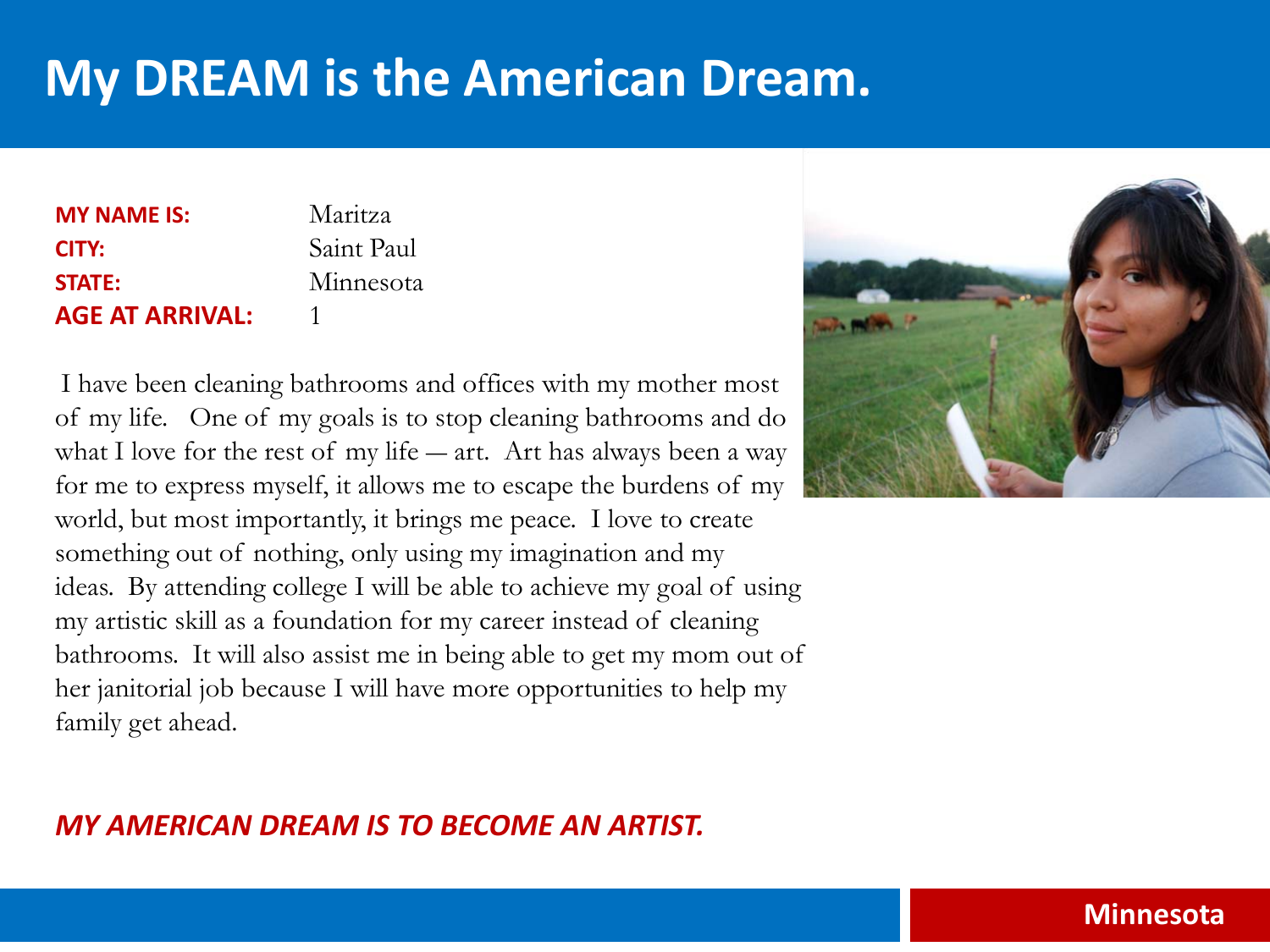# My DREAM is the American Dream.

**MY NAME IS:** Maritza
**CITY:** Saint Paul
**STATE:** Minnesota
**AGE AT ARRIVAL:** 1

I have been cleaning bathrooms and offices with my mother most of my life. One of my goals is to stop cleaning bathrooms and do what I love for the rest of my life — art. Art has always been a way for me to express myself, it allows me to escape the burdens of my world, but most importantly, it brings me peace. I love to create something out of nothing, only using my imagination and my ideas. By attending college I will be able to achieve my goal of using my artistic skill as a foundation for my career instead of cleaning bathrooms. It will also assist me in being able to get my mom out of her janitorial job because I will have more opportunities to help my family get ahead.

***MY AMERICAN DREAM IS TO BECOME AN ARTIST.***

**Minnesota**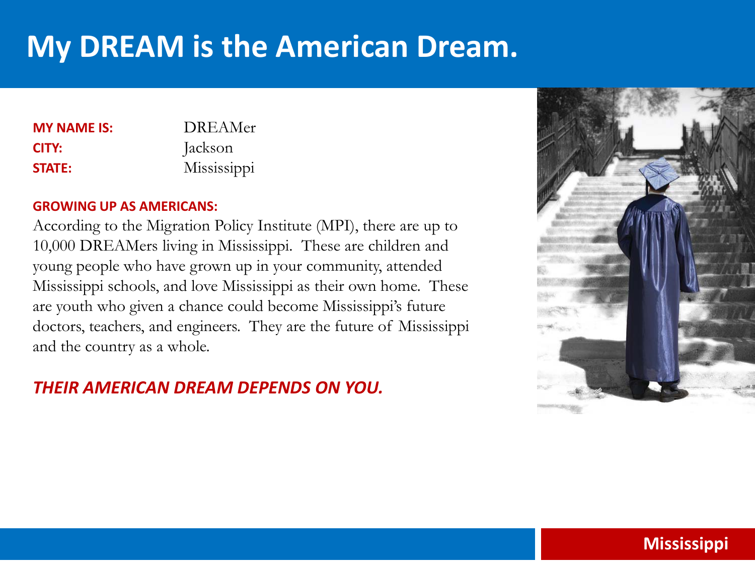# My DREAM is the American Dream.

**MY NAME IS:** DREAMer
**CITY:** Jackson
**STATE:** Mississippi

**GROWING UP AS AMERICANS:**

According to the Migration Policy Institute (MPI), there are up to 10,000 DREAMers living in Mississippi. These are children and young people who have grown up in your community, attended Mississippi schools, and love Mississippi as their own home. These are youth who given a chance could become Mississippi's future doctors, teachers, and engineers. They are the future of Mississippi and the country as a whole.

***THEIR AMERICAN DREAM DEPENDS ON YOU.***

Mississippi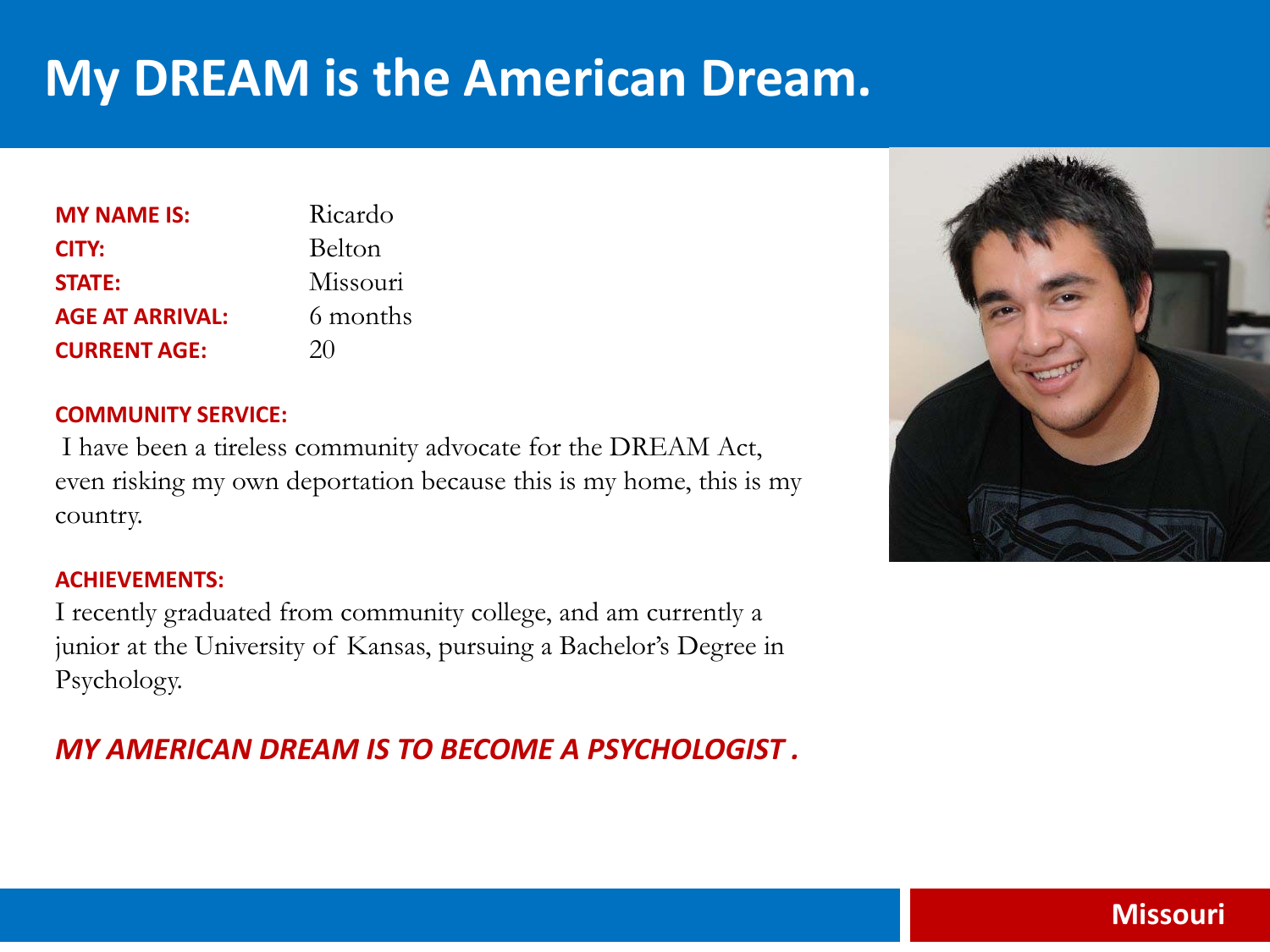# My DREAM is the American Dream.

**MY NAME IS:** Ricardo
**CITY:** Belton
**STATE:** Missouri
**AGE AT ARRIVAL:** 6 months
**CURRENT AGE:** 20

**COMMUNITY SERVICE:**

I have been a tireless community advocate for the DREAM Act, even risking my own deportation because this is my home, this is my country.

**ACHIEVEMENTS:**

I recently graduated from community college, and am currently a junior at the University of Kansas, pursuing a Bachelor's Degree in Psychology.

***MY AMERICAN DREAM IS TO BECOME A PSYCHOLOGIST .***

**Missouri**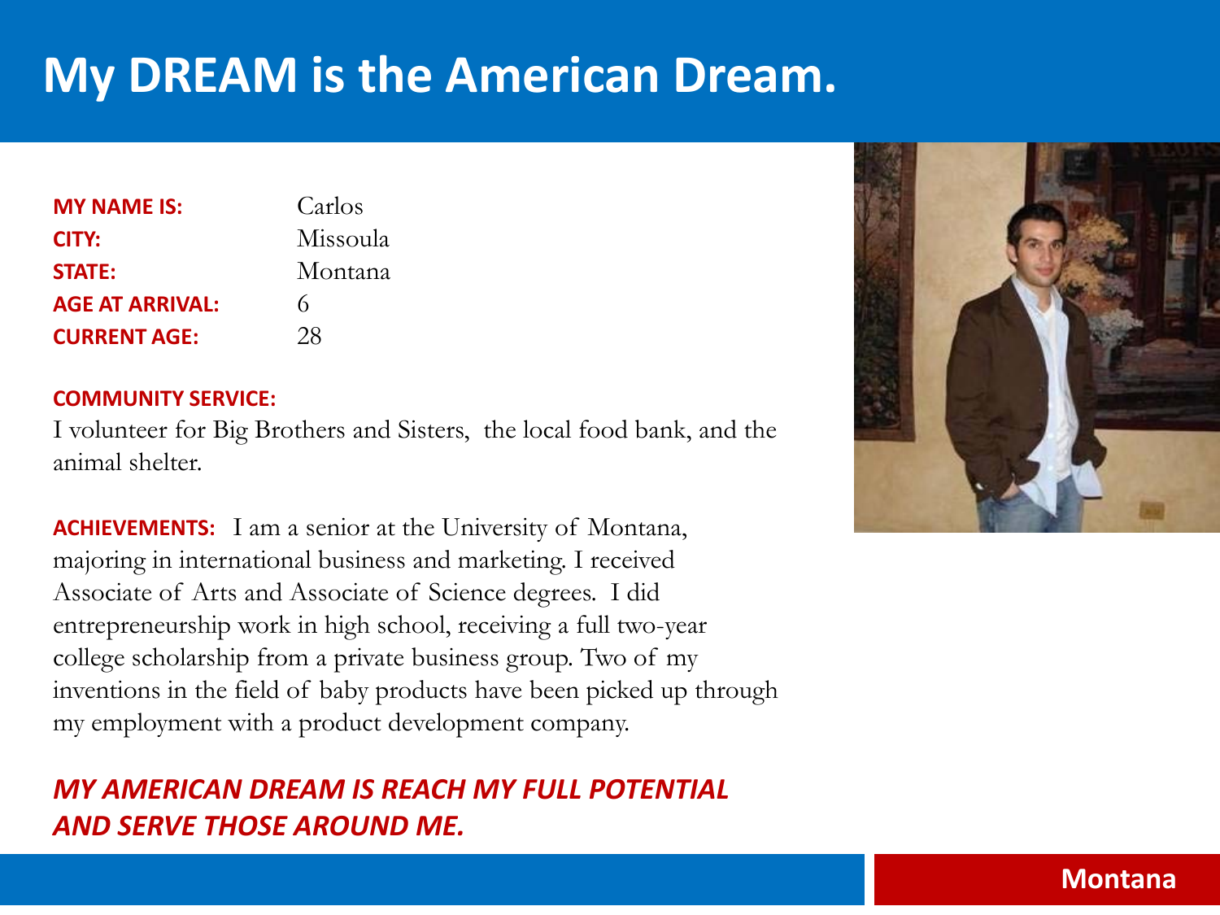# My DREAM is the American Dream.

| | |
|---|---|
| **MY NAME IS:** | Carlos |
| **CITY:** | Missoula |
| **STATE:** | Montana |
| **AGE AT ARRIVAL:** | 6 |
| **CURRENT AGE:** | 28 |

**COMMUNITY SERVICE:**
I volunteer for Big Brothers and Sisters,  the local food bank, and the animal shelter.

**ACHIEVEMENTS:** I am a senior at the University of Montana, majoring in international business and marketing. I received Associate of Arts and Associate of Science degrees. I did entrepreneurship work in high school, receiving a full two-year college scholarship from a private business group. Two of my inventions in the field of baby products have been picked up through my employment with a product development company.

***MY AMERICAN DREAM IS REACH MY FULL POTENTIAL AND SERVE THOSE AROUND ME.***

**Montana**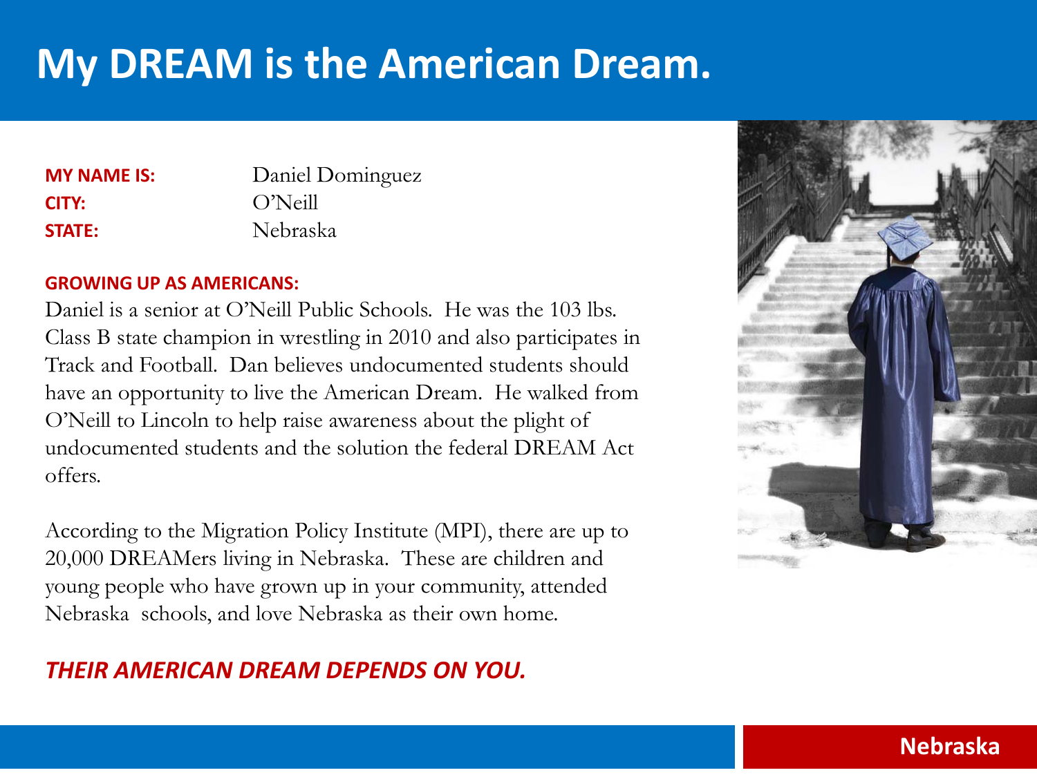# My DREAM is the American Dream.

**MY NAME IS:** Daniel Dominguez
**CITY:** O'Neill
**STATE:** Nebraska

**GROWING UP AS AMERICANS:**

Daniel is a senior at O'Neill Public Schools. He was the 103 lbs. Class B state champion in wrestling in 2010 and also participates in Track and Football. Dan believes undocumented students should have an opportunity to live the American Dream. He walked from O'Neill to Lincoln to help raise awareness about the plight of undocumented students and the solution the federal DREAM Act offers.

According to the Migration Policy Institute (MPI), there are up to 20,000 DREAMers living in Nebraska. These are children and young people who have grown up in your community, attended Nebraska schools, and love Nebraska as their own home.

***THEIR AMERICAN DREAM DEPENDS ON YOU.***

**Nebraska**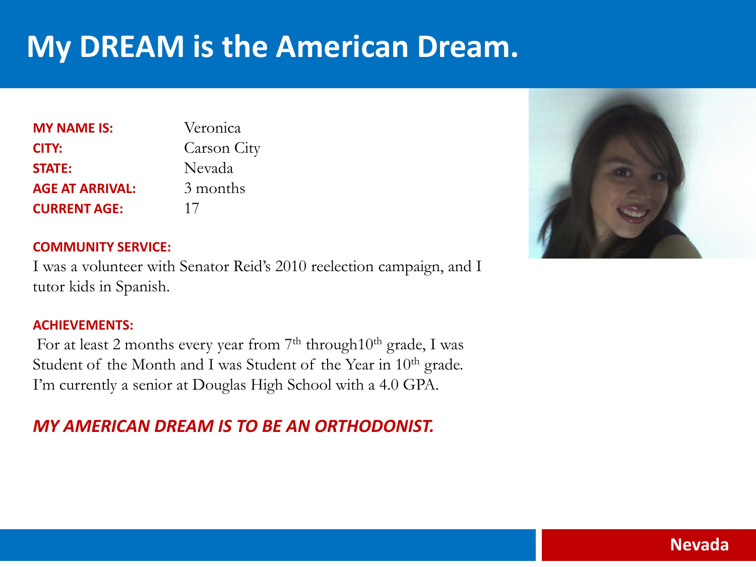# My DREAM is the American Dream.

| | |
|---|---|
| **MY NAME IS:** | Veronica |
| **CITY:** | Carson City |
| **STATE:** | Nevada |
| **AGE AT ARRIVAL:** | 3 months |
| **CURRENT AGE:** | 17 |

**COMMUNITY SERVICE:**

I was a volunteer with Senator Reid's 2010 reelection campaign, and I tutor kids in Spanish.

**ACHIEVEMENTS:**

For at least 2 months every year from 7th through10th grade, I was Student of the Month and I was Student of the Year in 10th grade. I'm currently a senior at Douglas High School with a 4.0 GPA.

***MY AMERICAN DREAM IS TO BE AN ORTHODONIST.***

**Nevada**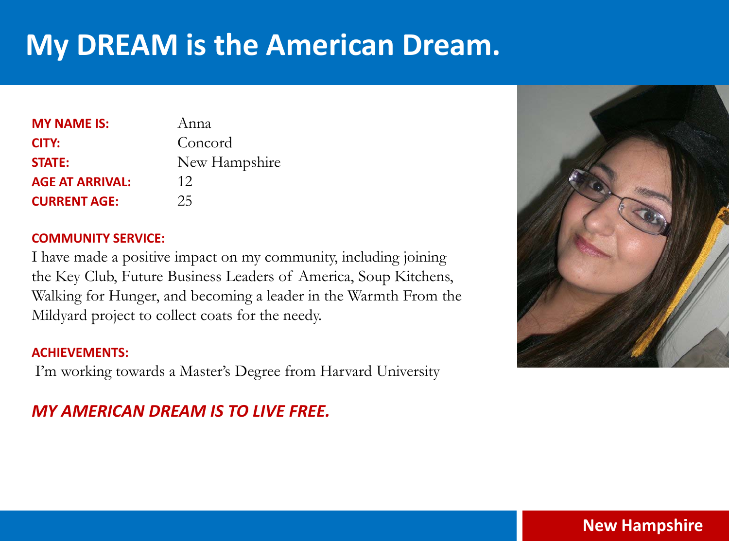# My DREAM is the American Dream.

| | |
|---|---|
| **MY NAME IS:** | Anna |
| **CITY:** | Concord |
| **STATE:** | New Hampshire |
| **AGE AT ARRIVAL:** | 12 |
| **CURRENT AGE:** | 25 |

**COMMUNITY SERVICE:**

I have made a positive impact on my community, including joining the Key Club, Future Business Leaders of America, Soup Kitchens, Walking for Hunger, and becoming a leader in the Warmth From the Mildyard project to collect coats for the needy.

**ACHIEVEMENTS:**

I'm working towards a Master's Degree from Harvard University

***MY AMERICAN DREAM IS TO LIVE FREE.***

**New Hampshire**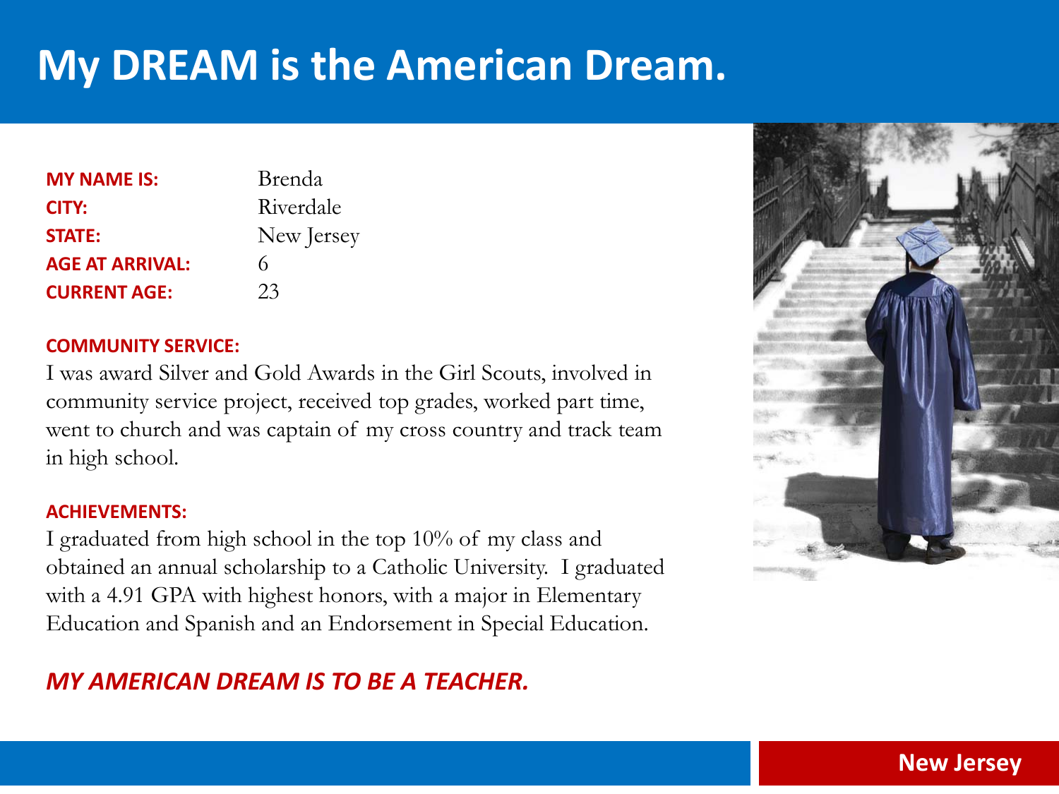# My DREAM is the American Dream.

| | |
|---|---|
| **MY NAME IS:** | Brenda |
| **CITY:** | Riverdale |
| **STATE:** | New Jersey |
| **AGE AT ARRIVAL:** | 6 |
| **CURRENT AGE:** | 23 |

**COMMUNITY SERVICE:**

I was award Silver and Gold Awards in the Girl Scouts, involved in community service project, received top grades, worked part time, went to church and was captain of my cross country and track team in high school.

**ACHIEVEMENTS:**

I graduated from high school in the top 10% of my class and obtained an annual scholarship to a Catholic University. I graduated with a 4.91 GPA with highest honors, with a major in Elementary Education and Spanish and an Endorsement in Special Education.

***MY AMERICAN DREAM IS TO BE A TEACHER.***

**New Jersey**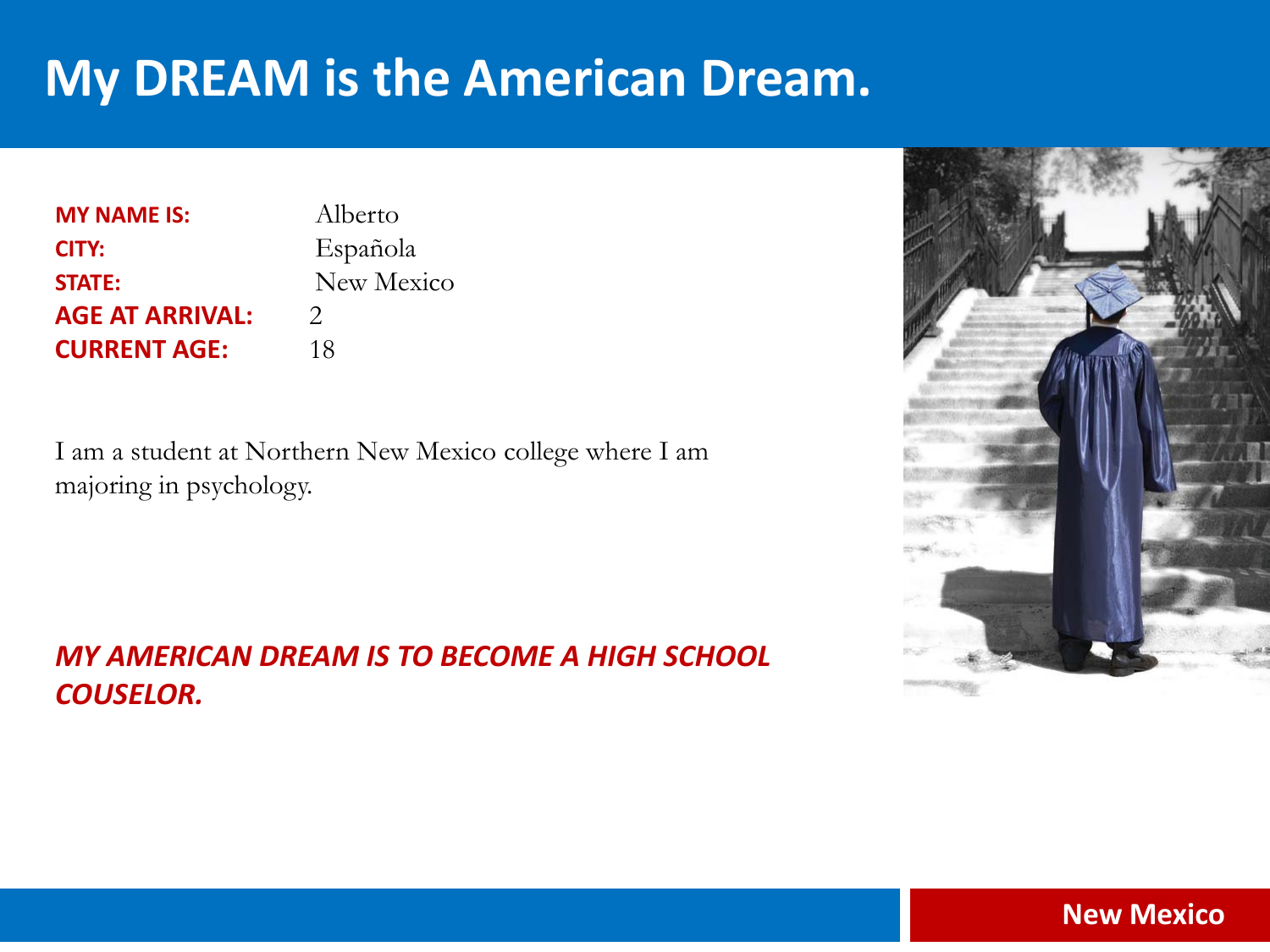# My DREAM is the American Dream.

**MY NAME IS:** Alberto
**CITY:** Española
**STATE:** New Mexico
**AGE AT ARRIVAL:** 2
**CURRENT AGE:** 18

I am a student at Northern New Mexico college where I am majoring in psychology.

***MY AMERICAN DREAM IS TO BECOME A HIGH SCHOOL COUSELOR.***

**New Mexico**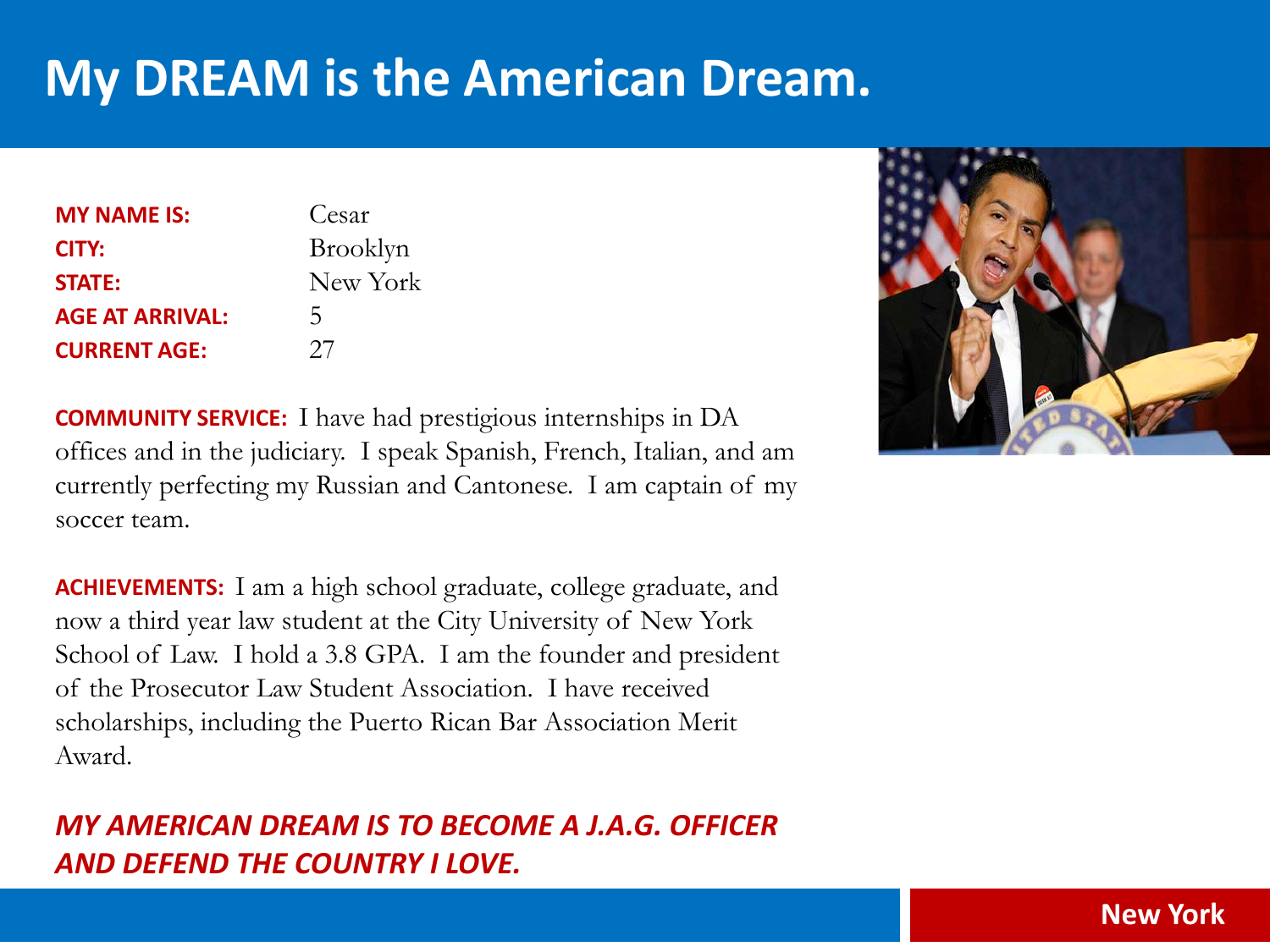# My DREAM is the American Dream.

| | |
|---|---|
| **MY NAME IS:** | Cesar |
| **CITY:** | Brooklyn |
| **STATE:** | New York |
| **AGE AT ARRIVAL:** | 5 |
| **CURRENT AGE:** | 27 |

**COMMUNITY SERVICE:** I have had prestigious internships in DA offices and in the judiciary. I speak Spanish, French, Italian, and am currently perfecting my Russian and Cantonese. I am captain of my soccer team.

**ACHIEVEMENTS:** I am a high school graduate, college graduate, and now a third year law student at the City University of New York School of Law. I hold a 3.8 GPA. I am the founder and president of the Prosecutor Law Student Association. I have received scholarships, including the Puerto Rican Bar Association Merit Award.

***MY AMERICAN DREAM IS TO BECOME A J.A.G. OFFICER AND DEFEND THE COUNTRY I LOVE.***

**New York**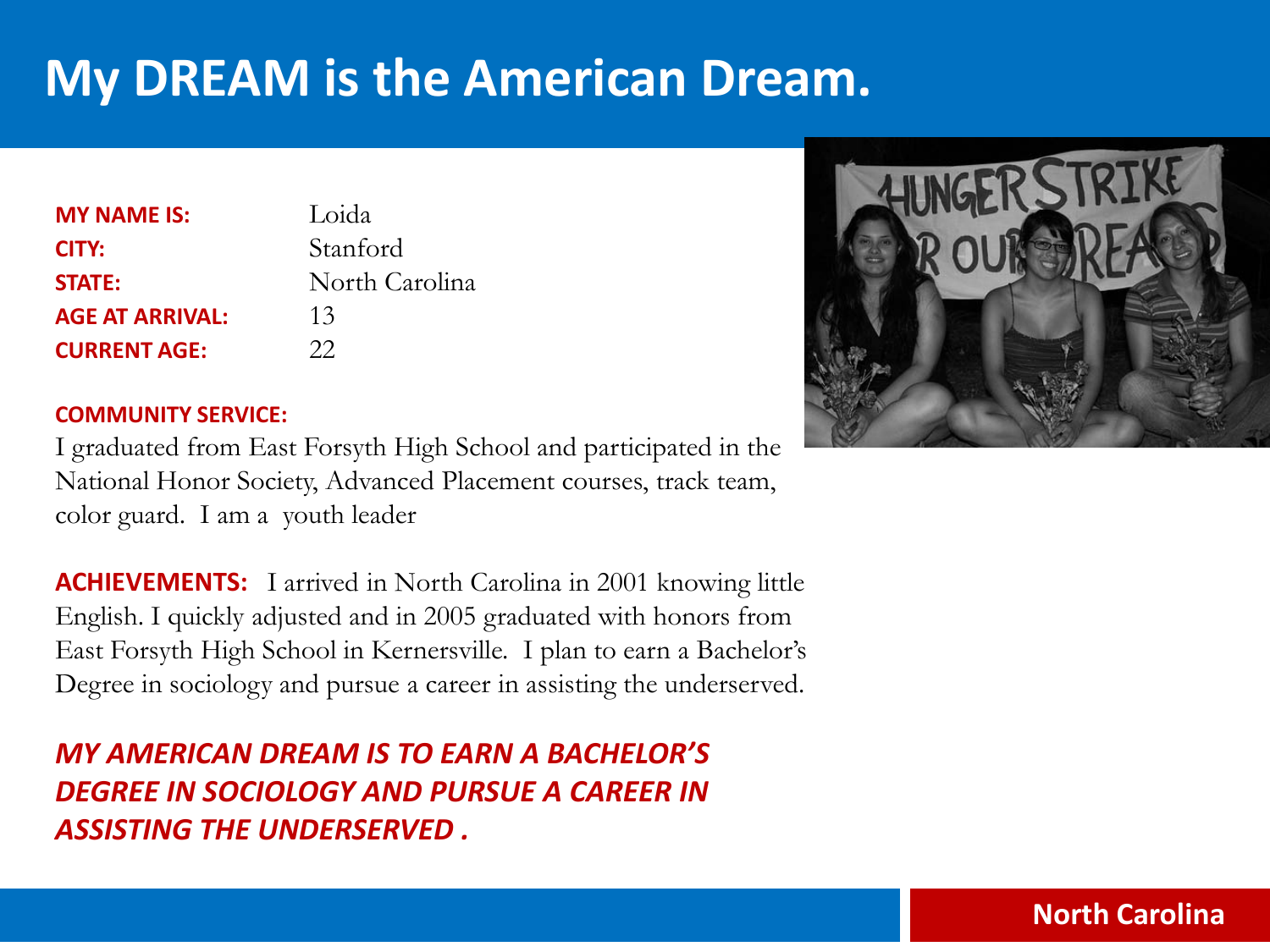# My DREAM is the American Dream.

| | |
|---|---|
| **MY NAME IS:** | Loida |
| **CITY:** | Stanford |
| **STATE:** | North Carolina |
| **AGE AT ARRIVAL:** | 13 |
| **CURRENT AGE:** | 22 |

**COMMUNITY SERVICE:**

I graduated from East Forsyth High School and participated in the National Honor Society, Advanced Placement courses, track team, color guard. I am a youth leader

**ACHIEVEMENTS:** I arrived in North Carolina in 2001 knowing little English. I quickly adjusted and in 2005 graduated with honors from East Forsyth High School in Kernersville. I plan to earn a Bachelor's Degree in sociology and pursue a career in assisting the underserved.

***MY AMERICAN DREAM IS TO EARN A BACHELOR'S DEGREE IN SOCIOLOGY AND PURSUE A CAREER IN ASSISTING THE UNDERSERVED .***

**North Carolina**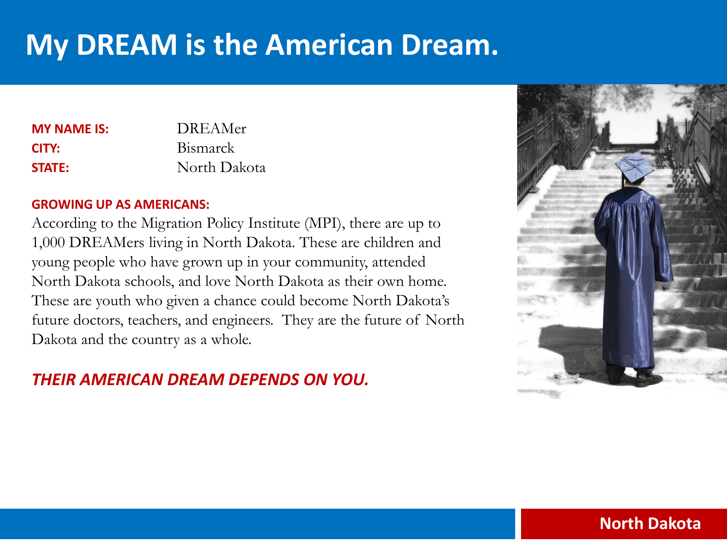# My DREAM is the American Dream.

**MY NAME IS:** DREAMer
**CITY:** Bismarck
**STATE:** North Dakota

**GROWING UP AS AMERICANS:**

According to the Migration Policy Institute (MPI), there are up to 1,000 DREAMers living in North Dakota. These are children and young people who have grown up in your community, attended North Dakota schools, and love North Dakota as their own home. These are youth who given a chance could become North Dakota's future doctors, teachers, and engineers. They are the future of North Dakota and the country as a whole.

***THEIR AMERICAN DREAM DEPENDS ON YOU.***

**North Dakota**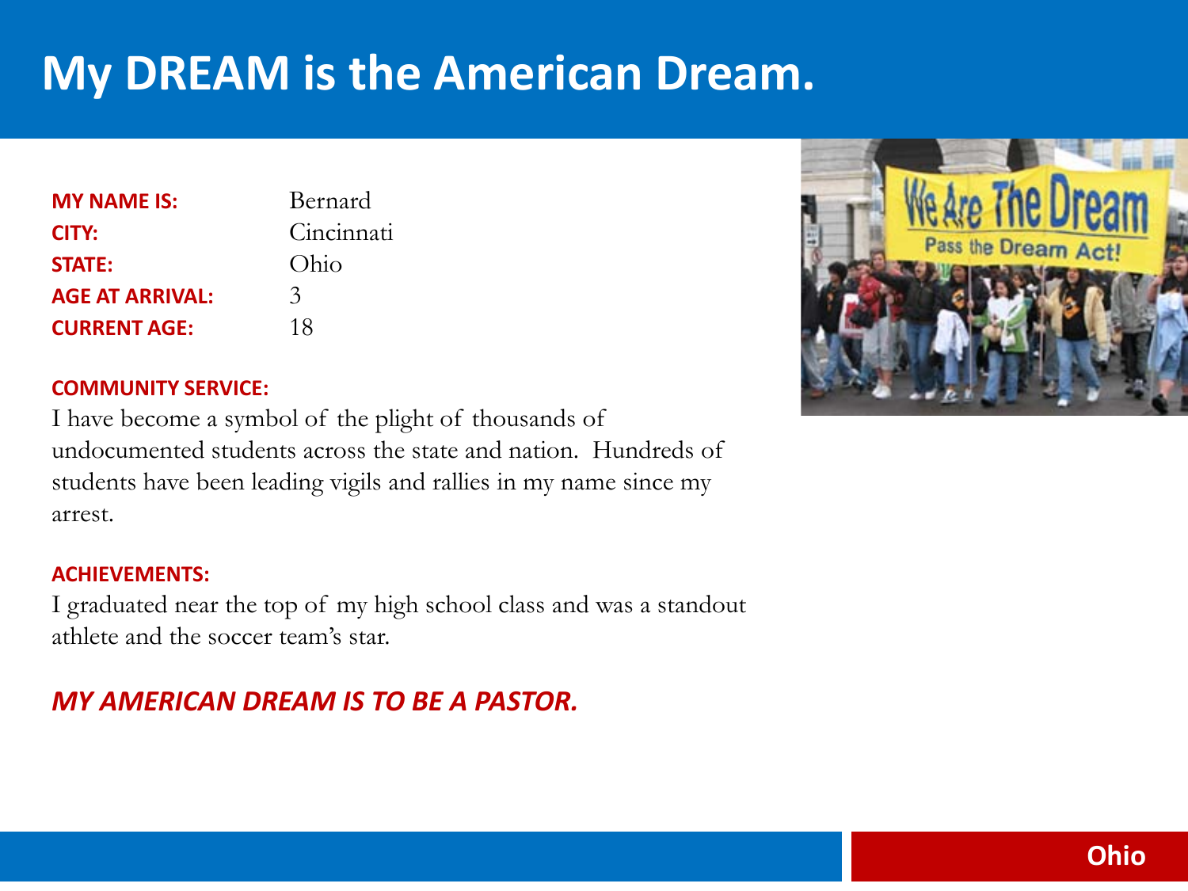# My DREAM is the American Dream.

| | |
|---|---|
| **MY NAME IS:** | Bernard |
| **CITY:** | Cincinnati |
| **STATE:** | Ohio |
| **AGE AT ARRIVAL:** | 3 |
| **CURRENT AGE:** | 18 |

**COMMUNITY SERVICE:**

I have become a symbol of the plight of thousands of undocumented students across the state and nation. Hundreds of students have been leading vigils and rallies in my name since my arrest.

**ACHIEVEMENTS:**

I graduated near the top of my high school class and was a standout athlete and the soccer team's star.

***MY AMERICAN DREAM IS TO BE A PASTOR.***

**Ohio**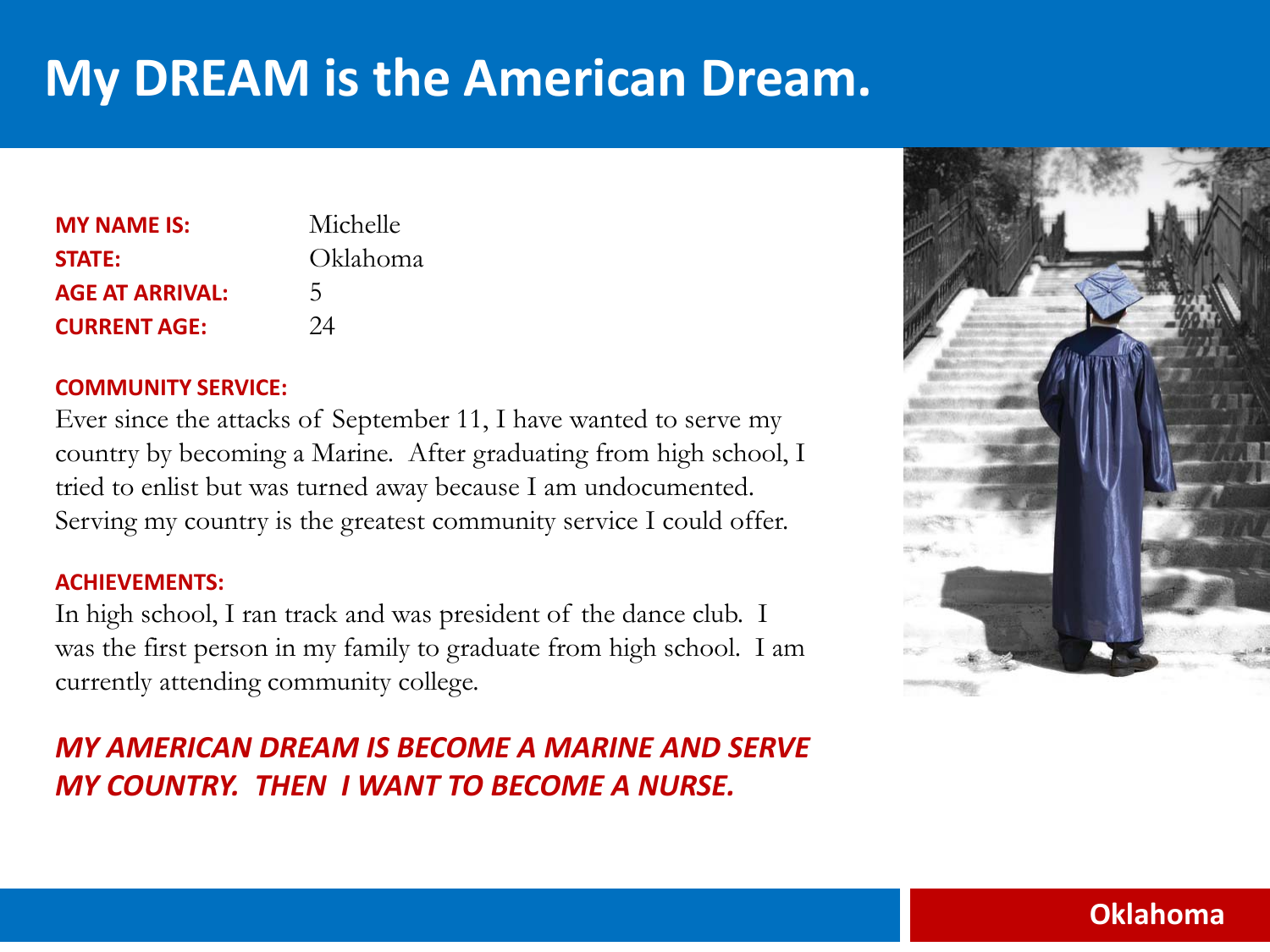# My DREAM is the American Dream.

**MY NAME IS:** Michelle
**STATE:** Oklahoma
**AGE AT ARRIVAL:** 5
**CURRENT AGE:** 24

**COMMUNITY SERVICE:**
Ever since the attacks of September 11, I have wanted to serve my country by becoming a Marine. After graduating from high school, I tried to enlist but was turned away because I am undocumented. Serving my country is the greatest community service I could offer.

**ACHIEVEMENTS:**
In high school, I ran track and was president of the dance club. I was the first person in my family to graduate from high school. I am currently attending community college.

***MY AMERICAN DREAM IS BECOME A MARINE AND SERVE MY COUNTRY. THEN I WANT TO BECOME A NURSE.***

**Oklahoma**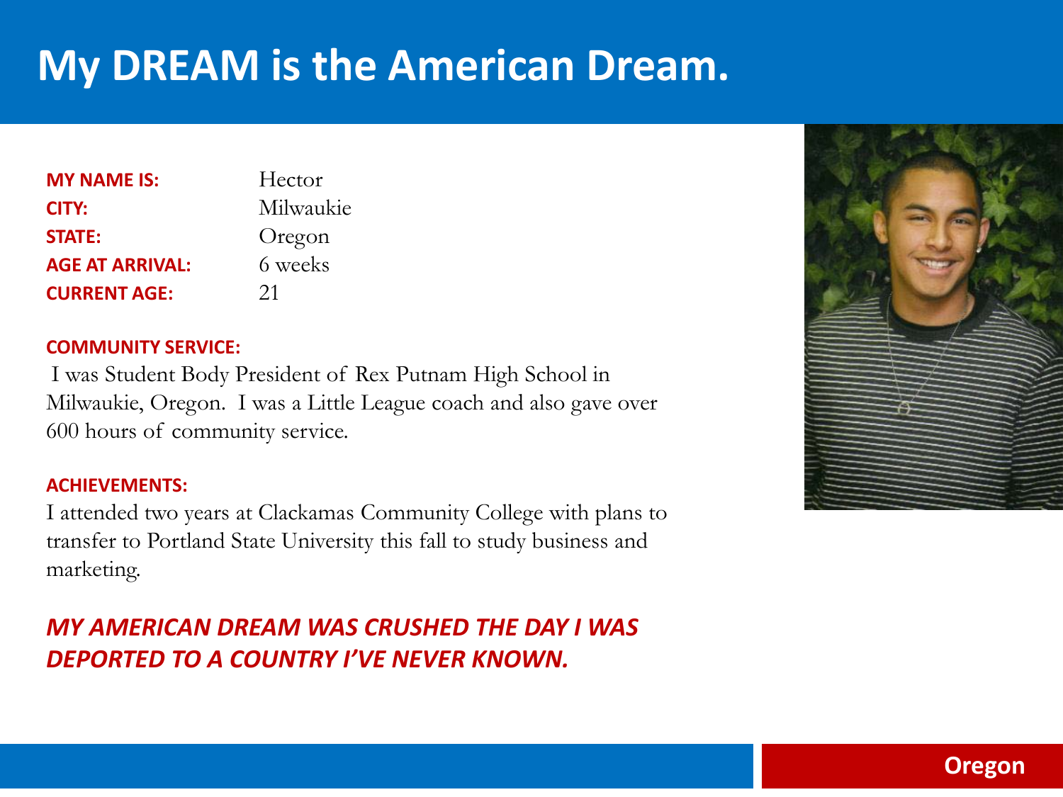# My DREAM is the American Dream.

| | |
|---|---|
| **MY NAME IS:** | Hector |
| **CITY:** | Milwaukie |
| **STATE:** | Oregon |
| **AGE AT ARRIVAL:** | 6 weeks |
| **CURRENT AGE:** | 21 |

**COMMUNITY SERVICE:**

I was Student Body President of Rex Putnam High School in Milwaukie, Oregon. I was a Little League coach and also gave over 600 hours of community service.

**ACHIEVEMENTS:**

I attended two years at Clackamas Community College with plans to transfer to Portland State University this fall to study business and marketing.

***MY AMERICAN DREAM WAS CRUSHED THE DAY I WAS DEPORTED TO A COUNTRY I'VE NEVER KNOWN.***

**Oregon**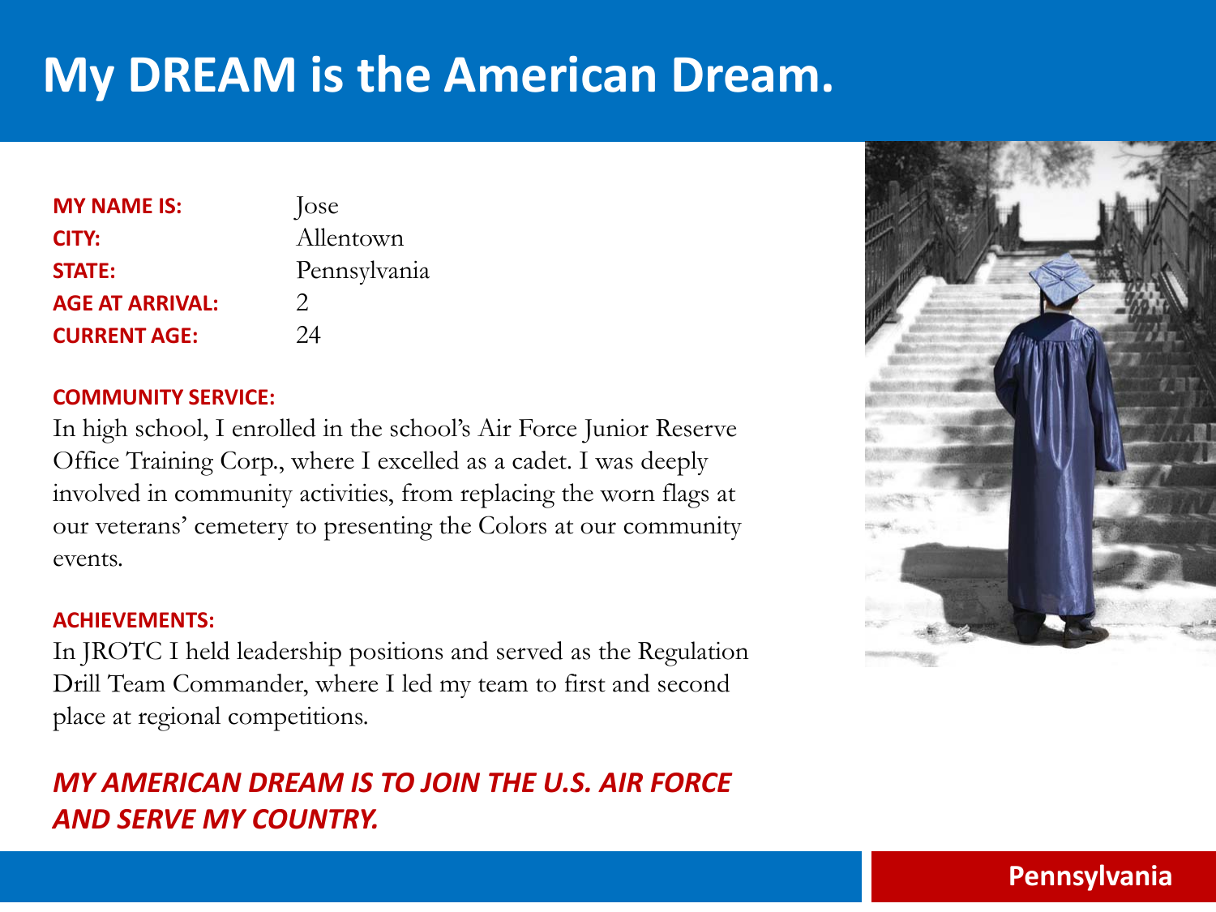# My DREAM is the American Dream.

| | |
|---|---|
| **MY NAME IS:** | Jose |
| **CITY:** | Allentown |
| **STATE:** | Pennsylvania |
| **AGE AT ARRIVAL:** | 2 |
| **CURRENT AGE:** | 24 |

**COMMUNITY SERVICE:**

In high school, I enrolled in the school's Air Force Junior Reserve Office Training Corp., where I excelled as a cadet. I was deeply involved in community activities, from replacing the worn flags at our veterans' cemetery to presenting the Colors at our community events.

**ACHIEVEMENTS:**

In JROTC I held leadership positions and served as the Regulation Drill Team Commander, where I led my team to first and second place at regional competitions.

***MY AMERICAN DREAM IS TO JOIN THE U.S. AIR FORCE AND SERVE MY COUNTRY.***

**Pennsylvania**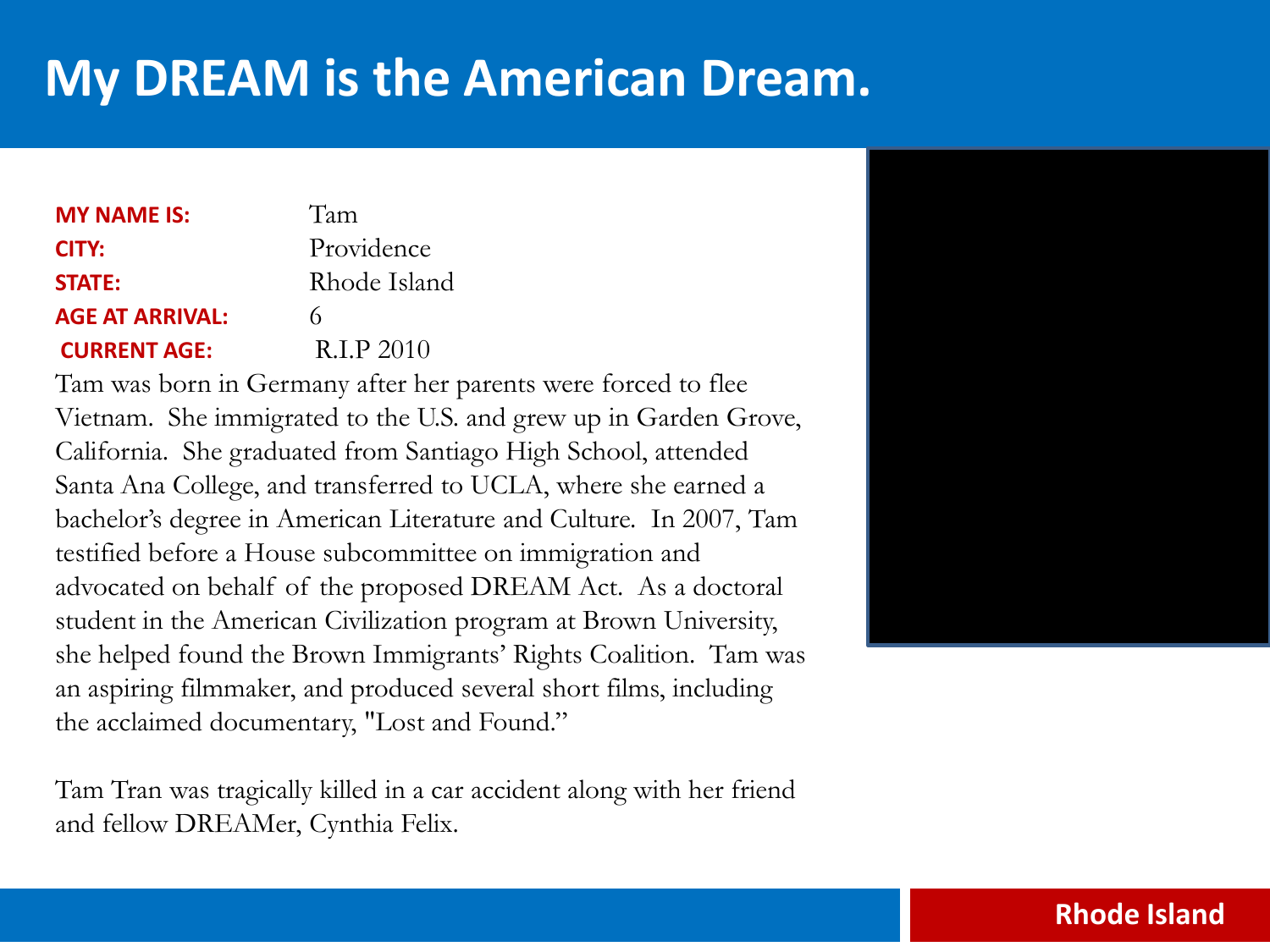# My DREAM is the American Dream.

| | |
|---|---|
| **MY NAME IS:** | Tam |
| **CITY:** | Providence |
| **STATE:** | Rhode Island |
| **AGE AT ARRIVAL:** | 6 |
| **CURRENT AGE:** | R.I.P 2010 |

Tam was born in Germany after her parents were forced to flee Vietnam. She immigrated to the U.S. and grew up in Garden Grove, California. She graduated from Santiago High School, attended Santa Ana College, and transferred to UCLA, where she earned a bachelor's degree in American Literature and Culture. In 2007, Tam testified before a House subcommittee on immigration and advocated on behalf of the proposed DREAM Act. As a doctoral student in the American Civilization program at Brown University, she helped found the Brown Immigrants' Rights Coalition. Tam was an aspiring filmmaker, and produced several short films, including the acclaimed documentary, "Lost and Found."

Tam Tran was tragically killed in a car accident along with her friend and fellow DREAMer, Cynthia Felix.

Rhode Island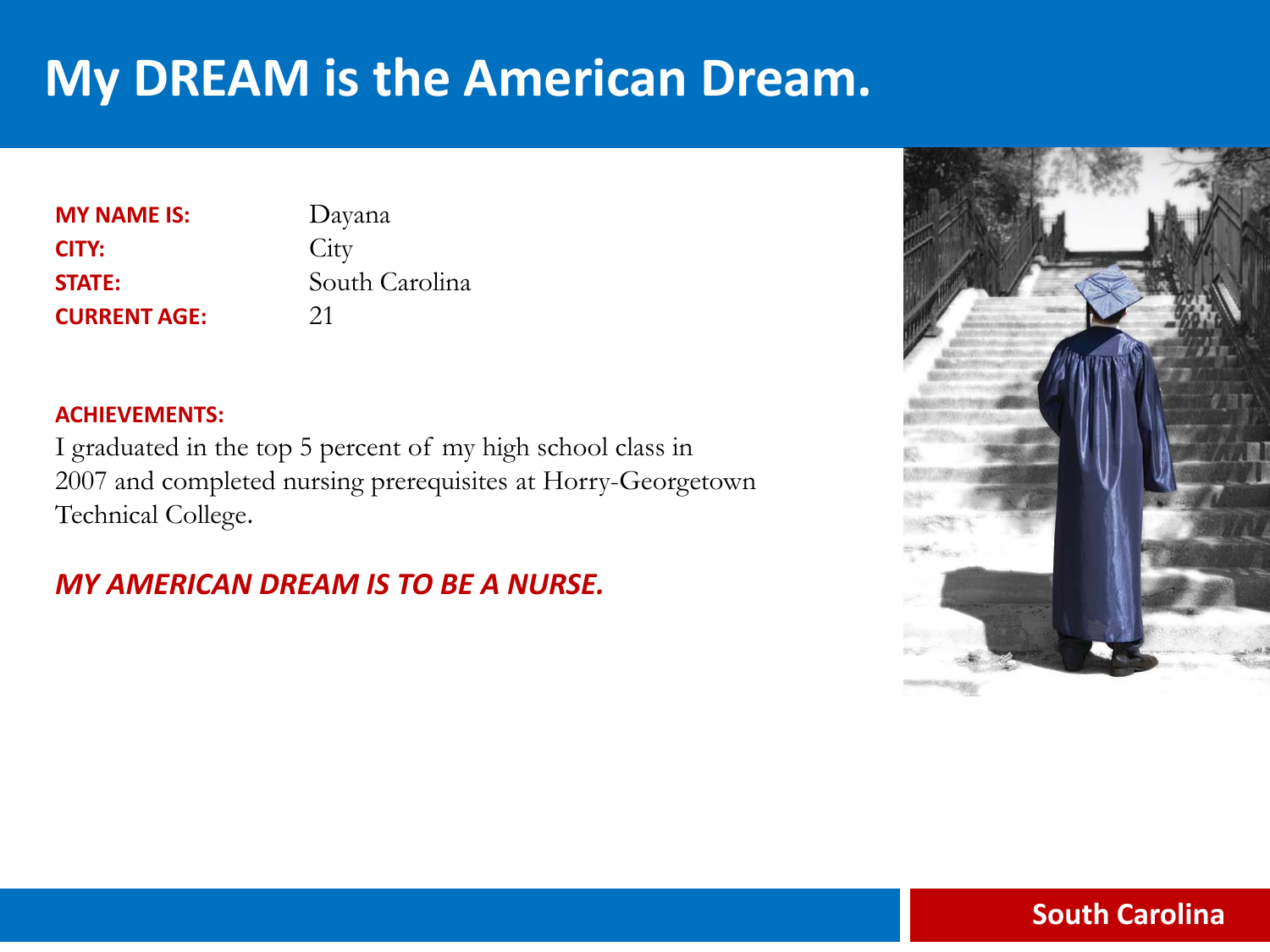# My DREAM is the American Dream.

**MY NAME IS:** Dayana
**CITY:** City
**STATE:** South Carolina
**CURRENT AGE:** 21

**ACHIEVEMENTS:**

I graduated in the top 5 percent of my high school class in 2007 and completed nursing prerequisites at Horry-Georgetown Technical College.

***MY AMERICAN DREAM IS TO BE A NURSE.***

**South Carolina**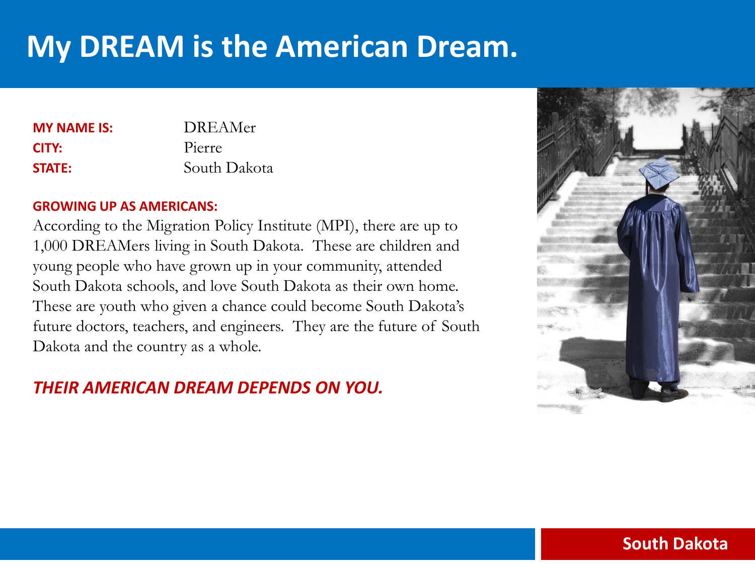# My DREAM is the American Dream.

**MY NAME IS:** DREAMer
**CITY:** Pierre
**STATE:** South Dakota

**GROWING UP AS AMERICANS:**

According to the Migration Policy Institute (MPI), there are up to 1,000 DREAMers living in South Dakota. These are children and young people who have grown up in your community, attended South Dakota schools, and love South Dakota as their own home. These are youth who given a chance could become South Dakota's future doctors, teachers, and engineers. They are the future of South Dakota and the country as a whole.

***THEIR AMERICAN DREAM DEPENDS ON YOU.***

**South Dakota**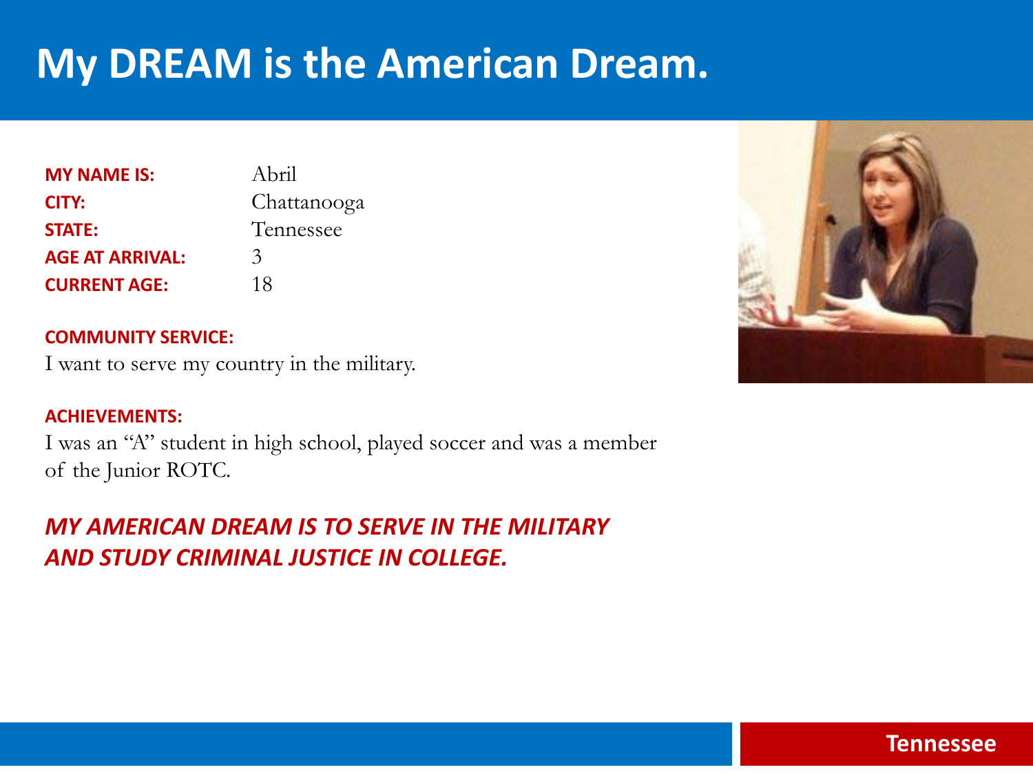# My DREAM is the American Dream.

| | |
|---|---|
| **MY NAME IS:** | Abril |
| **CITY:** | Chattanooga |
| **STATE:** | Tennessee |
| **AGE AT ARRIVAL:** | 3 |
| **CURRENT AGE:** | 18 |

**COMMUNITY SERVICE:**

I want to serve my country in the military.

**ACHIEVEMENTS:**

I was an "A" student in high school, played soccer and was a member of the Junior ROTC.

***MY AMERICAN DREAM IS TO SERVE IN THE MILITARY AND STUDY CRIMINAL JUSTICE IN COLLEGE.***

**Tennessee**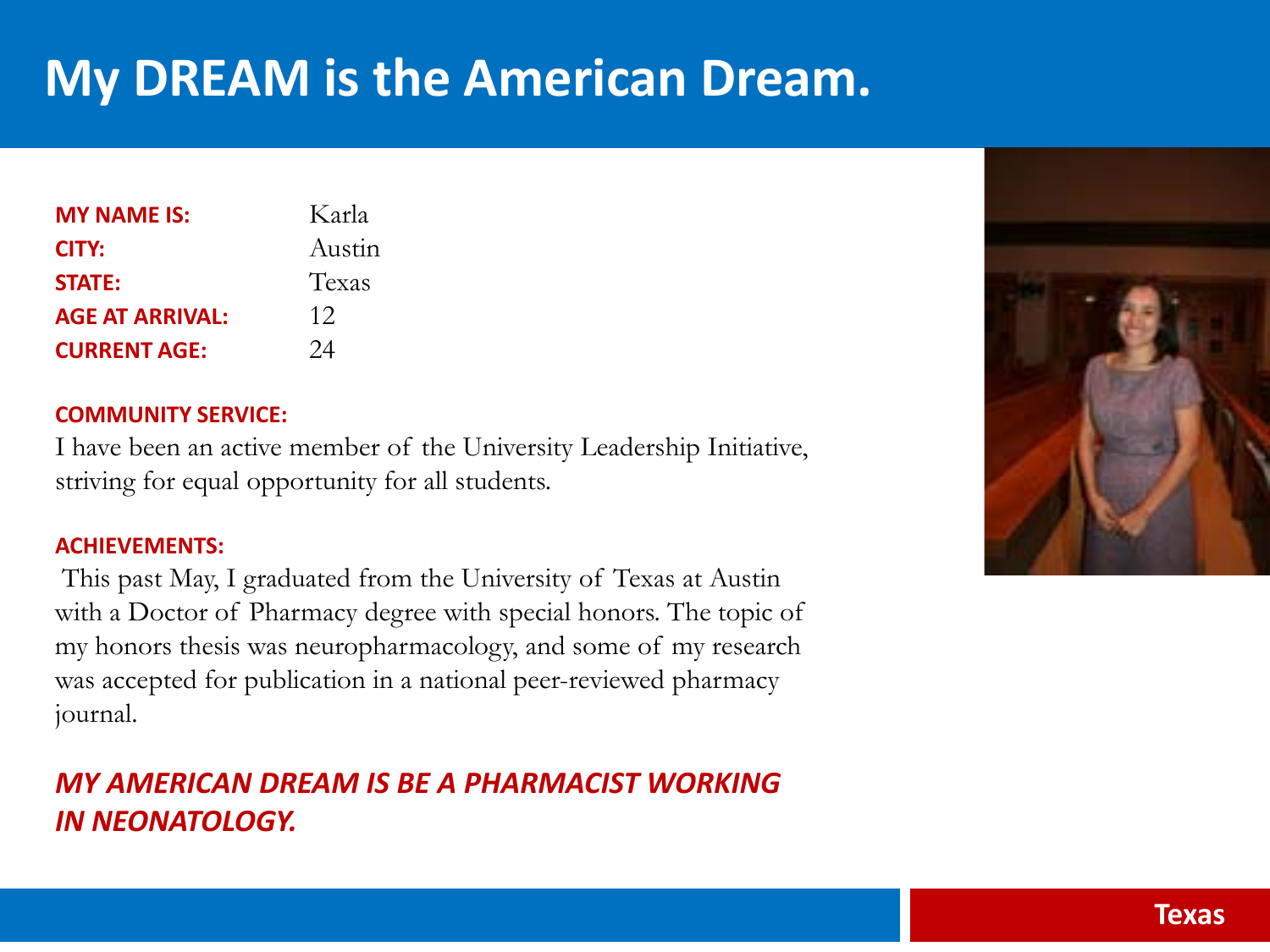# My DREAM is the American Dream.

| | |
|---|---|
| **MY NAME IS:** | Karla |
| **CITY:** | Austin |
| **STATE:** | Texas |
| **AGE AT ARRIVAL:** | 12 |
| **CURRENT AGE:** | 24 |

**COMMUNITY SERVICE:**

I have been an active member of the University Leadership Initiative, striving for equal opportunity for all students.

**ACHIEVEMENTS:**

This past May, I graduated from the University of Texas at Austin with a Doctor of Pharmacy degree with special honors. The topic of my honors thesis was neuropharmacology, and some of my research was accepted for publication in a national peer-reviewed pharmacy journal.

***MY AMERICAN DREAM IS BE A PHARMACIST WORKING IN NEONATOLOGY.***

**Texas**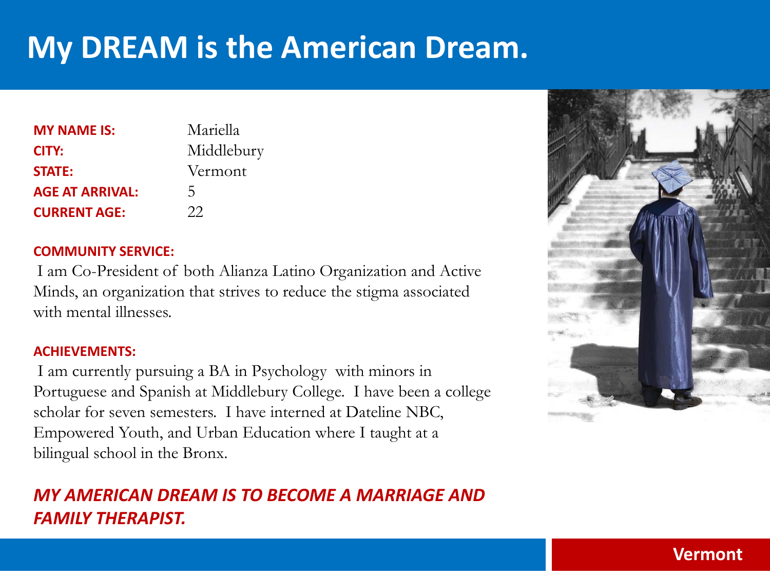# My DREAM is the American Dream.

**MY NAME IS:** Mariella
**CITY:** Middlebury
**STATE:** Vermont
**AGE AT ARRIVAL:** 5
**CURRENT AGE:** 22

**COMMUNITY SERVICE:**

I am Co-President of both Alianza Latino Organization and Active Minds, an organization that strives to reduce the stigma associated with mental illnesses.

**ACHIEVEMENTS:**

I am currently pursuing a BA in Psychology with minors in Portuguese and Spanish at Middlebury College. I have been a college scholar for seven semesters. I have interned at Dateline NBC, Empowered Youth, and Urban Education where I taught at a bilingual school in the Bronx.

***MY AMERICAN DREAM IS TO BECOME A MARRIAGE AND FAMILY THERAPIST.***

**Vermont**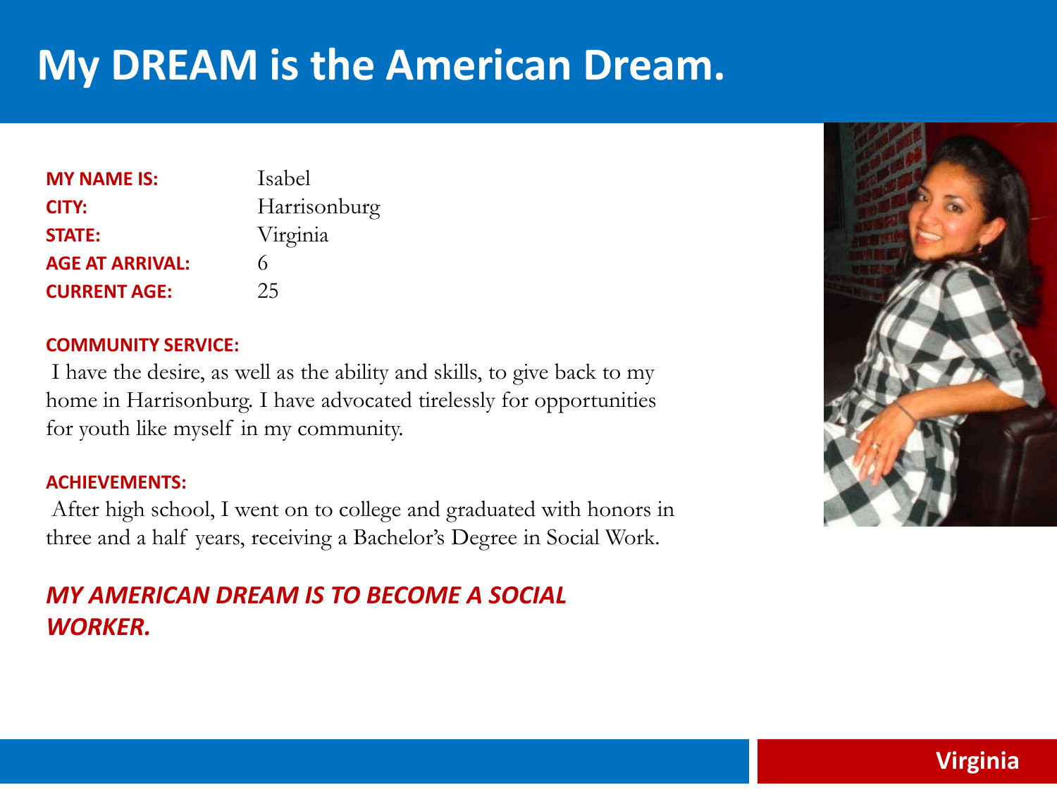# My DREAM is the American Dream.

**MY NAME IS:** Isabel
**CITY:** Harrisonburg
**STATE:** Virginia
**AGE AT ARRIVAL:** 6
**CURRENT AGE:** 25

**COMMUNITY SERVICE:**

I have the desire, as well as the ability and skills, to give back to my home in Harrisonburg. I have advocated tirelessly for opportunities for youth like myself in my community.

**ACHIEVEMENTS:**

After high school, I went on to college and graduated with honors in three and a half years, receiving a Bachelor's Degree in Social Work.

***MY AMERICAN DREAM IS TO BECOME A SOCIAL WORKER.***

**Virginia**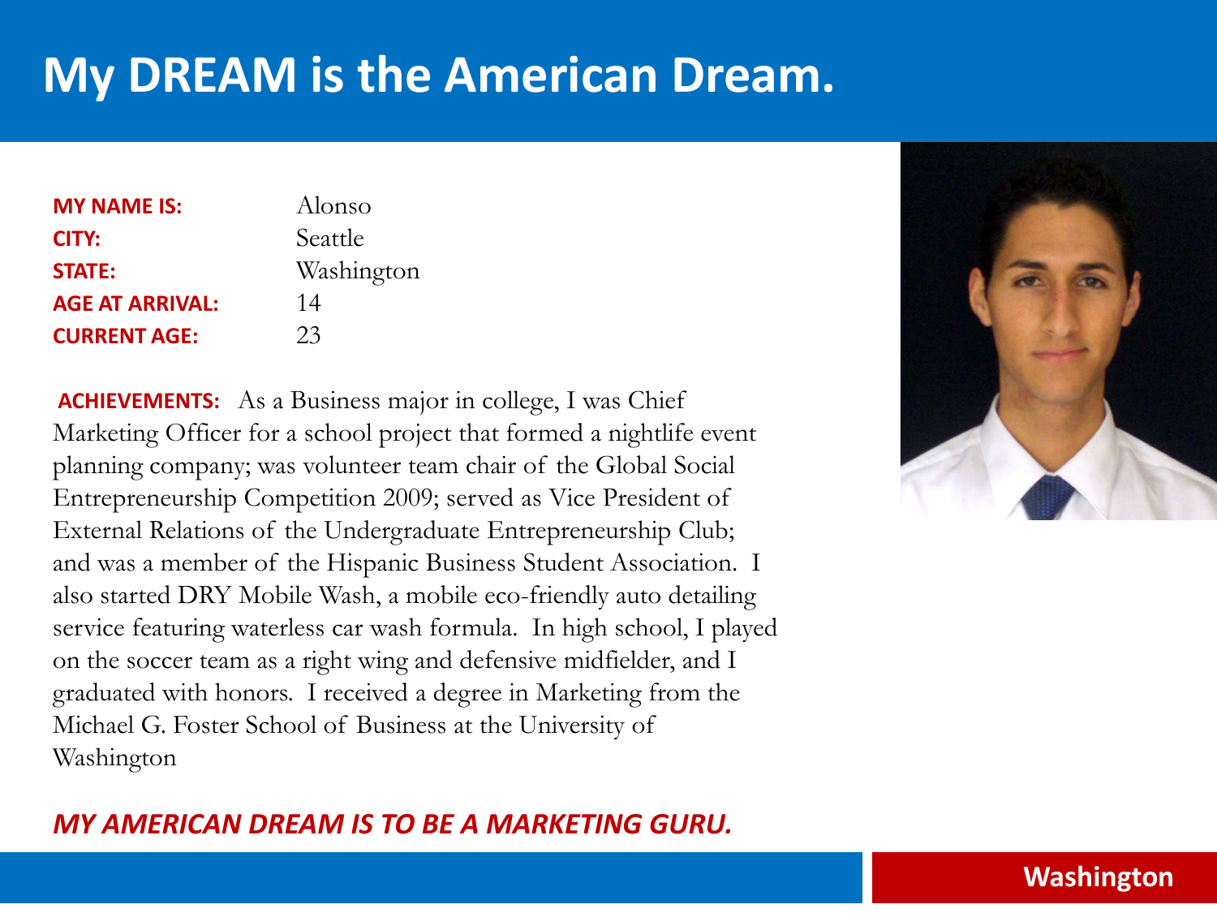# My DREAM is the American Dream.

| | |
|---|---|
| **MY NAME IS:** | Alonso |
| **CITY:** | Seattle |
| **STATE:** | Washington |
| **AGE AT ARRIVAL:** | 14 |
| **CURRENT AGE:** | 23 |

**ACHIEVEMENTS:** As a Business major in college, I was Chief Marketing Officer for a school project that formed a nightlife event planning company; was volunteer team chair of the Global Social Entrepreneurship Competition 2009; served as Vice President of External Relations of the Undergraduate Entrepreneurship Club; and was a member of the Hispanic Business Student Association. I also started DRY Mobile Wash, a mobile eco-friendly auto detailing service featuring waterless car wash formula. In high school, I played on the soccer team as a right wing and defensive midfielder, and I graduated with honors. I received a degree in Marketing from the Michael G. Foster School of Business at the University of Washington

***MY AMERICAN DREAM IS TO BE A MARKETING GURU.***

**Washington**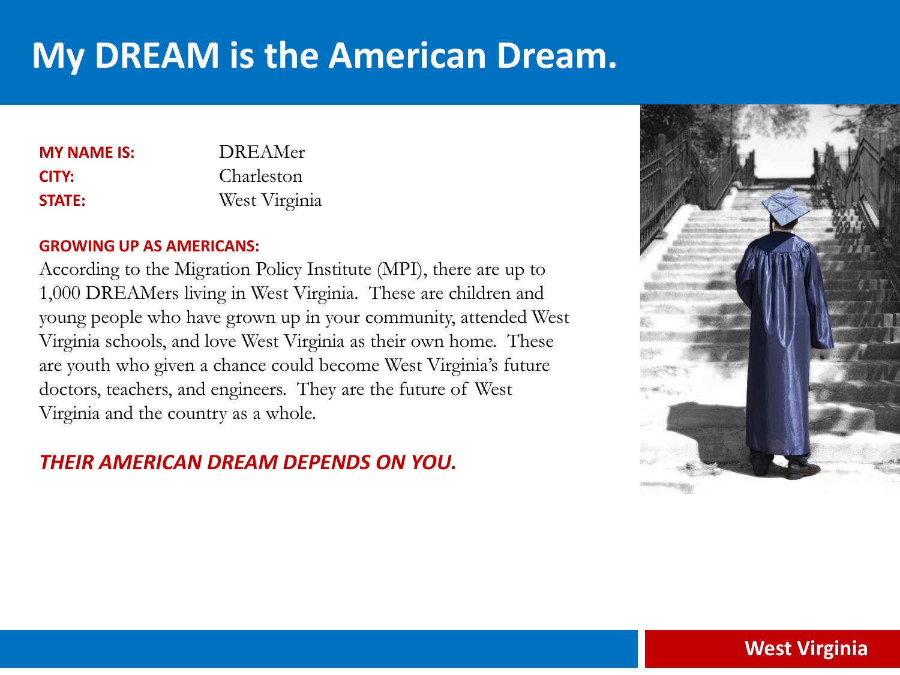# My DREAM is the American Dream.

**MY NAME IS:** DREAMer
**CITY:** Charleston
**STATE:** West Virginia

**GROWING UP AS AMERICANS:**

According to the Migration Policy Institute (MPI), there are up to 1,000 DREAMers living in West Virginia. These are children and young people who have grown up in your community, attended West Virginia schools, and love West Virginia as their own home. These are youth who given a chance could become West Virginia's future doctors, teachers, and engineers. They are the future of West Virginia and the country as a whole.

***THEIR AMERICAN DREAM DEPENDS ON YOU.***

**West Virginia**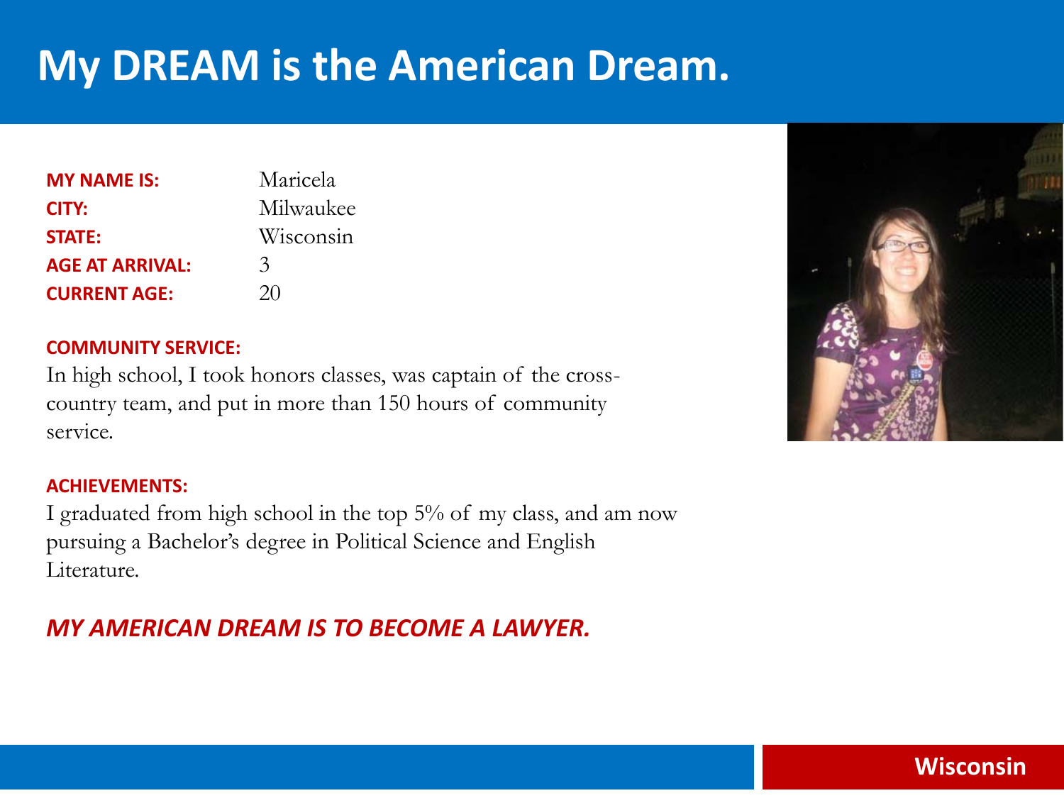# My DREAM is the American Dream.

| | |
|---|---|
| **MY NAME IS:** | Maricela |
| **CITY:** | Milwaukee |
| **STATE:** | Wisconsin |
| **AGE AT ARRIVAL:** | 3 |
| **CURRENT AGE:** | 20 |

**COMMUNITY SERVICE:**

In high school, I took honors classes, was captain of the cross-country team, and put in more than 150 hours of community service.

**ACHIEVEMENTS:**

I graduated from high school in the top 5% of my class, and am now pursuing a Bachelor's degree in Political Science and English Literature.

***MY AMERICAN DREAM IS TO BECOME A LAWYER.***

**Wisconsin**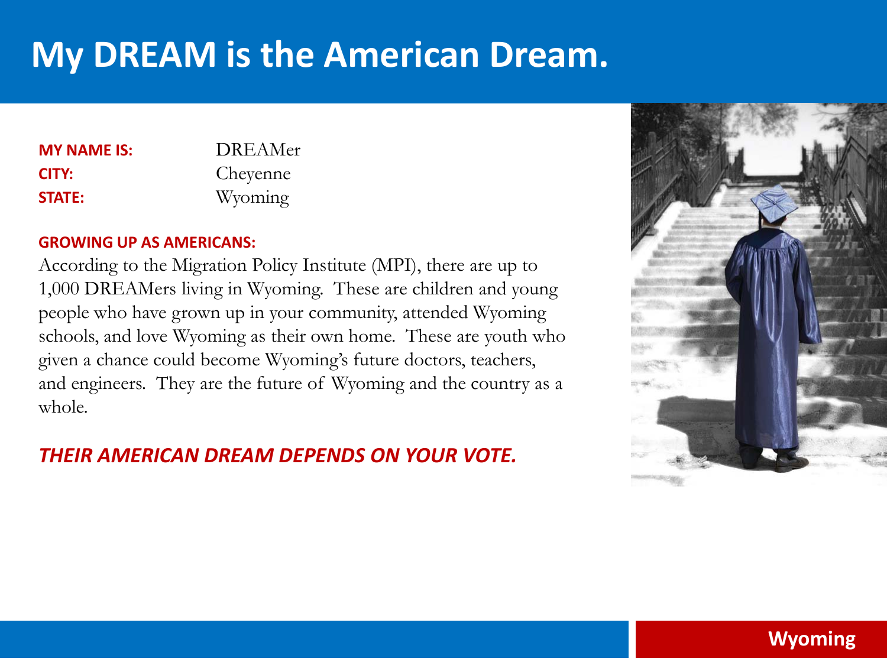# My DREAM is the American Dream.

**MY NAME IS:** DREAMer
**CITY:** Cheyenne
**STATE:** Wyoming

**GROWING UP AS AMERICANS:**

According to the Migration Policy Institute (MPI), there are up to 1,000 DREAMers living in Wyoming. These are children and young people who have grown up in your community, attended Wyoming schools, and love Wyoming as their own home. These are youth who given a chance could become Wyoming's future doctors, teachers, and engineers. They are the future of Wyoming and the country as a whole.

***THEIR AMERICAN DREAM DEPENDS ON YOUR VOTE.***

Wyoming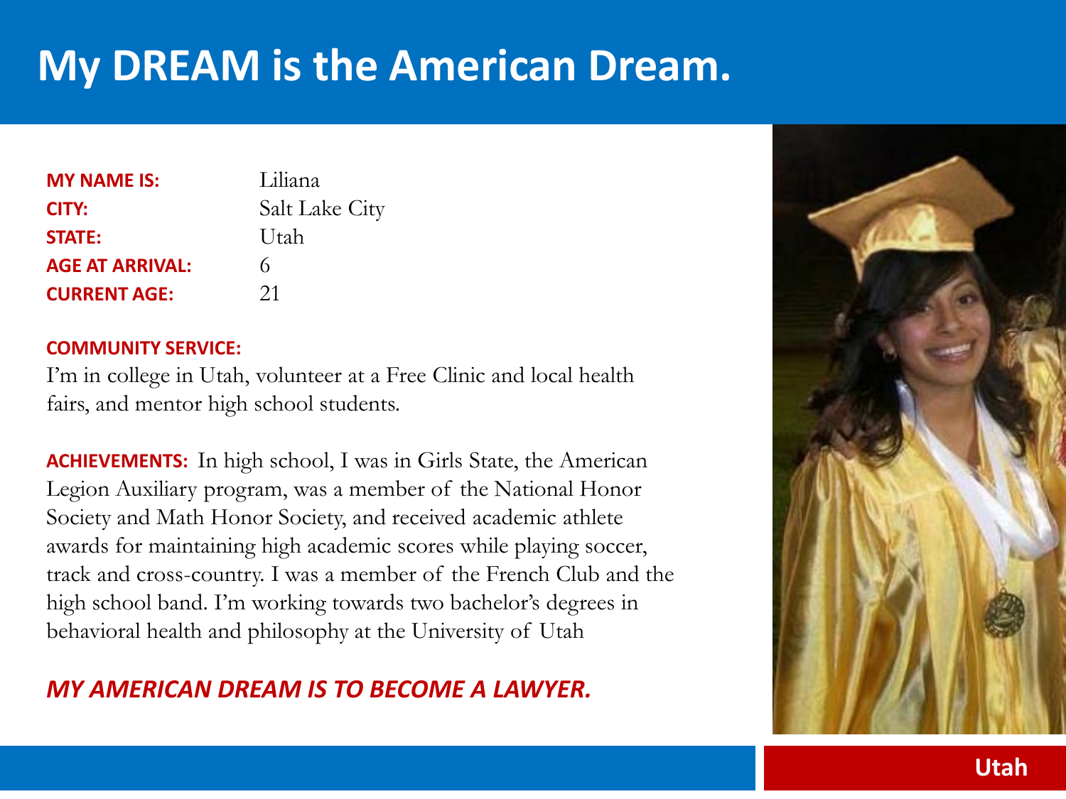# My DREAM is the American Dream.

| | |
|---|---|
| **MY NAME IS:** | Liliana |
| **CITY:** | Salt Lake City |
| **STATE:** | Utah |
| **AGE AT ARRIVAL:** | 6 |
| **CURRENT AGE:** | 21 |

**COMMUNITY SERVICE:**

I'm in college in Utah, volunteer at a Free Clinic and local health fairs, and mentor high school students.

**ACHIEVEMENTS:** In high school, I was in Girls State, the American Legion Auxiliary program, was a member of the National Honor Society and Math Honor Society, and received academic athlete awards for maintaining high academic scores while playing soccer, track and cross-country. I was a member of the French Club and the high school band. I'm working towards two bachelor's degrees in behavioral health and philosophy at the University of Utah

***MY AMERICAN DREAM IS TO BECOME A LAWYER.***

**Utah**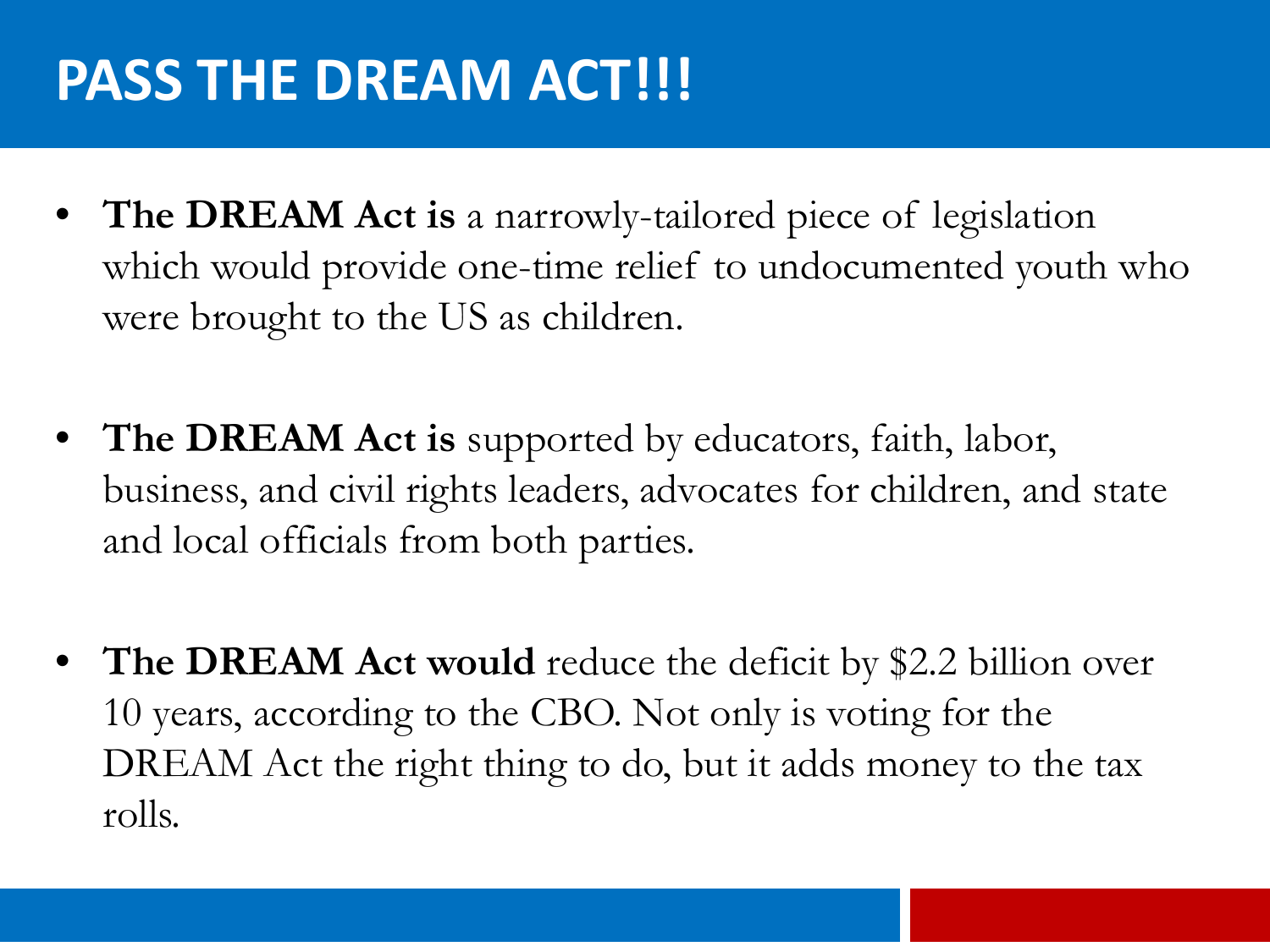# PASS THE DREAM ACT!!!

- **The DREAM Act is** a narrowly-tailored piece of legislation which would provide one-time relief to undocumented youth who were brought to the US as children.

- **The DREAM Act is** supported by educators, faith, labor, business, and civil rights leaders, advocates for children, and state and local officials from both parties.

- **The DREAM Act would** reduce the deficit by $2.2 billion over 10 years, according to the CBO. Not only is voting for the DREAM Act the right thing to do, but it adds money to the tax rolls.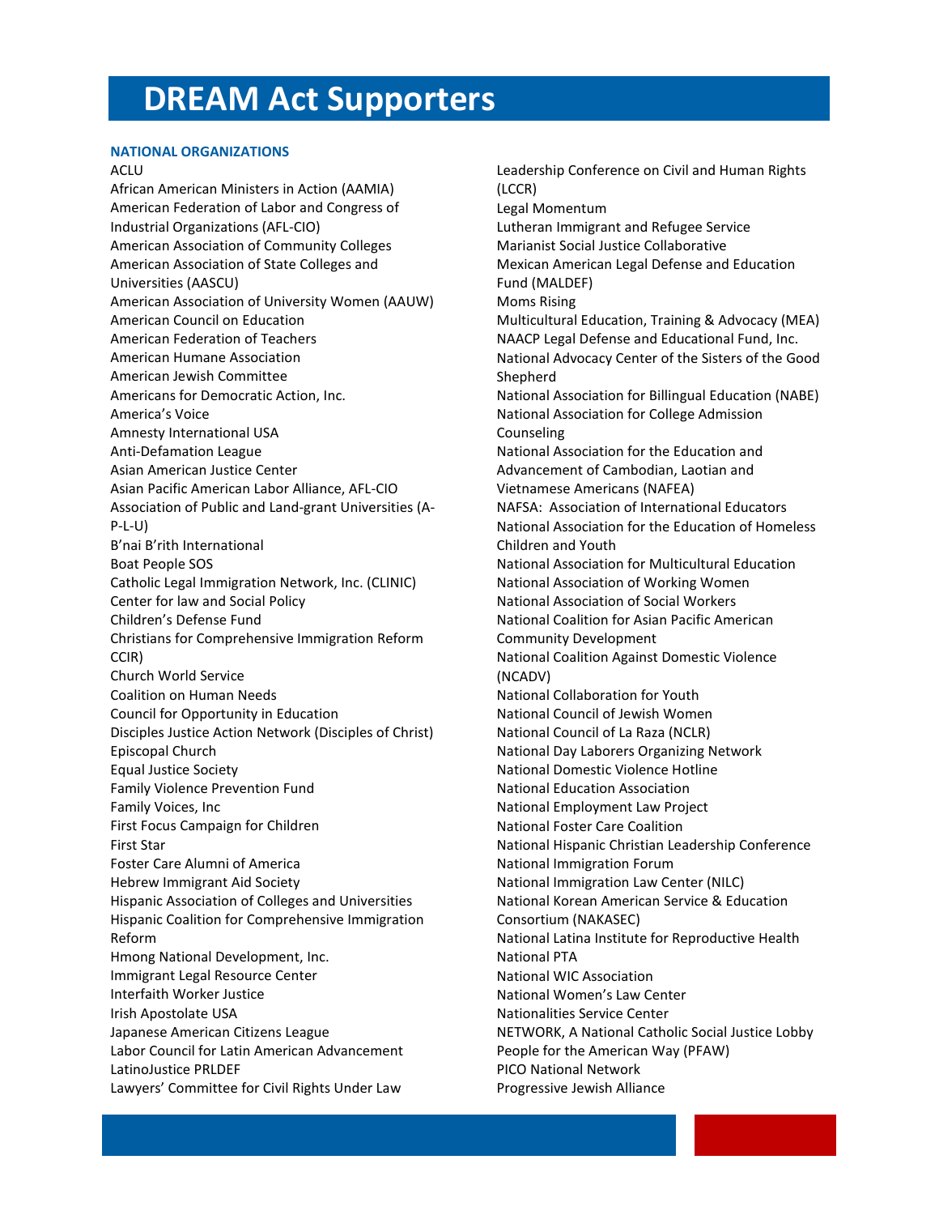# DREAM Act Supporters

**NATIONAL ORGANIZATIONS**

ACLU
African American Ministers in Action (AAMIA)
American Federation of Labor and Congress of Industrial Organizations (AFL-CIO)
American Association of Community Colleges
American Association of State Colleges and Universities (AASCU)
American Association of University Women (AAUW)
American Council on Education
American Federation of Teachers
American Humane Association
American Jewish Committee
Americans for Democratic Action, Inc.
America's Voice
Amnesty International USA
Anti-Defamation League
Asian American Justice Center
Asian Pacific American Labor Alliance, AFL-CIO
Association of Public and Land-grant Universities (A-P-L-U)
B'nai B'rith International
Boat People SOS
Catholic Legal Immigration Network, Inc. (CLINIC)
Center for law and Social Policy
Children's Defense Fund
Christians for Comprehensive Immigration Reform CCIR)
Church World Service
Coalition on Human Needs
Council for Opportunity in Education
Disciples Justice Action Network (Disciples of Christ)
Episcopal Church
Equal Justice Society
Family Violence Prevention Fund
Family Voices, Inc
First Focus Campaign for Children
First Star
Foster Care Alumni of America
Hebrew Immigrant Aid Society
Hispanic Association of Colleges and Universities
Hispanic Coalition for Comprehensive Immigration Reform
Hmong National Development, Inc.
Immigrant Legal Resource Center
Interfaith Worker Justice
Irish Apostolate USA
Japanese American Citizens League
Labor Council for Latin American Advancement
LatinoJustice PRLDEF
Lawyers' Committee for Civil Rights Under Law
Leadership Conference on Civil and Human Rights (LCCR)
Legal Momentum
Lutheran Immigrant and Refugee Service
Marianist Social Justice Collaborative
Mexican American Legal Defense and Education Fund (MALDEF)
Moms Rising
Multicultural Education, Training & Advocacy (MEA)
NAACP Legal Defense and Educational Fund, Inc.
National Advocacy Center of the Sisters of the Good Shepherd
National Association for Billingual Education (NABE)
National Association for College Admission Counseling
National Association for the Education and Advancement of Cambodian, Laotian and Vietnamese Americans (NAFEA)
NAFSA: Association of International Educators
National Association for the Education of Homeless Children and Youth
National Association for Multicultural Education
National Association of Working Women
National Association of Social Workers
National Coalition for Asian Pacific American Community Development
National Coalition Against Domestic Violence (NCADV)
National Collaboration for Youth
National Council of Jewish Women
National Council of La Raza (NCLR)
National Day Laborers Organizing Network
National Domestic Violence Hotline
National Education Association
National Employment Law Project
National Foster Care Coalition
National Hispanic Christian Leadership Conference
National Immigration Forum
National Immigration Law Center (NILC)
National Korean American Service & Education Consortium (NAKASEC)
National Latina Institute for Reproductive Health
National PTA
National WIC Association
National Women's Law Center
Nationalities Service Center
NETWORK, A National Catholic Social Justice Lobby
People for the American Way (PFAW)
PICO National Network
Progressive Jewish Alliance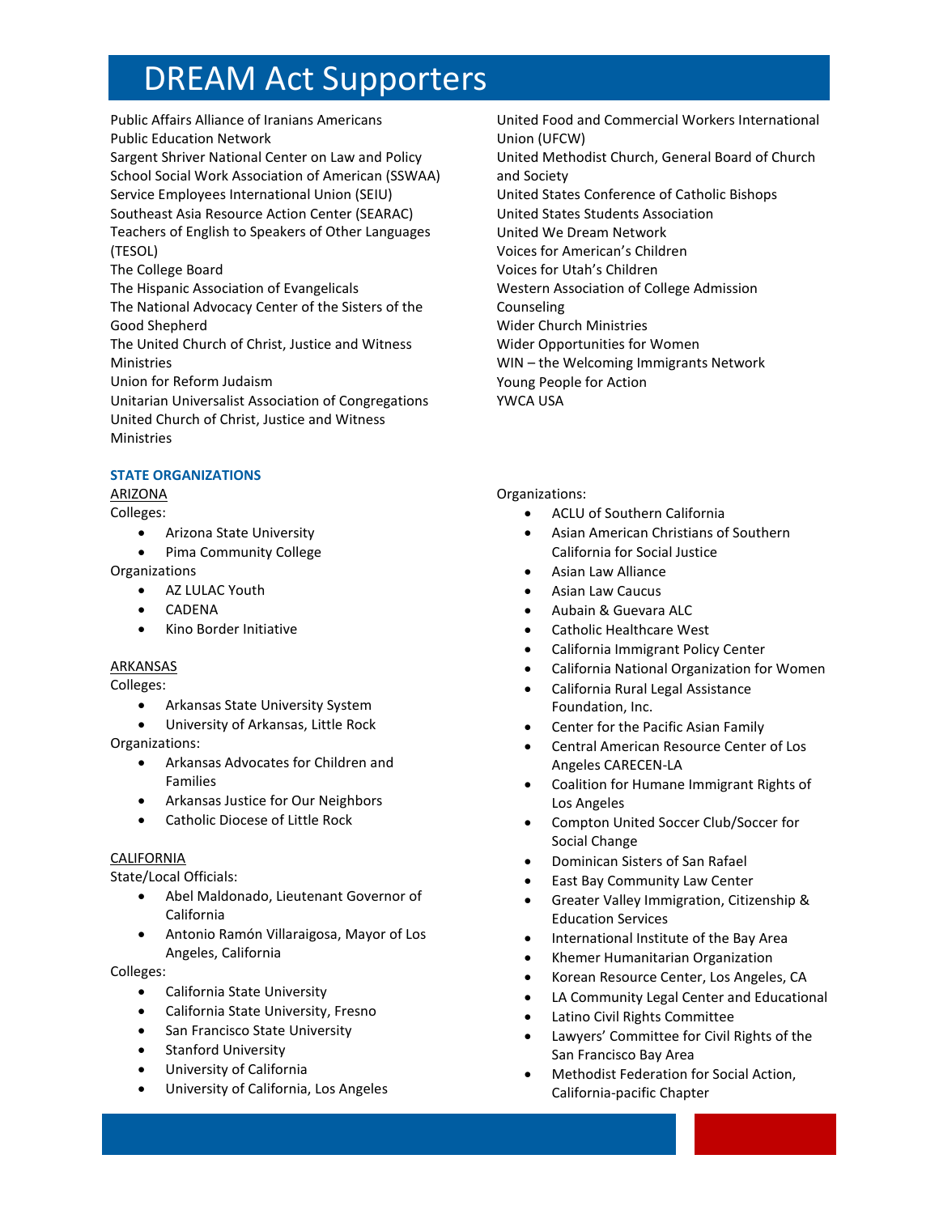# DREAM Act Supporters

Public Affairs Alliance of Iranians Americans
Public Education Network
Sargent Shriver National Center on Law and Policy
School Social Work Association of American (SSWAA)
Service Employees International Union (SEIU)
Southeast Asia Resource Action Center (SEARAC)
Teachers of English to Speakers of Other Languages (TESOL)
The College Board
The Hispanic Association of Evangelicals
The National Advocacy Center of the Sisters of the Good Shepherd
The United Church of Christ, Justice and Witness Ministries
Union for Reform Judaism
Unitarian Universalist Association of Congregations
United Church of Christ, Justice and Witness Ministries
United Food and Commercial Workers International Union (UFCW)
United Methodist Church, General Board of Church and Society
United States Conference of Catholic Bishops
United States Students Association
United We Dream Network
Voices for American's Children
Voices for Utah's Children
Western Association of College Admission Counseling
Wider Church Ministries
Wider Opportunities for Women
WIN – the Welcoming Immigrants Network
Young People for Action
YWCA USA

**STATE ORGANIZATIONS**

ARIZONA

Colleges:

- Arizona State University
- Pima Community College

Organizations

- AZ LULAC Youth
- CADENA
- Kino Border Initiative

ARKANSAS

Colleges:

- Arkansas State University System
- University of Arkansas, Little Rock

Organizations:

- Arkansas Advocates for Children and Families
- Arkansas Justice for Our Neighbors
- Catholic Diocese of Little Rock

CALIFORNIA

State/Local Officials:

- Abel Maldonado, Lieutenant Governor of California
- Antonio Ramón Villaraigosa, Mayor of Los Angeles, California

Colleges:

- California State University
- California State University, Fresno
- San Francisco State University
- Stanford University
- University of California
- University of California, Los Angeles

Organizations:

- ACLU of Southern California
- Asian American Christians of Southern California for Social Justice
- Asian Law Alliance
- Asian Law Caucus
- Aubain & Guevara ALC
- Catholic Healthcare West
- California Immigrant Policy Center
- California National Organization for Women
- California Rural Legal Assistance Foundation, Inc.
- Center for the Pacific Asian Family
- Central American Resource Center of Los Angeles CARECEN-LA
- Coalition for Humane Immigrant Rights of Los Angeles
- Compton United Soccer Club/Soccer for Social Change
- Dominican Sisters of San Rafael
- East Bay Community Law Center
- Greater Valley Immigration, Citizenship & Education Services
- International Institute of the Bay Area
- Khemer Humanitarian Organization
- Korean Resource Center, Los Angeles, CA
- LA Community Legal Center and Educational
- Latino Civil Rights Committee
- Lawyers' Committee for Civil Rights of the San Francisco Bay Area
- Methodist Federation for Social Action, California-pacific Chapter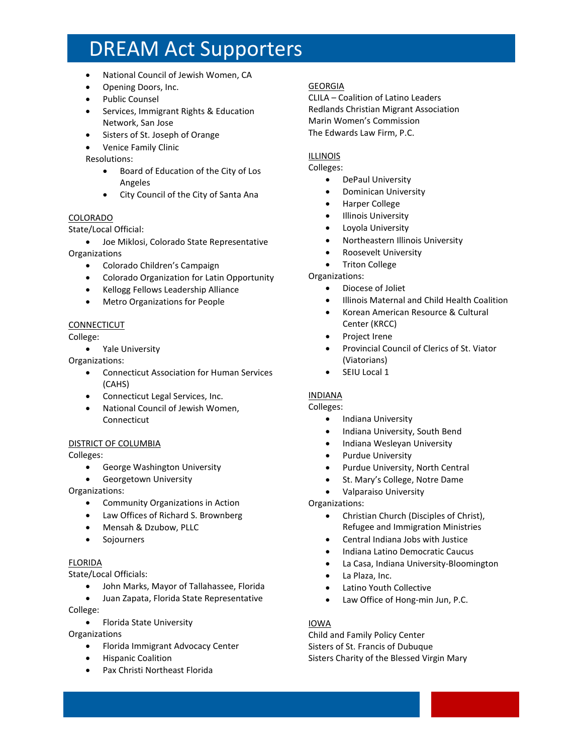# DREAM Act Supporters

- National Council of Jewish Women, CA
- Opening Doors, Inc.
- Public Counsel
- Services, Immigrant Rights & Education Network, San Jose
- Sisters of St. Joseph of Orange
- Venice Family Clinic

Resolutions:

- Board of Education of the City of Los Angeles
- City Council of the City of Santa Ana

COLORADO

State/Local Official:

- Joe Miklosi, Colorado State Representative

Organizations

- Colorado Children's Campaign
- Colorado Organization for Latin Opportunity
- Kellogg Fellows Leadership Alliance
- Metro Organizations for People

CONNECTICUT

College:

- Yale University

Organizations:

- Connecticut Association for Human Services (CAHS)
- Connecticut Legal Services, Inc.
- National Council of Jewish Women, Connecticut

DISTRICT OF COLUMBIA

Colleges:

- George Washington University
- Georgetown University

Organizations:

- Community Organizations in Action
- Law Offices of Richard S. Brownberg
- Mensah & Dzubow, PLLC
- Sojourners

FLORIDA

State/Local Officials:

- John Marks, Mayor of Tallahassee, Florida
- Juan Zapata, Florida State Representative

College:

- Florida State University

Organizations

- Florida Immigrant Advocacy Center
- Hispanic Coalition
- Pax Christi Northeast Florida

GEORGIA

CLILA – Coalition of Latino Leaders
Redlands Christian Migrant Association
Marin Women's Commission
The Edwards Law Firm, P.C.

ILLINOIS

Colleges:

- DePaul University
- Dominican University
- Harper College
- Illinois University
- Loyola University
- Northeastern Illinois University
- Roosevelt University
- Triton College

Organizations:

- Diocese of Joliet
- Illinois Maternal and Child Health Coalition
- Korean American Resource & Cultural Center (KRCC)
- Project Irene
- Provincial Council of Clerics of St. Viator (Viatorians)
- SEIU Local 1

INDIANA

Colleges:

- Indiana University
- Indiana University, South Bend
- Indiana Wesleyan University
- Purdue University
- Purdue University, North Central
- St. Mary's College, Notre Dame
- Valparaiso University

Organizations:

- Christian Church (Disciples of Christ), Refugee and Immigration Ministries
- Central Indiana Jobs with Justice
- Indiana Latino Democratic Caucus
- La Casa, Indiana University-Bloomington
- La Plaza, Inc.
- Latino Youth Collective
- Law Office of Hong-min Jun, P.C.

IOWA

Child and Family Policy Center
Sisters of St. Francis of Dubuque
Sisters Charity of the Blessed Virgin Mary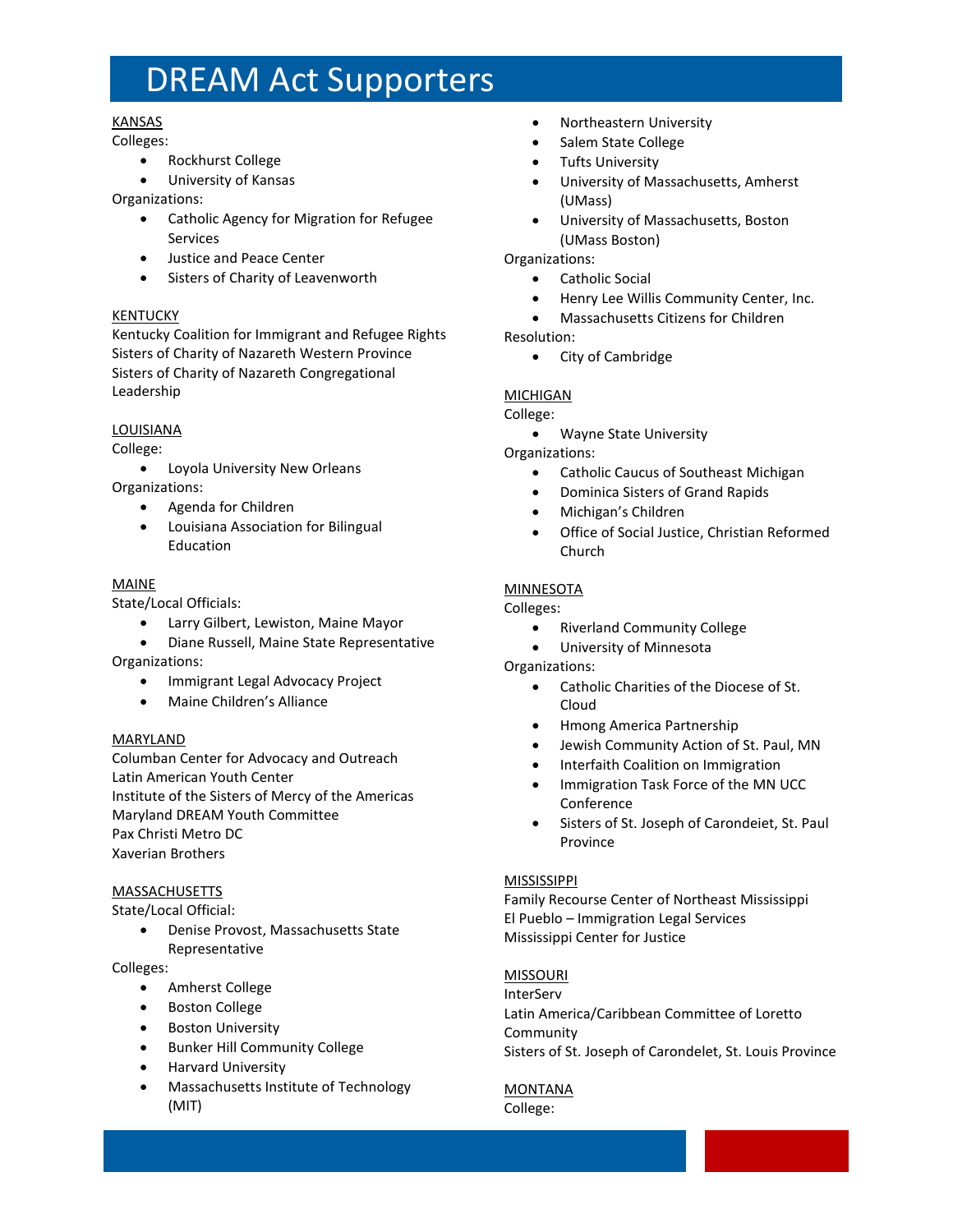# DREAM Act Supporters

KANSAS

Colleges:

- Rockhurst College
- University of Kansas

Organizations:

- Catholic Agency for Migration for Refugee Services
- Justice and Peace Center
- Sisters of Charity of Leavenworth

KENTUCKY

Kentucky Coalition for Immigrant and Refugee Rights
Sisters of Charity of Nazareth Western Province
Sisters of Charity of Nazareth Congregational Leadership

LOUISIANA

College:

- Loyola University New Orleans

Organizations:

- Agenda for Children
- Louisiana Association for Bilingual Education

MAINE

State/Local Officials:

- Larry Gilbert, Lewiston, Maine Mayor
- Diane Russell, Maine State Representative

Organizations:

- Immigrant Legal Advocacy Project
- Maine Children's Alliance

MARYLAND

Columban Center for Advocacy and Outreach
Latin American Youth Center
Institute of the Sisters of Mercy of the Americas
Maryland DREAM Youth Committee
Pax Christi Metro DC
Xaverian Brothers

MASSACHUSETTS

State/Local Official:

- Denise Provost, Massachusetts State Representative

Colleges:

- Amherst College
- Boston College
- Boston University
- Bunker Hill Community College
- Harvard University
- Massachusetts Institute of Technology (MIT)
- Northeastern University
- Salem State College
- Tufts University
- University of Massachusetts, Amherst (UMass)
- University of Massachusetts, Boston (UMass Boston)

Organizations:

- Catholic Social
- Henry Lee Willis Community Center, Inc.
- Massachusetts Citizens for Children

Resolution:

- City of Cambridge

MICHIGAN

College:

- Wayne State University

Organizations:

- Catholic Caucus of Southeast Michigan
- Dominica Sisters of Grand Rapids
- Michigan's Children
- Office of Social Justice, Christian Reformed Church

MINNESOTA

Colleges:

- Riverland Community College
- University of Minnesota

Organizations:

- Catholic Charities of the Diocese of St. Cloud
- Hmong America Partnership
- Jewish Community Action of St. Paul, MN
- Interfaith Coalition on Immigration
- Immigration Task Force of the MN UCC Conference
- Sisters of St. Joseph of Carondeiet, St. Paul Province

MISSISSIPPI

Family Recourse Center of Northeast Mississippi
El Pueblo – Immigration Legal Services
Mississippi Center for Justice

MISSOURI

InterServ
Latin America/Caribbean Committee of Loretto Community
Sisters of St. Joseph of Carondelet, St. Louis Province

MONTANA

College: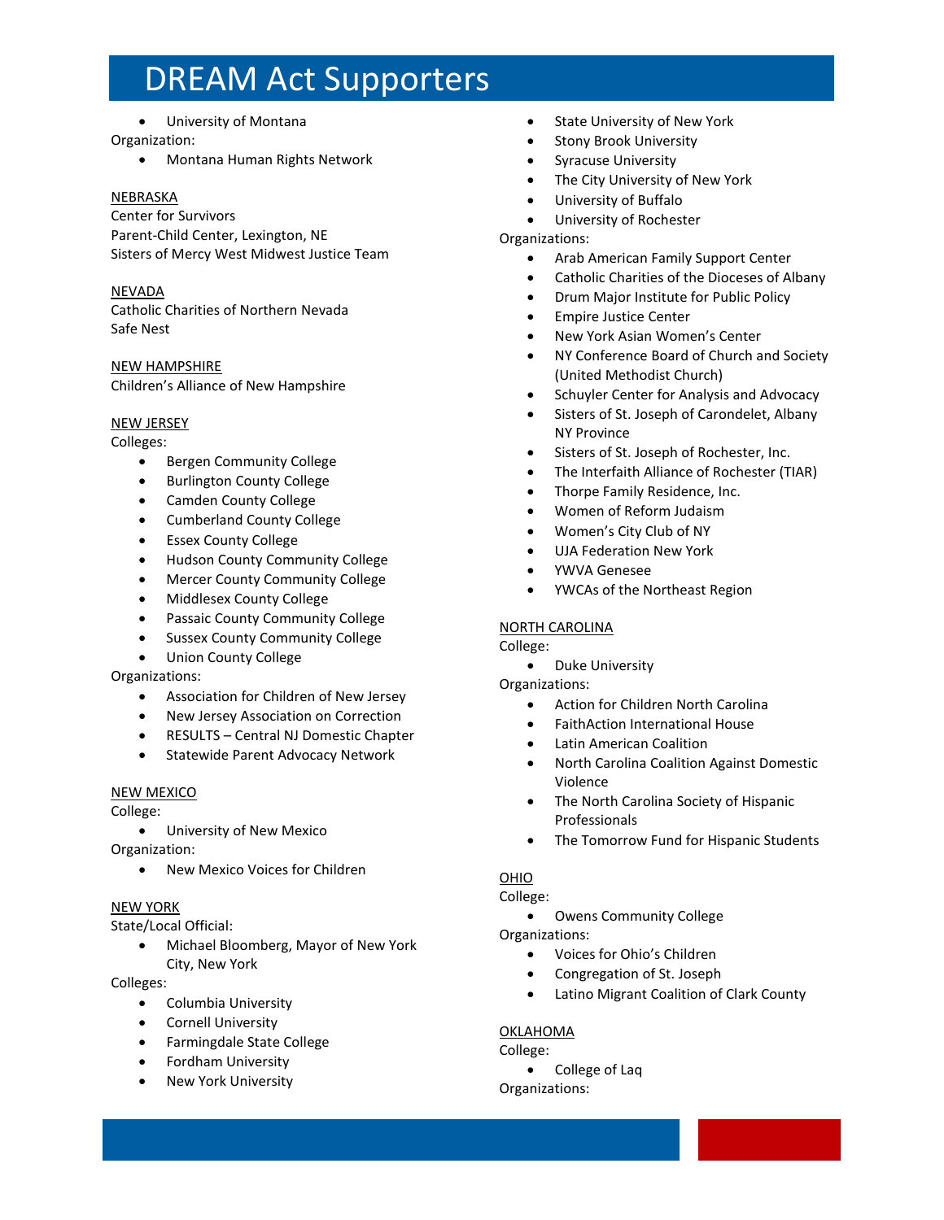# DREAM Act Supporters

- University of Montana

Organization:

- Montana Human Rights Network

NEBRASKA

Center for Survivors
Parent-Child Center, Lexington, NE
Sisters of Mercy West Midwest Justice Team

NEVADA

Catholic Charities of Northern Nevada
Safe Nest

NEW HAMPSHIRE

Children's Alliance of New Hampshire

NEW JERSEY

Colleges:

- Bergen Community College
- Burlington County College
- Camden County College
- Cumberland County College
- Essex County College
- Hudson County Community College
- Mercer County Community College
- Middlesex County College
- Passaic County Community College
- Sussex County Community College
- Union County College

Organizations:

- Association for Children of New Jersey
- New Jersey Association on Correction
- RESULTS – Central NJ Domestic Chapter
- Statewide Parent Advocacy Network

NEW MEXICO

College:

- University of New Mexico

Organization:

- New Mexico Voices for Children

NEW YORK

State/Local Official:

- Michael Bloomberg, Mayor of New York City, New York

Colleges:

- Columbia University
- Cornell University
- Farmingdale State College
- Fordham University
- New York University
- State University of New York
- Stony Brook University
- Syracuse University
- The City University of New York
- University of Buffalo
- University of Rochester

Organizations:

- Arab American Family Support Center
- Catholic Charities of the Dioceses of Albany
- Drum Major Institute for Public Policy
- Empire Justice Center
- New York Asian Women's Center
- NY Conference Board of Church and Society (United Methodist Church)
- Schuyler Center for Analysis and Advocacy
- Sisters of St. Joseph of Carondelet, Albany NY Province
- Sisters of St. Joseph of Rochester, Inc.
- The Interfaith Alliance of Rochester (TIAR)
- Thorpe Family Residence, Inc.
- Women of Reform Judaism
- Women's City Club of NY
- UJA Federation New York
- YWVA Genesee
- YWCAs of the Northeast Region

NORTH CAROLINA

College:

- Duke University

Organizations:

- Action for Children North Carolina
- FaithAction International House
- Latin American Coalition
- North Carolina Coalition Against Domestic Violence
- The North Carolina Society of Hispanic Professionals
- The Tomorrow Fund for Hispanic Students

OHIO

College:

- Owens Community College

Organizations:

- Voices for Ohio's Children
- Congregation of St. Joseph
- Latino Migrant Coalition of Clark County

OKLAHOMA

College:

- College of Laq

Organizations: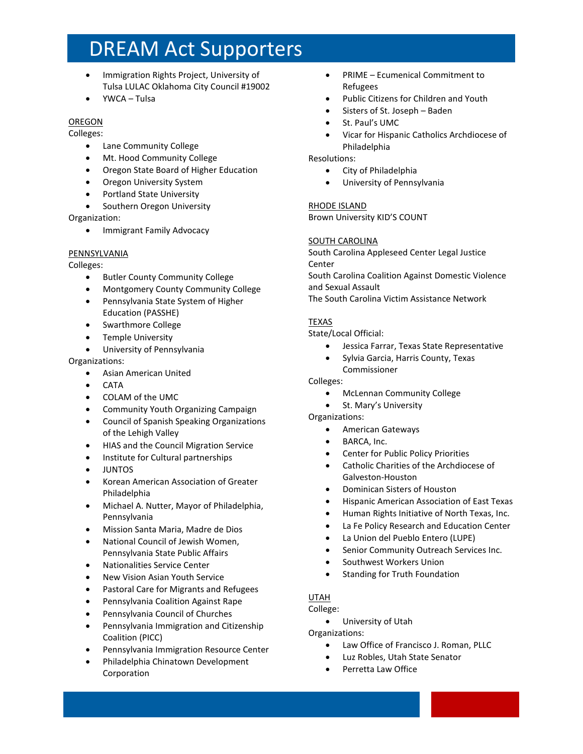# DREAM Act Supporters

- Immigration Rights Project, University of Tulsa LULAC Oklahoma City Council #19002
- YWCA – Tulsa

OREGON

Colleges:

- Lane Community College
- Mt. Hood Community College
- Oregon State Board of Higher Education
- Oregon University System
- Portland State University
- Southern Oregon University

Organization:

- Immigrant Family Advocacy

PENNSYLVANIA

Colleges:

- Butler County Community College
- Montgomery County Community College
- Pennsylvania State System of Higher Education (PASSHE)
- Swarthmore College
- Temple University
- University of Pennsylvania

Organizations:

- Asian American United
- CATA
- COLAM of the UMC
- Community Youth Organizing Campaign
- Council of Spanish Speaking Organizations of the Lehigh Valley
- HIAS and the Council Migration Service
- Institute for Cultural partnerships
- JUNTOS
- Korean American Association of Greater Philadelphia
- Michael A. Nutter, Mayor of Philadelphia, Pennsylvania
- Mission Santa Maria, Madre de Dios
- National Council of Jewish Women, Pennsylvania State Public Affairs
- Nationalities Service Center
- New Vision Asian Youth Service
- Pastoral Care for Migrants and Refugees
- Pennsylvania Coalition Against Rape
- Pennsylvania Council of Churches
- Pennsylvania Immigration and Citizenship Coalition (PICC)
- Pennsylvania Immigration Resource Center
- Philadelphia Chinatown Development Corporation
- PRIME – Ecumenical Commitment to Refugees
- Public Citizens for Children and Youth
- Sisters of St. Joseph – Baden
- St. Paul's UMC
- Vicar for Hispanic Catholics Archdiocese of Philadelphia

Resolutions:

- City of Philadelphia
- University of Pennsylvania

RHODE ISLAND

Brown University KID'S COUNT

SOUTH CAROLINA

South Carolina Appleseed Center Legal Justice Center

South Carolina Coalition Against Domestic Violence and Sexual Assault

The South Carolina Victim Assistance Network

TEXAS

State/Local Official:

- Jessica Farrar, Texas State Representative
- Sylvia Garcia, Harris County, Texas Commissioner

Colleges:

- McLennan Community College
- St. Mary's University

Organizations:

- American Gateways
- BARCA, Inc.
- Center for Public Policy Priorities
- Catholic Charities of the Archdiocese of Galveston-Houston
- Dominican Sisters of Houston
- Hispanic American Association of East Texas
- Human Rights Initiative of North Texas, Inc.
- La Fe Policy Research and Education Center
- La Union del Pueblo Entero (LUPE)
- Senior Community Outreach Services Inc.
- Southwest Workers Union
- Standing for Truth Foundation

UTAH

College:

- University of Utah

Organizations:

- Law Office of Francisco J. Roman, PLLC
- Luz Robles, Utah State Senator
- Perretta Law Office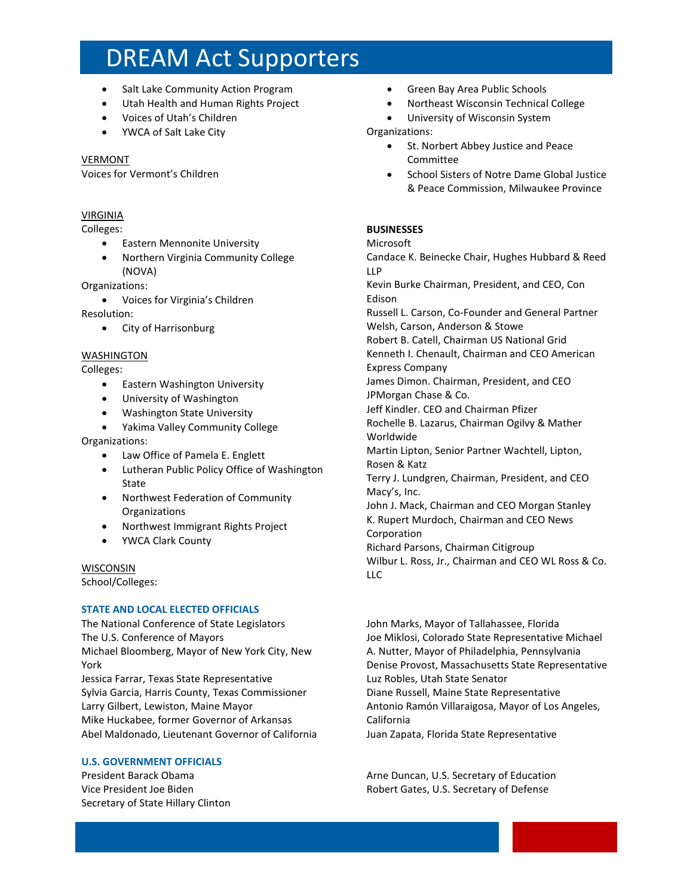# DREAM Act Supporters

- Salt Lake Community Action Program
- Utah Health and Human Rights Project
- Voices of Utah's Children
- YWCA of Salt Lake City

VERMONT
Voices for Vermont's Children

VIRGINIA
Colleges:

- Eastern Mennonite University
- Northern Virginia Community College (NOVA)

Organizations:

- Voices for Virginia's Children

Resolution:

- City of Harrisonburg

WASHINGTON
Colleges:

- Eastern Washington University
- University of Washington
- Washington State University
- Yakima Valley Community College

Organizations:

- Law Office of Pamela E. Englett
- Lutheran Public Policy Office of Washington State
- Northwest Federation of Community Organizations
- Northwest Immigrant Rights Project
- YWCA Clark County

WISCONSIN
School/Colleges:

- Green Bay Area Public Schools
- Northeast Wisconsin Technical College
- University of Wisconsin System

Organizations:

- St. Norbert Abbey Justice and Peace Committee
- School Sisters of Notre Dame Global Justice & Peace Commission, Milwaukee Province

**BUSINESSES**
Microsoft
Candace K. Beinecke Chair, Hughes Hubbard & Reed LLP
Kevin Burke Chairman, President, and CEO, Con Edison
Russell L. Carson, Co-Founder and General Partner Welsh, Carson, Anderson & Stowe
Robert B. Catell, Chairman US National Grid
Kenneth I. Chenault, Chairman and CEO American Express Company
James Dimon. Chairman, President, and CEO JPMorgan Chase & Co.
Jeff Kindler. CEO and Chairman Pfizer
Rochelle B. Lazarus, Chairman Ogilvy & Mather Worldwide
Martin Lipton, Senior Partner Wachtell, Lipton, Rosen & Katz
Terry J. Lundgren, Chairman, President, and CEO Macy's, Inc.
John J. Mack, Chairman and CEO Morgan Stanley
K. Rupert Murdoch, Chairman and CEO News Corporation
Richard Parsons, Chairman Citigroup
Wilbur L. Ross, Jr., Chairman and CEO WL Ross & Co. LLC

**STATE AND LOCAL ELECTED OFFICIALS**
The National Conference of State Legislators
The U.S. Conference of Mayors
Michael Bloomberg, Mayor of New York City, New York
Jessica Farrar, Texas State Representative
Sylvia Garcia, Harris County, Texas Commissioner
Larry Gilbert, Lewiston, Maine Mayor
Mike Huckabee, former Governor of Arkansas
Abel Maldonado, Lieutenant Governor of California
John Marks, Mayor of Tallahassee, Florida
Joe Miklosi, Colorado State Representative Michael A. Nutter, Mayor of Philadelphia, Pennsylvania
Denise Provost, Massachusetts State Representative
Luz Robles, Utah State Senator
Diane Russell, Maine State Representative
Antonio Ramón Villaraigosa, Mayor of Los Angeles, California
Juan Zapata, Florida State Representative

**U.S. GOVERNMENT OFFICIALS**
President Barack Obama
Vice President Joe Biden
Secretary of State Hillary Clinton
Arne Duncan, U.S. Secretary of Education
Robert Gates, U.S. Secretary of Defense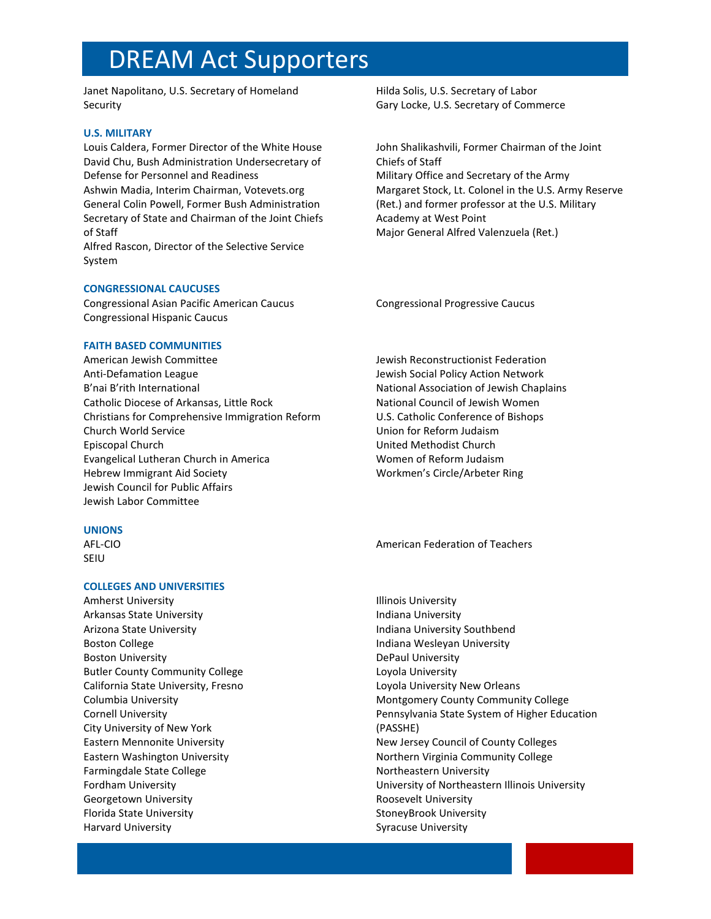# DREAM Act Supporters

Janet Napolitano, U.S. Secretary of Homeland Security
Hilda Solis, U.S. Secretary of Labor
Gary Locke, U.S. Secretary of Commerce

### U.S. MILITARY

Louis Caldera, Former Director of the White House
David Chu, Bush Administration Undersecretary of Defense for Personnel and Readiness
Ashwin Madia, Interim Chairman, Votevets.org
General Colin Powell, Former Bush Administration Secretary of State and Chairman of the Joint Chiefs of Staff
Alfred Rascon, Director of the Selective Service System
John Shalikashvili, Former Chairman of the Joint Chiefs of Staff
Military Office and Secretary of the Army
Margaret Stock, Lt. Colonel in the U.S. Army Reserve (Ret.) and former professor at the U.S. Military Academy at West Point
Major General Alfred Valenzuela (Ret.)

### CONGRESSIONAL CAUCUSES

Congressional Asian Pacific American Caucus
Congressional Hispanic Caucus
Congressional Progressive Caucus

### FAITH BASED COMMUNITIES

American Jewish Committee
Anti-Defamation League
B'nai B'rith International
Catholic Diocese of Arkansas, Little Rock
Christians for Comprehensive Immigration Reform
Church World Service
Episcopal Church
Evangelical Lutheran Church in America
Hebrew Immigrant Aid Society
Jewish Council for Public Affairs
Jewish Labor Committee
Jewish Reconstructionist Federation
Jewish Social Policy Action Network
National Association of Jewish Chaplains
National Council of Jewish Women
U.S. Catholic Conference of Bishops
Union for Reform Judaism
United Methodist Church
Women of Reform Judaism
Workmen's Circle/Arbeter Ring

### UNIONS

AFL-CIO
SEIU
American Federation of Teachers

### COLLEGES AND UNIVERSITIES

Amherst University
Arkansas State University
Arizona State University
Boston College
Boston University
Butler County Community College
California State University, Fresno
Columbia University
Cornell University
City University of New York
Eastern Mennonite University
Eastern Washington University
Farmingdale State College
Fordham University
Georgetown University
Florida State University
Harvard University
Illinois University
Indiana University
Indiana University Southbend
Indiana Wesleyan University
DePaul University
Loyola University
Loyola University New Orleans
Montgomery County Community College
Pennsylvania State System of Higher Education (PASSHE)
New Jersey Council of County Colleges
Northern Virginia Community College
Northeastern University
University of Northeastern Illinois University
Roosevelt University
StoneyBrook University
Syracuse University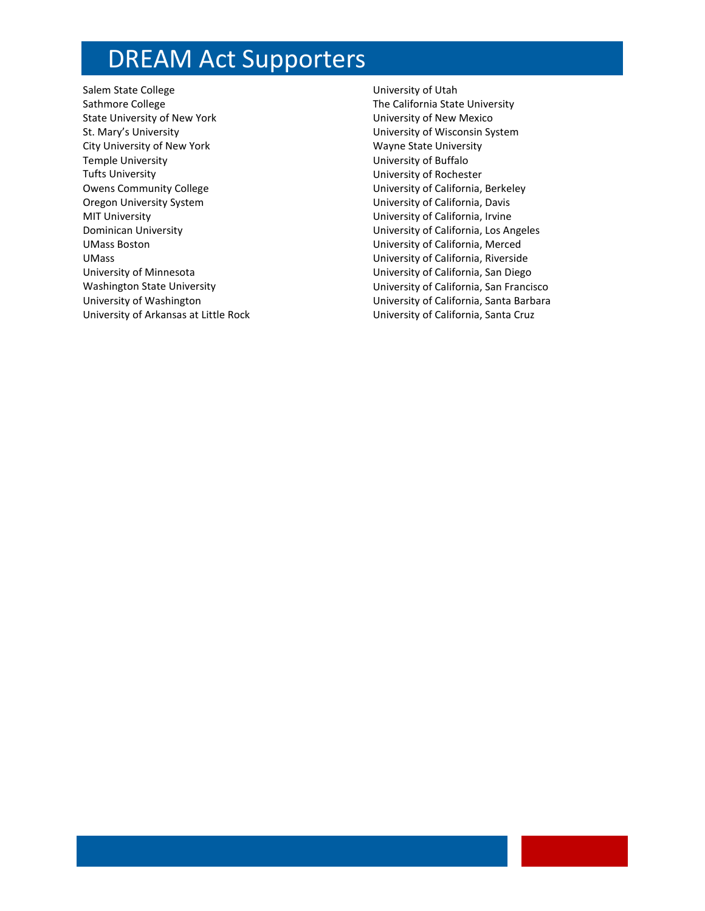# DREAM Act Supporters

Salem State College
Sathmore College
State University of New York
St. Mary's University
City University of New York
Temple University
Tufts University
Owens Community College
Oregon University System
MIT University
Dominican University
UMass Boston
UMass
University of Minnesota
Washington State University
University of Washington
University of Arkansas at Little Rock
University of Utah
The California State University
University of New Mexico
University of Wisconsin System
Wayne State University
University of Buffalo
University of Rochester
University of California, Berkeley
University of California, Davis
University of California, Irvine
University of California, Los Angeles
University of California, Merced
University of California, Riverside
University of California, San Diego
University of California, San Francisco
University of California, Santa Barbara
University of California, Santa Cruz